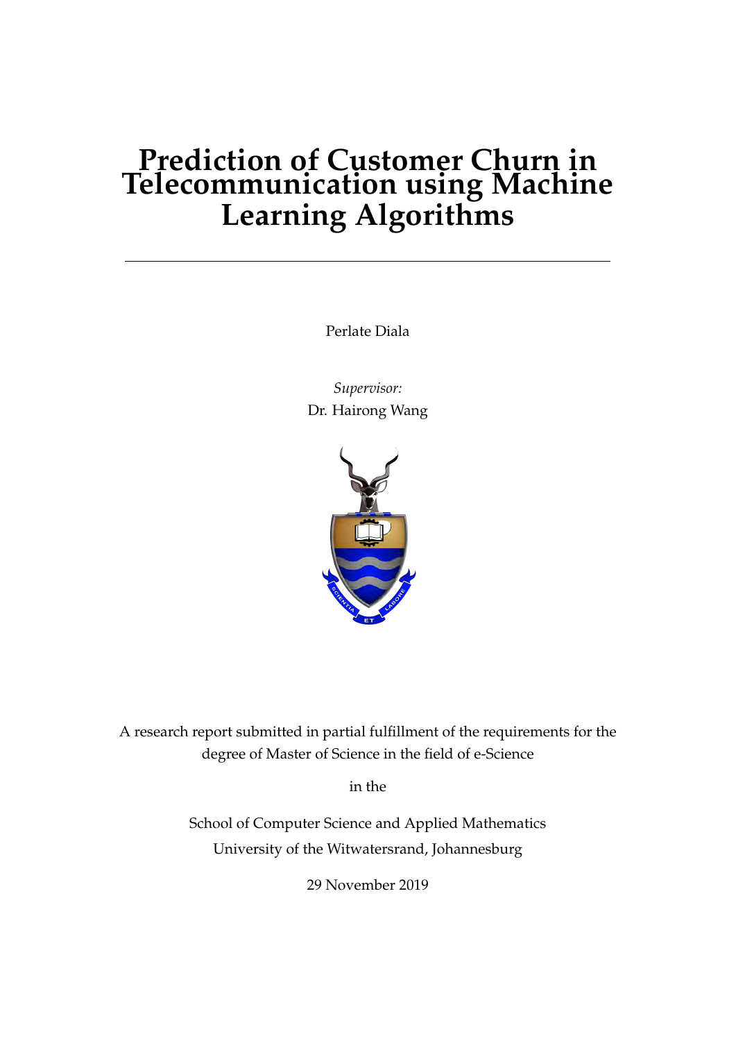# Prediction of Customer Churn in Telecommunication using Machine Learning Algorithms

---

Perlate Diala

*Supervisor:*
Dr. Hairong Wang

A research report submitted in partial fulfillment of the requirements for the degree of Master of Science in the field of e-Science

in the

School of Computer Science and Applied Mathematics
University of the Witwatersrand, Johannesburg

29 November 2019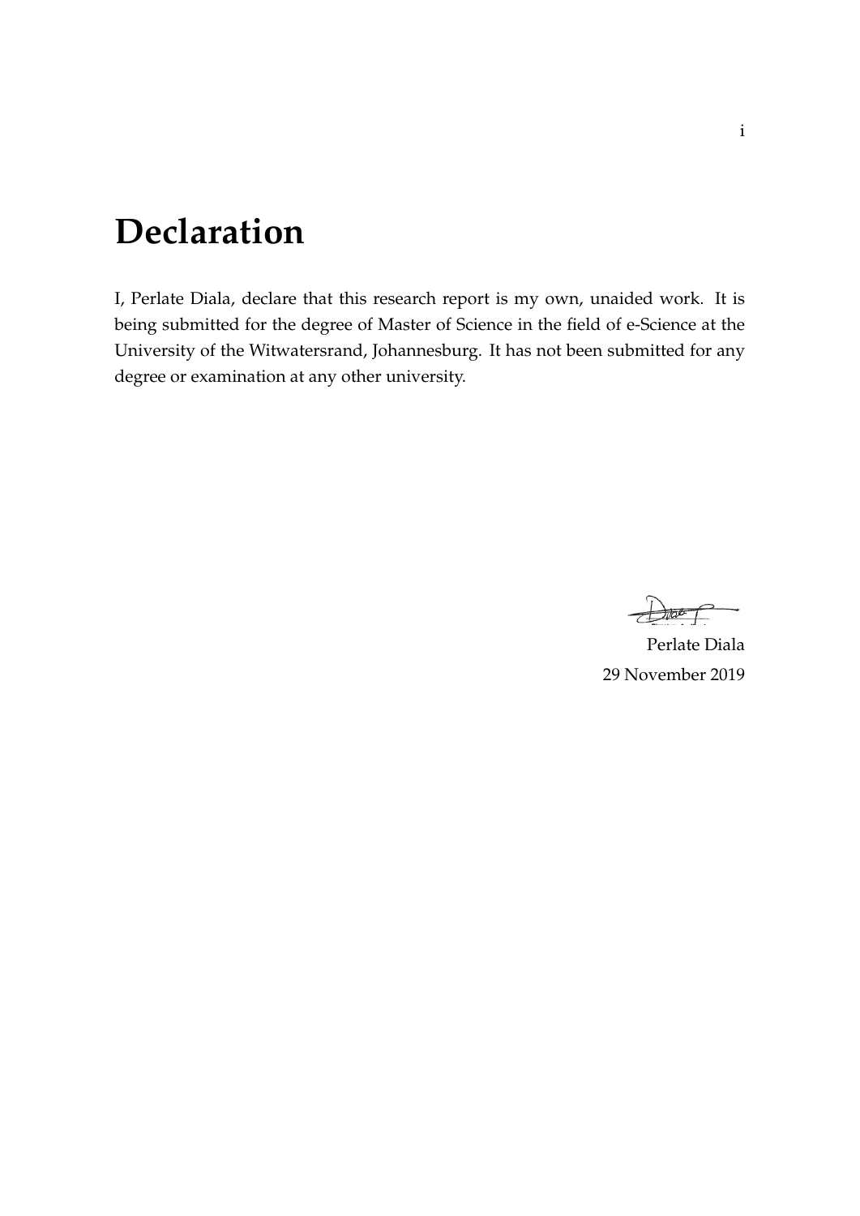# Declaration

I, Perlate Diala, declare that this research report is my own, unaided work. It is being submitted for the degree of Master of Science in the field of e-Science at the University of the Witwatersrand, Johannesburg. It has not been submitted for any degree or examination at any other university.

Perlate Diala
29 November 2019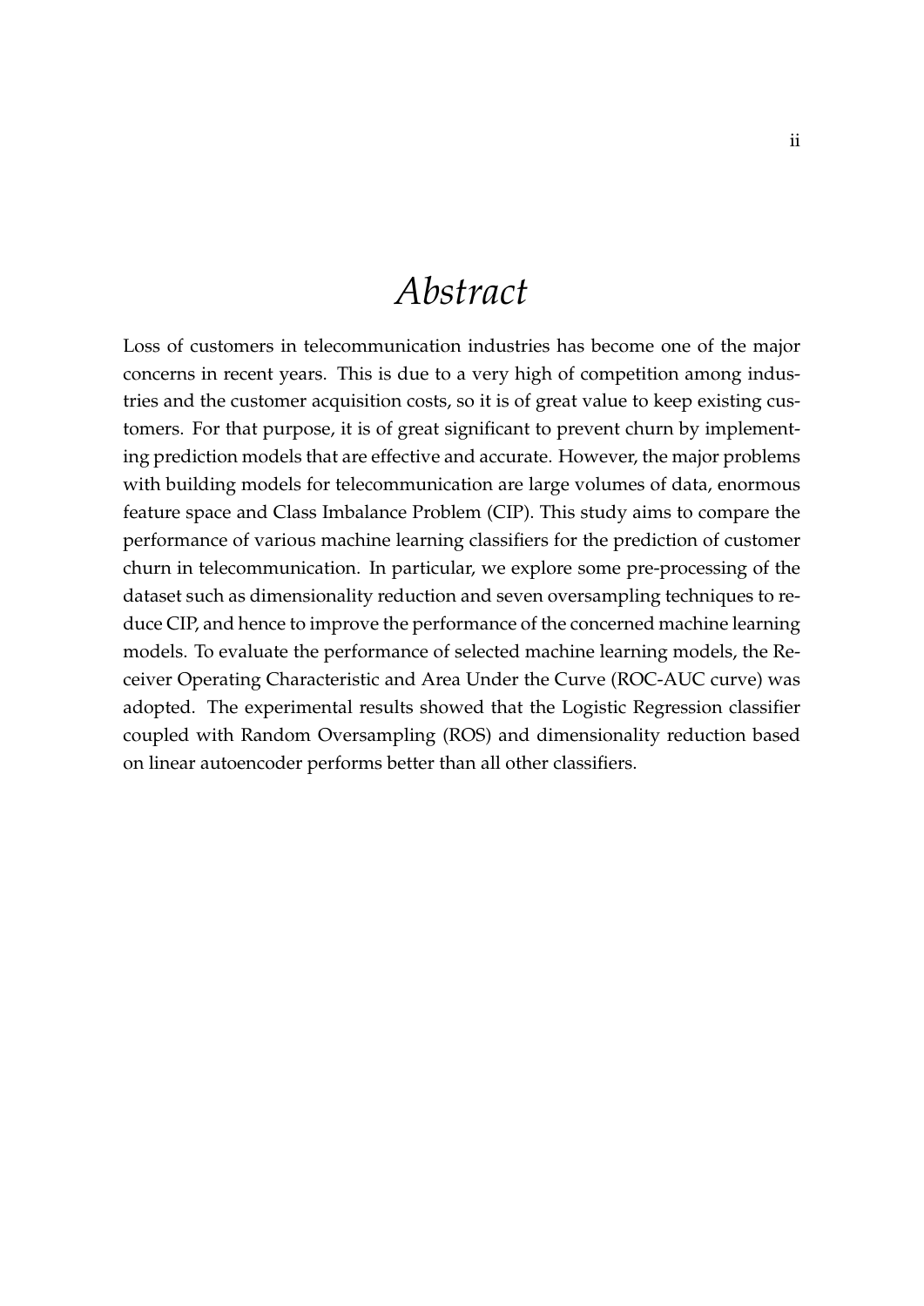# *Abstract*

Loss of customers in telecommunication industries has become one of the major concerns in recent years. This is due to a very high of competition among industries and the customer acquisition costs, so it is of great value to keep existing customers. For that purpose, it is of great significant to prevent churn by implementing prediction models that are effective and accurate. However, the major problems with building models for telecommunication are large volumes of data, enormous feature space and Class Imbalance Problem (CIP). This study aims to compare the performance of various machine learning classifiers for the prediction of customer churn in telecommunication. In particular, we explore some pre-processing of the dataset such as dimensionality reduction and seven oversampling techniques to reduce CIP, and hence to improve the performance of the concerned machine learning models. To evaluate the performance of selected machine learning models, the Receiver Operating Characteristic and Area Under the Curve (ROC-AUC curve) was adopted. The experimental results showed that the Logistic Regression classifier coupled with Random Oversampling (ROS) and dimensionality reduction based on linear autoencoder performs better than all other classifiers.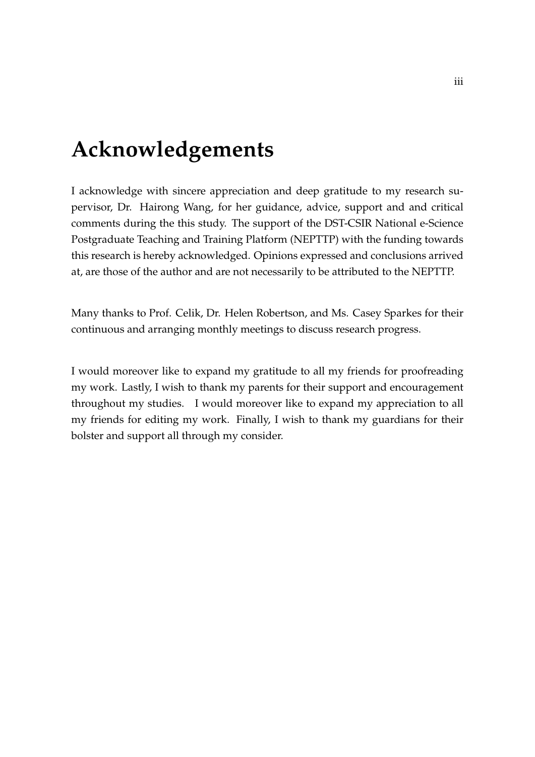# Acknowledgements

I acknowledge with sincere appreciation and deep gratitude to my research supervisor, Dr. Hairong Wang, for her guidance, advice, support and and critical comments during the this study. The support of the DST-CSIR National e-Science Postgraduate Teaching and Training Platform (NEPTTP) with the funding towards this research is hereby acknowledged. Opinions expressed and conclusions arrived at, are those of the author and are not necessarily to be attributed to the NEPTTP.

Many thanks to Prof. Celik, Dr. Helen Robertson, and Ms. Casey Sparkes for their continuous and arranging monthly meetings to discuss research progress.

I would moreover like to expand my gratitude to all my friends for proofreading my work. Lastly, I wish to thank my parents for their support and encouragement throughout my studies. I would moreover like to expand my appreciation to all my friends for editing my work. Finally, I wish to thank my guardians for their bolster and support all through my consider.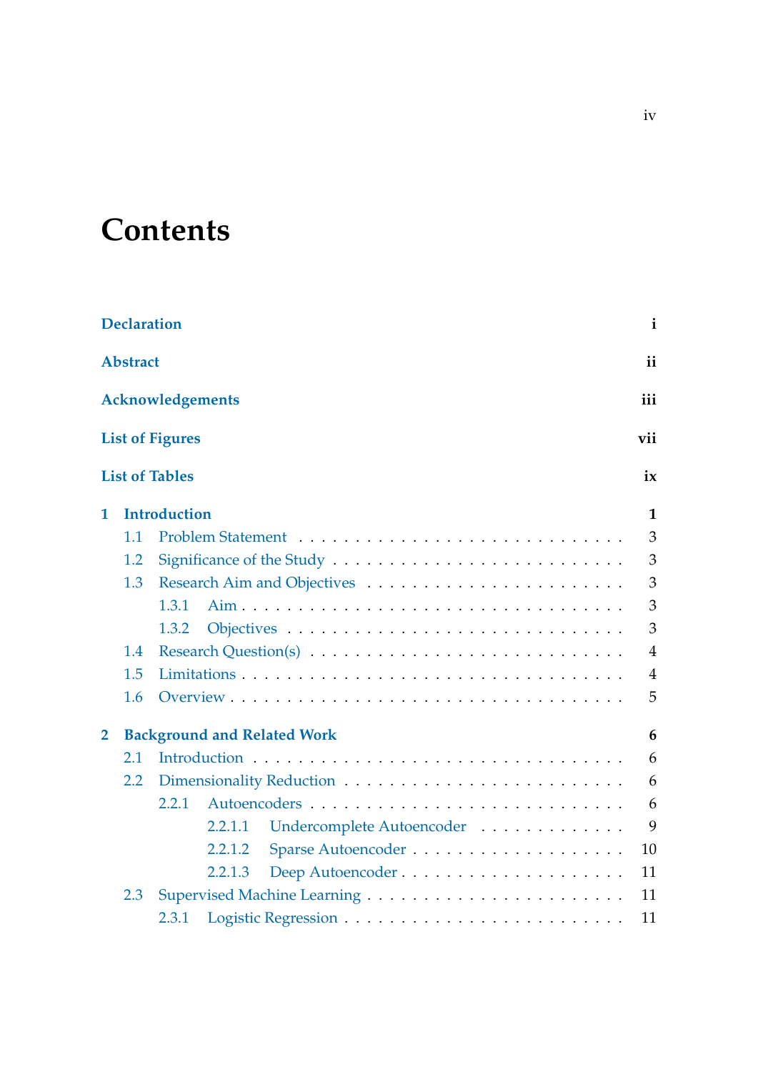# Contents

**Declaration** **i**

**Abstract** **ii**

**Acknowledgements** **iii**

**List of Figures** **vii**

**List of Tables** **ix**

**1 Introduction** **1**

- 1.1 Problem Statement . . . . . . . . . . . . . . . . . . . . . . . . . . . 3
- 1.2 Significance of the Study . . . . . . . . . . . . . . . . . . . . . . . . 3
- 1.3 Research Aim and Objectives . . . . . . . . . . . . . . . . . . . . . 3
  - 1.3.1 Aim . . . . . . . . . . . . . . . . . . . . . . . . . . . . . . . 3
  - 1.3.2 Objectives . . . . . . . . . . . . . . . . . . . . . . . . . . . 3
- 1.4 Research Question(s) . . . . . . . . . . . . . . . . . . . . . . . . . 4
- 1.5 Limitations . . . . . . . . . . . . . . . . . . . . . . . . . . . . . . . 4
- 1.6 Overview . . . . . . . . . . . . . . . . . . . . . . . . . . . . . . . . 5

**2 Background and Related Work** **6**

- 2.1 Introduction . . . . . . . . . . . . . . . . . . . . . . . . . . . . . . . 6
- 2.2 Dimensionality Reduction . . . . . . . . . . . . . . . . . . . . . . . 6
  - 2.2.1 Autoencoders . . . . . . . . . . . . . . . . . . . . . . . . . . 6
    - 2.2.1.1 Undercomplete Autoencoder . . . . . . . . . . . . . 9
    - 2.2.1.2 Sparse Autoencoder . . . . . . . . . . . . . . . . . . 10
    - 2.2.1.3 Deep Autoencoder . . . . . . . . . . . . . . . . . . . 11
- 2.3 Supervised Machine Learning . . . . . . . . . . . . . . . . . . . . . 11
  - 2.3.1 Logistic Regression . . . . . . . . . . . . . . . . . . . . . . 11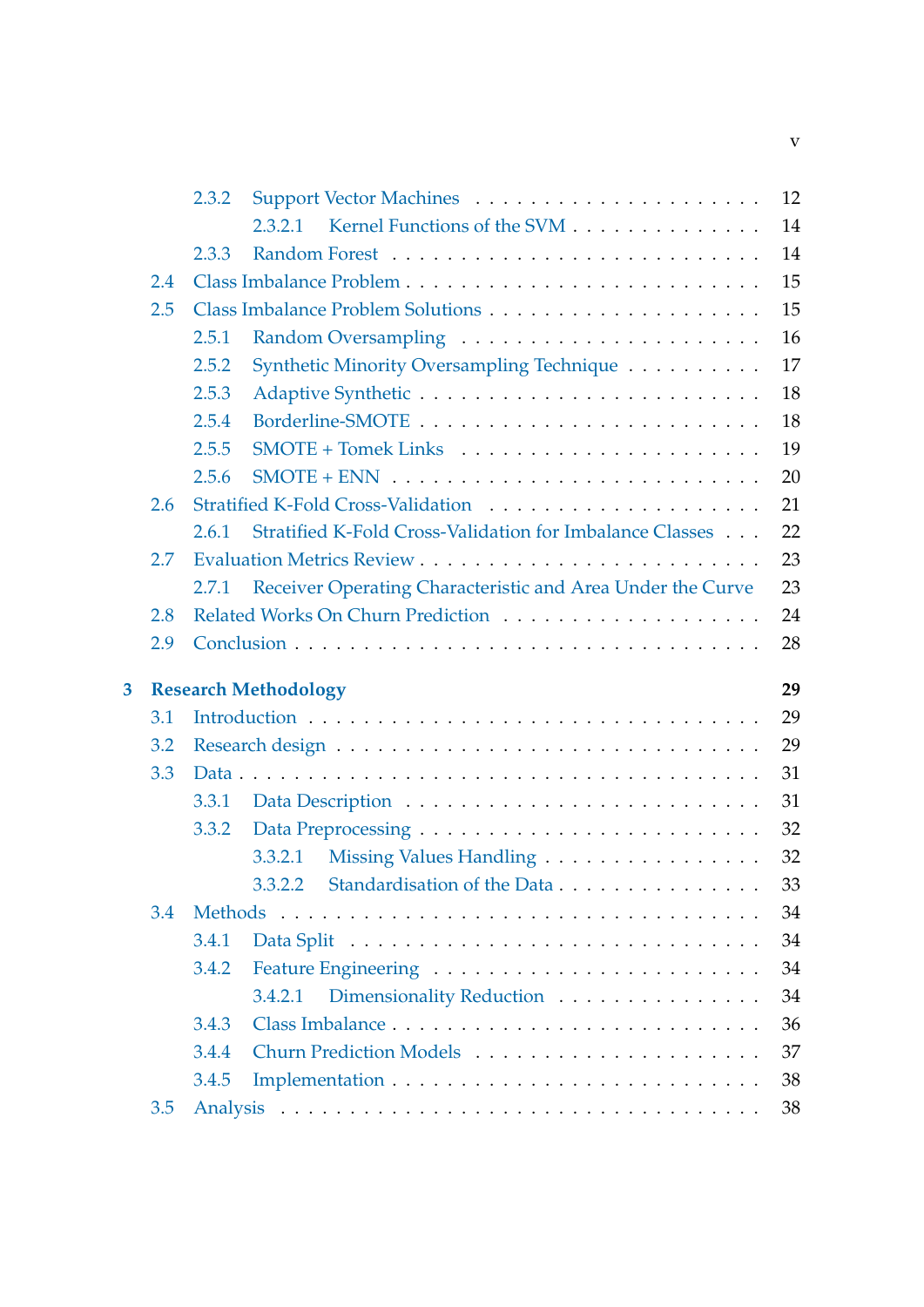- 2.3.2 Support Vector Machines . . . . . . . . . . . . . . . . . . . . 12
  - 2.3.2.1 Kernel Functions of the SVM . . . . . . . . . . . . . . 14
- 2.3.3 Random Forest . . . . . . . . . . . . . . . . . . . . . . . . 14
- 2.4 Class Imbalance Problem . . . . . . . . . . . . . . . . . . . . . . . . 15
- 2.5 Class Imbalance Problem Solutions . . . . . . . . . . . . . . . . . . 15
  - 2.5.1 Random Oversampling . . . . . . . . . . . . . . . . . . . . 16
  - 2.5.2 Synthetic Minority Oversampling Technique . . . . . . . . . . 17
  - 2.5.3 Adaptive Synthetic . . . . . . . . . . . . . . . . . . . . . . 18
  - 2.5.4 Borderline-SMOTE . . . . . . . . . . . . . . . . . . . . . . 18
  - 2.5.5 SMOTE + Tomek Links . . . . . . . . . . . . . . . . . . . . 19
  - 2.5.6 SMOTE + ENN . . . . . . . . . . . . . . . . . . . . . . . . 20
- 2.6 Stratified K-Fold Cross-Validation . . . . . . . . . . . . . . . . . . 21
  - 2.6.1 Stratified K-Fold Cross-Validation for Imbalance Classes . . . 22
- 2.7 Evaluation Metrics Review . . . . . . . . . . . . . . . . . . . . . . . 23
  - 2.7.1 Receiver Operating Characteristic and Area Under the Curve 23
- 2.8 Related Works On Churn Prediction . . . . . . . . . . . . . . . . . 24
- 2.9 Conclusion . . . . . . . . . . . . . . . . . . . . . . . . . . . . . . . 28

**3 Research Methodology** **29**

- 3.1 Introduction . . . . . . . . . . . . . . . . . . . . . . . . . . . . . . 29
- 3.2 Research design . . . . . . . . . . . . . . . . . . . . . . . . . . . . 29
- 3.3 Data . . . . . . . . . . . . . . . . . . . . . . . . . . . . . . . . . . 31
  - 3.3.1 Data Description . . . . . . . . . . . . . . . . . . . . . . . . 31
  - 3.3.2 Data Preprocessing . . . . . . . . . . . . . . . . . . . . . . . 32
    - 3.3.2.1 Missing Values Handling . . . . . . . . . . . . . . . . 32
    - 3.3.2.2 Standardisation of the Data . . . . . . . . . . . . . . . 33
- 3.4 Methods . . . . . . . . . . . . . . . . . . . . . . . . . . . . . . . . 34
  - 3.4.1 Data Split . . . . . . . . . . . . . . . . . . . . . . . . . . . . 34
  - 3.4.2 Feature Engineering . . . . . . . . . . . . . . . . . . . . . . 34
    - 3.4.2.1 Dimensionality Reduction . . . . . . . . . . . . . . . 34
  - 3.4.3 Class Imbalance . . . . . . . . . . . . . . . . . . . . . . . . 36
  - 3.4.4 Churn Prediction Models . . . . . . . . . . . . . . . . . . . 37
  - 3.4.5 Implementation . . . . . . . . . . . . . . . . . . . . . . . . . 38
- 3.5 Analysis . . . . . . . . . . . . . . . . . . . . . . . . . . . . . . . . 38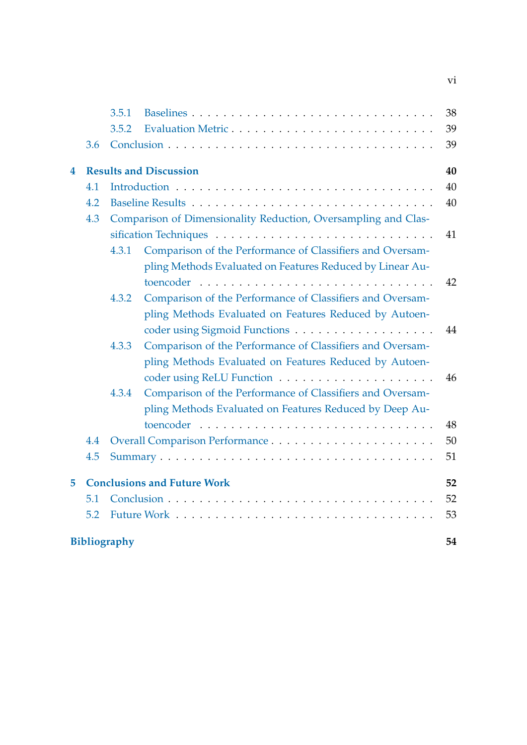- 3.5.1 Baselines . . . 38
- 3.5.2 Evaluation Metric . . . 39
- 3.6 Conclusion . . . 39

**4 Results and Discussion** **40**

- 4.1 Introduction . . . 40
- 4.2 Baseline Results . . . 40
- 4.3 Comparison of Dimensionality Reduction, Oversampling and Classification Techniques . . . 41
  - 4.3.1 Comparison of the Performance of Classifiers and Oversampling Methods Evaluated on Features Reduced by Linear Autoencoder . . . 42
  - 4.3.2 Comparison of the Performance of Classifiers and Oversampling Methods Evaluated on Features Reduced by Autoencoder using Sigmoid Functions . . . 44
  - 4.3.3 Comparison of the Performance of Classifiers and Oversampling Methods Evaluated on Features Reduced by Autoencoder using ReLU Function . . . 46
  - 4.3.4 Comparison of the Performance of Classifiers and Oversampling Methods Evaluated on Features Reduced by Deep Autoencoder . . . 48
- 4.4 Overall Comparison Performance . . . 50
- 4.5 Summary . . . 51

**5 Conclusions and Future Work** **52**

- 5.1 Conclusion . . . 52
- 5.2 Future Work . . . 53

**Bibliography** **54**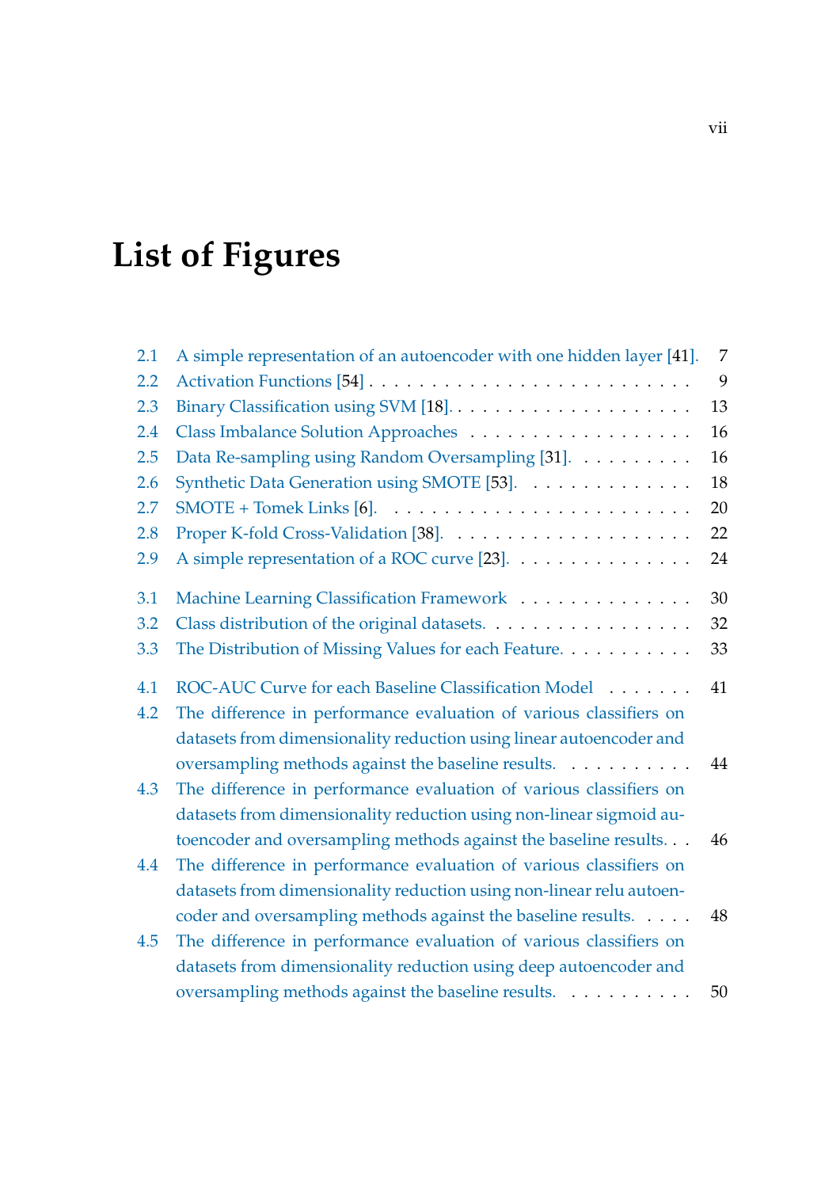# List of Figures

- 2.1 A simple representation of an autoencoder with one hidden layer [41]. 7
- 2.2 Activation Functions [54] 9
- 2.3 Binary Classification using SVM [18]. 13
- 2.4 Class Imbalance Solution Approaches 16
- 2.5 Data Re-sampling using Random Oversampling [31]. 16
- 2.6 Synthetic Data Generation using SMOTE [53]. 18
- 2.7 SMOTE + Tomek Links [6]. 20
- 2.8 Proper K-fold Cross-Validation [38]. 22
- 2.9 A simple representation of a ROC curve [23]. 24

- 3.1 Machine Learning Classification Framework 30
- 3.2 Class distribution of the original datasets. 32
- 3.3 The Distribution of Missing Values for each Feature. 33

- 4.1 ROC-AUC Curve for each Baseline Classification Model 41
- 4.2 The difference in performance evaluation of various classifiers on datasets from dimensionality reduction using linear autoencoder and oversampling methods against the baseline results. 44
- 4.3 The difference in performance evaluation of various classifiers on datasets from dimensionality reduction using non-linear sigmoid autoencoder and oversampling methods against the baseline results. 46
- 4.4 The difference in performance evaluation of various classifiers on datasets from dimensionality reduction using non-linear relu autoencoder and oversampling methods against the baseline results. 48
- 4.5 The difference in performance evaluation of various classifiers on datasets from dimensionality reduction using deep autoencoder and oversampling methods against the baseline results. 50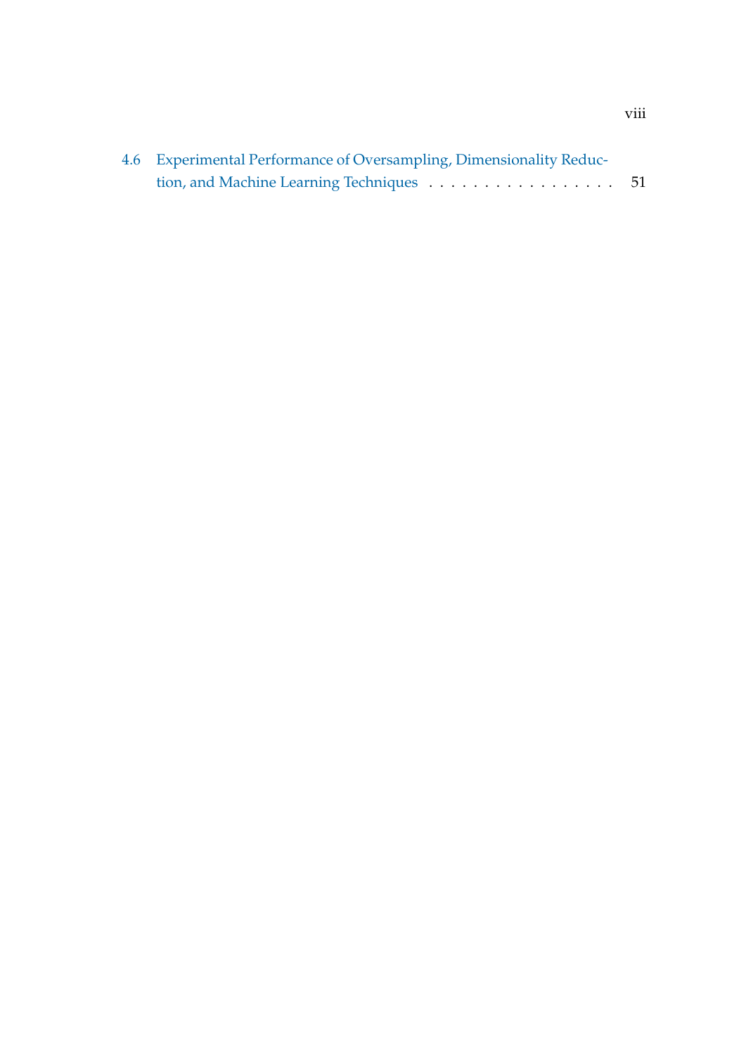4.6 Experimental Performance of Oversampling, Dimensionality Reduction, and Machine Learning Techniques . . . . . . . . . . . . . . . . . . 51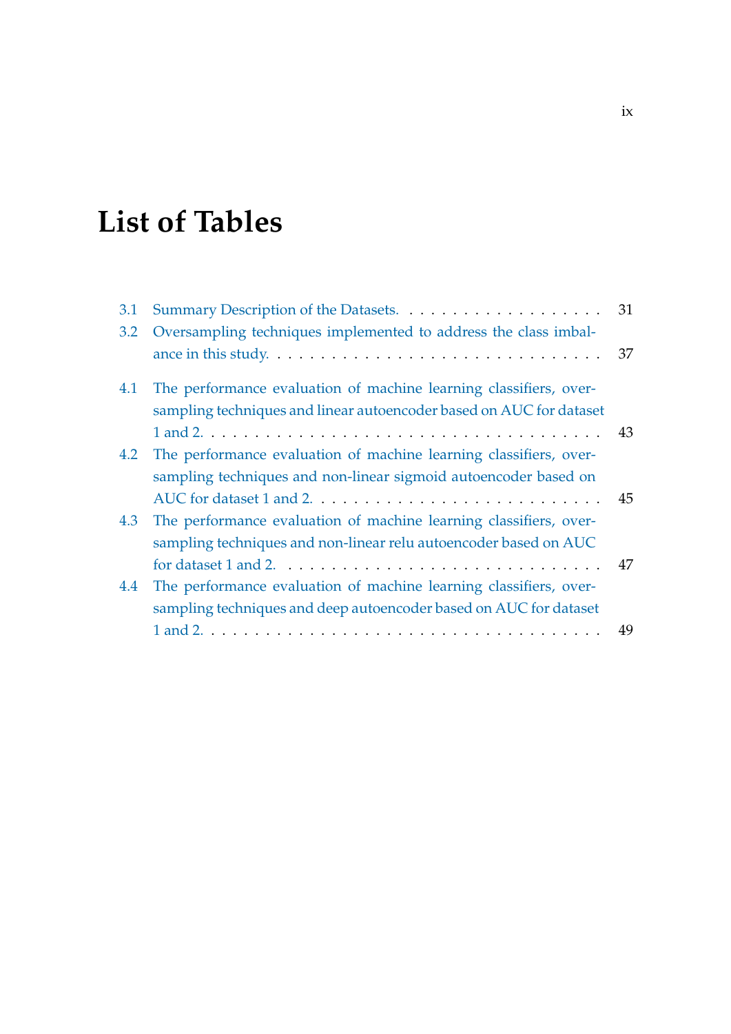# List of Tables

3.1 Summary Description of the Datasets. . . . . . . . . . . . . . . . . . . . 31

3.2 Oversampling techniques implemented to address the class imbalance in this study. . . . . . . . . . . . . . . . . . . . . . . . . . . . . . 37

4.1 The performance evaluation of machine learning classifiers, oversampling techniques and linear autoencoder based on AUC for dataset 1 and 2. . . . . . . . . . . . . . . . . . . . . . . . . . . . . . . . . . . 43

4.2 The performance evaluation of machine learning classifiers, oversampling techniques and non-linear sigmoid autoencoder based on AUC for dataset 1 and 2. . . . . . . . . . . . . . . . . . . . . . . . . . 45

4.3 The performance evaluation of machine learning classifiers, oversampling techniques and non-linear relu autoencoder based on AUC for dataset 1 and 2. . . . . . . . . . . . . . . . . . . . . . . . . . . . . 47

4.4 The performance evaluation of machine learning classifiers, oversampling techniques and deep autoencoder based on AUC for dataset 1 and 2. . . . . . . . . . . . . . . . . . . . . . . . . . . . . . . . . . . 49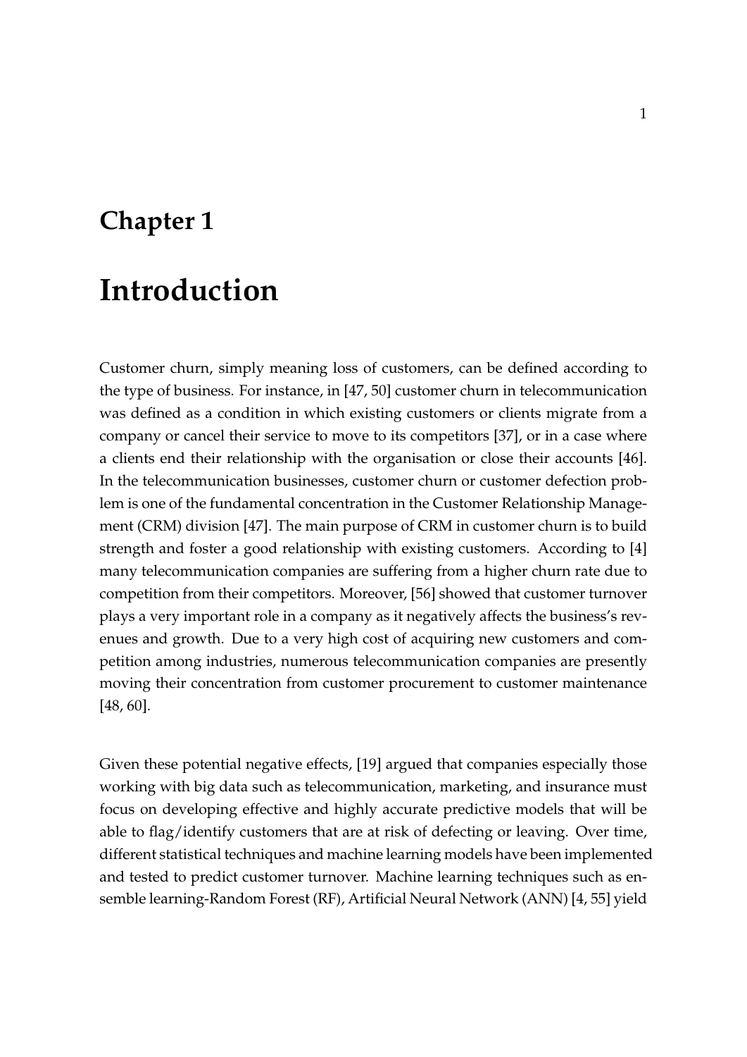# Chapter 1

# Introduction

Customer churn, simply meaning loss of customers, can be defined according to the type of business. For instance, in [47, 50] customer churn in telecommunication was defined as a condition in which existing customers or clients migrate from a company or cancel their service to move to its competitors [37], or in a case where a clients end their relationship with the organisation or close their accounts [46]. In the telecommunication businesses, customer churn or customer defection problem is one of the fundamental concentration in the Customer Relationship Management (CRM) division [47]. The main purpose of CRM in customer churn is to build strength and foster a good relationship with existing customers. According to [4] many telecommunication companies are suffering from a higher churn rate due to competition from their competitors. Moreover, [56] showed that customer turnover plays a very important role in a company as it negatively affects the business's revenues and growth. Due to a very high cost of acquiring new customers and competition among industries, numerous telecommunication companies are presently moving their concentration from customer procurement to customer maintenance [48, 60].

Given these potential negative effects, [19] argued that companies especially those working with big data such as telecommunication, marketing, and insurance must focus on developing effective and highly accurate predictive models that will be able to flag/identify customers that are at risk of defecting or leaving. Over time, different statistical techniques and machine learning models have been implemented and tested to predict customer turnover. Machine learning techniques such as ensemble learning-Random Forest (RF), Artificial Neural Network (ANN) [4, 55] yield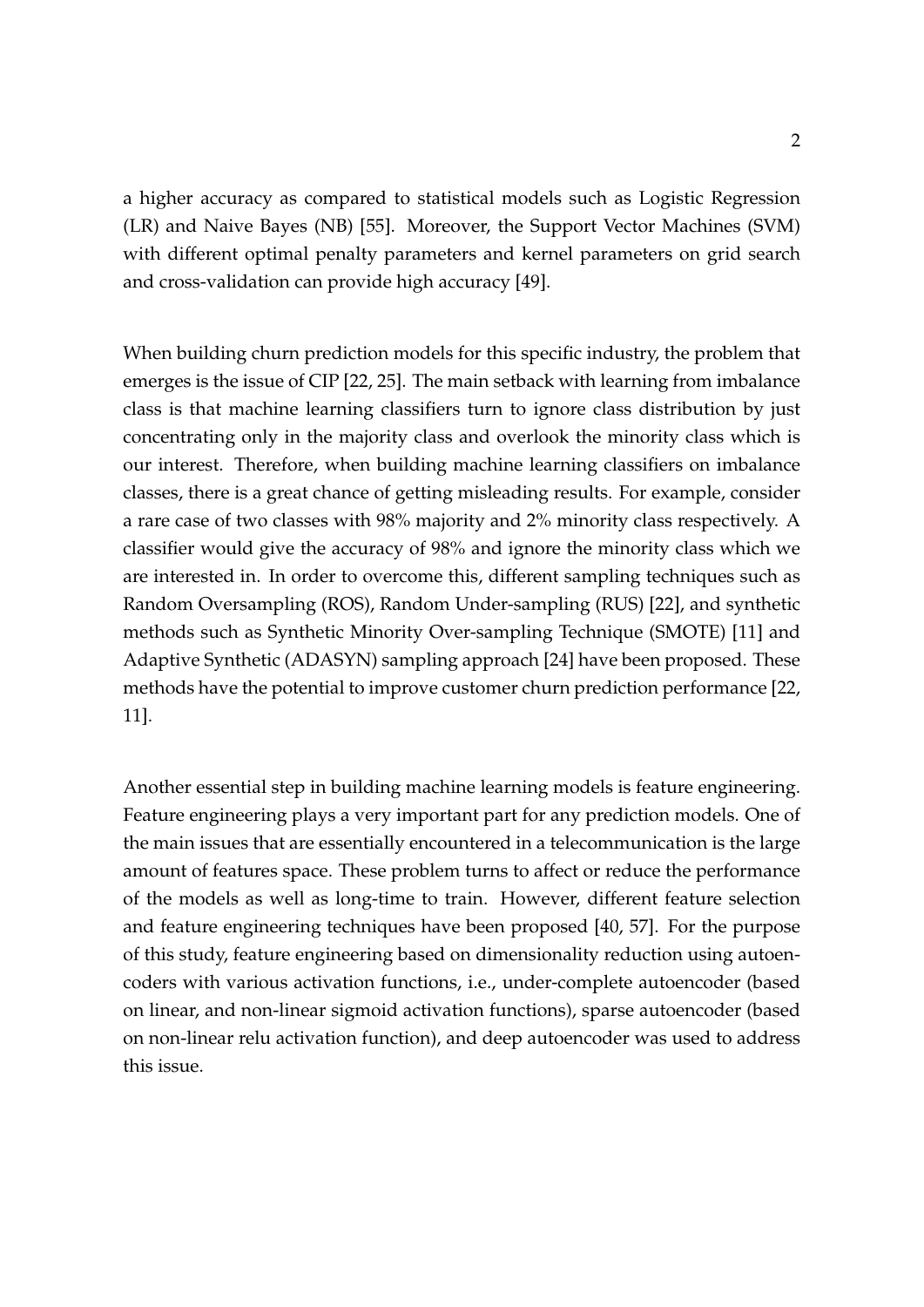a higher accuracy as compared to statistical models such as Logistic Regression (LR) and Naive Bayes (NB) [55]. Moreover, the Support Vector Machines (SVM) with different optimal penalty parameters and kernel parameters on grid search and cross-validation can provide high accuracy [49].

When building churn prediction models for this specific industry, the problem that emerges is the issue of CIP [22, 25]. The main setback with learning from imbalance class is that machine learning classifiers turn to ignore class distribution by just concentrating only in the majority class and overlook the minority class which is our interest. Therefore, when building machine learning classifiers on imbalance classes, there is a great chance of getting misleading results. For example, consider a rare case of two classes with 98% majority and 2% minority class respectively. A classifier would give the accuracy of 98% and ignore the minority class which we are interested in. In order to overcome this, different sampling techniques such as Random Oversampling (ROS), Random Under-sampling (RUS) [22], and synthetic methods such as Synthetic Minority Over-sampling Technique (SMOTE) [11] and Adaptive Synthetic (ADASYN) sampling approach [24] have been proposed. These methods have the potential to improve customer churn prediction performance [22, 11].

Another essential step in building machine learning models is feature engineering. Feature engineering plays a very important part for any prediction models. One of the main issues that are essentially encountered in a telecommunication is the large amount of features space. These problem turns to affect or reduce the performance of the models as well as long-time to train. However, different feature selection and feature engineering techniques have been proposed [40, 57]. For the purpose of this study, feature engineering based on dimensionality reduction using autoencoders with various activation functions, i.e., under-complete autoencoder (based on linear, and non-linear sigmoid activation functions), sparse autoencoder (based on non-linear relu activation function), and deep autoencoder was used to address this issue.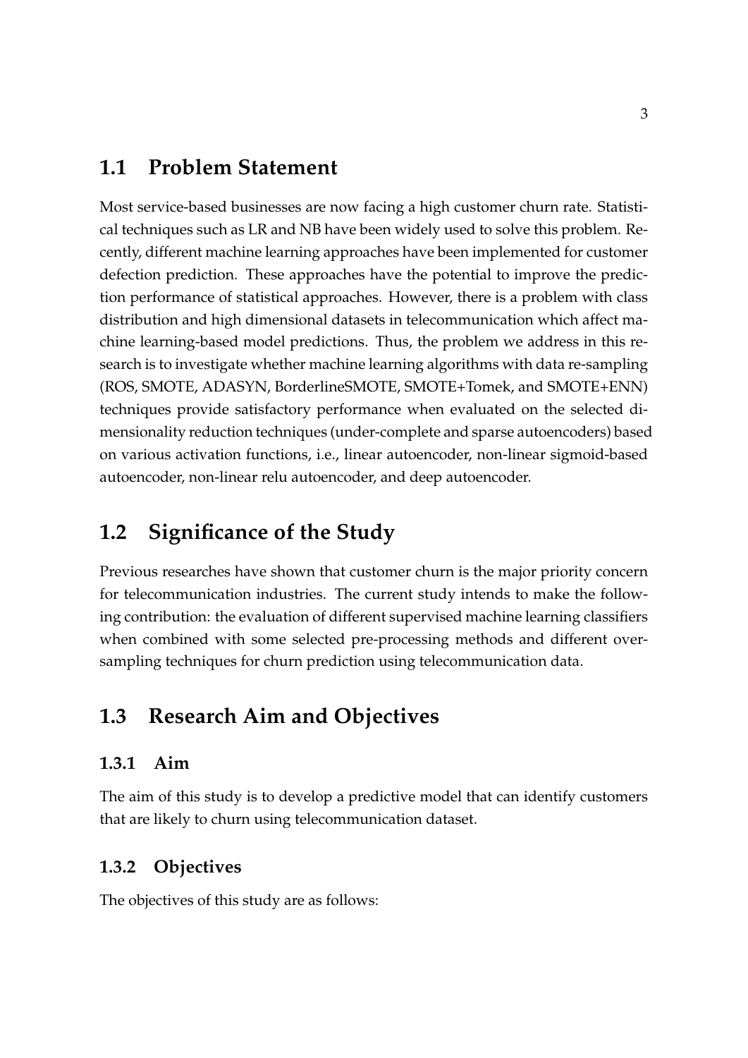## 1.1 Problem Statement

Most service-based businesses are now facing a high customer churn rate. Statistical techniques such as LR and NB have been widely used to solve this problem. Recently, different machine learning approaches have been implemented for customer defection prediction. These approaches have the potential to improve the prediction performance of statistical approaches. However, there is a problem with class distribution and high dimensional datasets in telecommunication which affect machine learning-based model predictions. Thus, the problem we address in this research is to investigate whether machine learning algorithms with data re-sampling (ROS, SMOTE, ADASYN, BorderlineSMOTE, SMOTE+Tomek, and SMOTE+ENN) techniques provide satisfactory performance when evaluated on the selected dimensionality reduction techniques (under-complete and sparse autoencoders) based on various activation functions, i.e., linear autoencoder, non-linear sigmoid-based autoencoder, non-linear relu autoencoder, and deep autoencoder.

## 1.2 Significance of the Study

Previous researches have shown that customer churn is the major priority concern for telecommunication industries. The current study intends to make the following contribution: the evaluation of different supervised machine learning classifiers when combined with some selected pre-processing methods and different oversampling techniques for churn prediction using telecommunication data.

## 1.3 Research Aim and Objectives

### 1.3.1 Aim

The aim of this study is to develop a predictive model that can identify customers that are likely to churn using telecommunication dataset.

### 1.3.2 Objectives

The objectives of this study are as follows: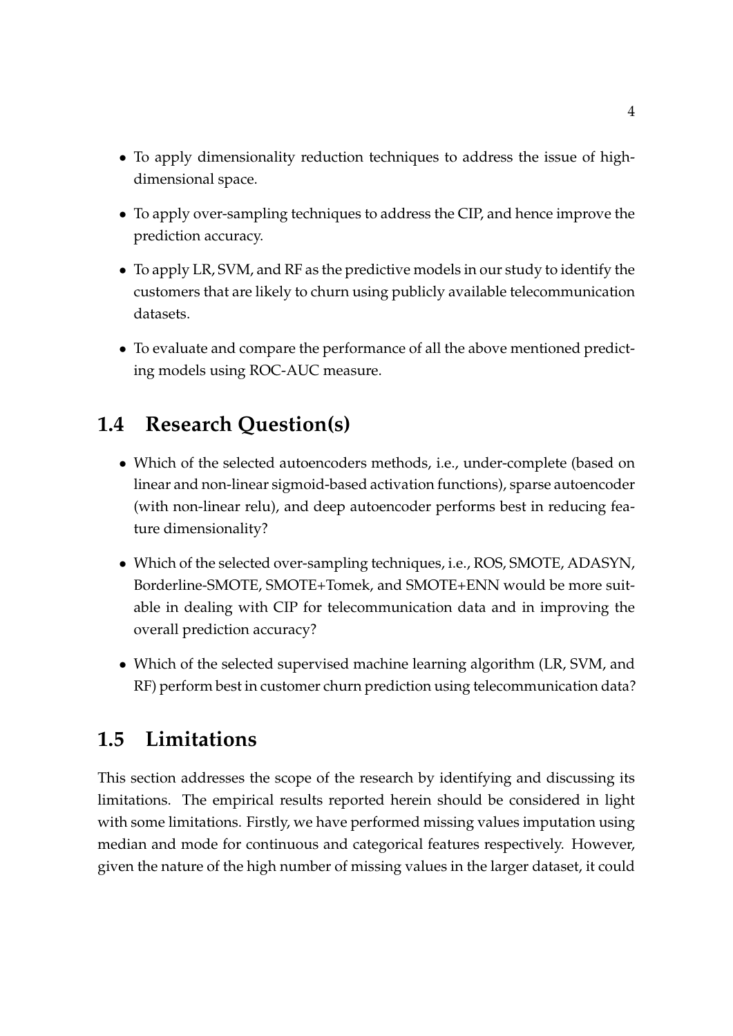- To apply dimensionality reduction techniques to address the issue of high-dimensional space.
- To apply over-sampling techniques to address the CIP, and hence improve the prediction accuracy.
- To apply LR, SVM, and RF as the predictive models in our study to identify the customers that are likely to churn using publicly available telecommunication datasets.
- To evaluate and compare the performance of all the above mentioned predicting models using ROC-AUC measure.

## 1.4 Research Question(s)

- Which of the selected autoencoders methods, i.e., under-complete (based on linear and non-linear sigmoid-based activation functions), sparse autoencoder (with non-linear relu), and deep autoencoder performs best in reducing feature dimensionality?
- Which of the selected over-sampling techniques, i.e., ROS, SMOTE, ADASYN, Borderline-SMOTE, SMOTE+Tomek, and SMOTE+ENN would be more suitable in dealing with CIP for telecommunication data and in improving the overall prediction accuracy?
- Which of the selected supervised machine learning algorithm (LR, SVM, and RF) perform best in customer churn prediction using telecommunication data?

## 1.5 Limitations

This section addresses the scope of the research by identifying and discussing its limitations. The empirical results reported herein should be considered in light with some limitations. Firstly, we have performed missing values imputation using median and mode for continuous and categorical features respectively. However, given the nature of the high number of missing values in the larger dataset, it could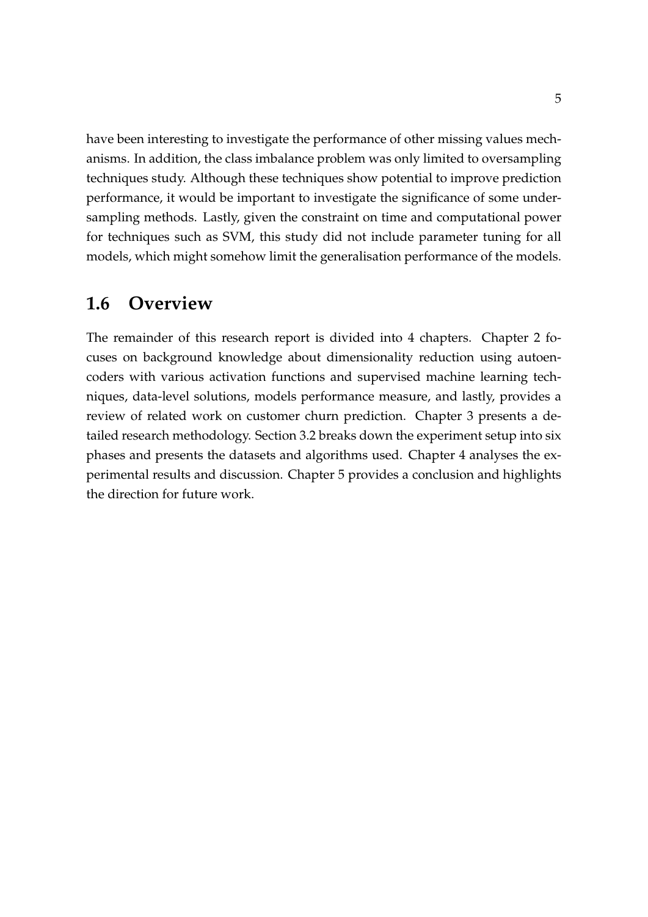have been interesting to investigate the performance of other missing values mechanisms. In addition, the class imbalance problem was only limited to oversampling techniques study. Although these techniques show potential to improve prediction performance, it would be important to investigate the significance of some undersampling methods. Lastly, given the constraint on time and computational power for techniques such as SVM, this study did not include parameter tuning for all models, which might somehow limit the generalisation performance of the models.

## 1.6 Overview

The remainder of this research report is divided into 4 chapters. Chapter 2 focuses on background knowledge about dimensionality reduction using autoencoders with various activation functions and supervised machine learning techniques, data-level solutions, models performance measure, and lastly, provides a review of related work on customer churn prediction. Chapter 3 presents a detailed research methodology. Section 3.2 breaks down the experiment setup into six phases and presents the datasets and algorithms used. Chapter 4 analyses the experimental results and discussion. Chapter 5 provides a conclusion and highlights the direction for future work.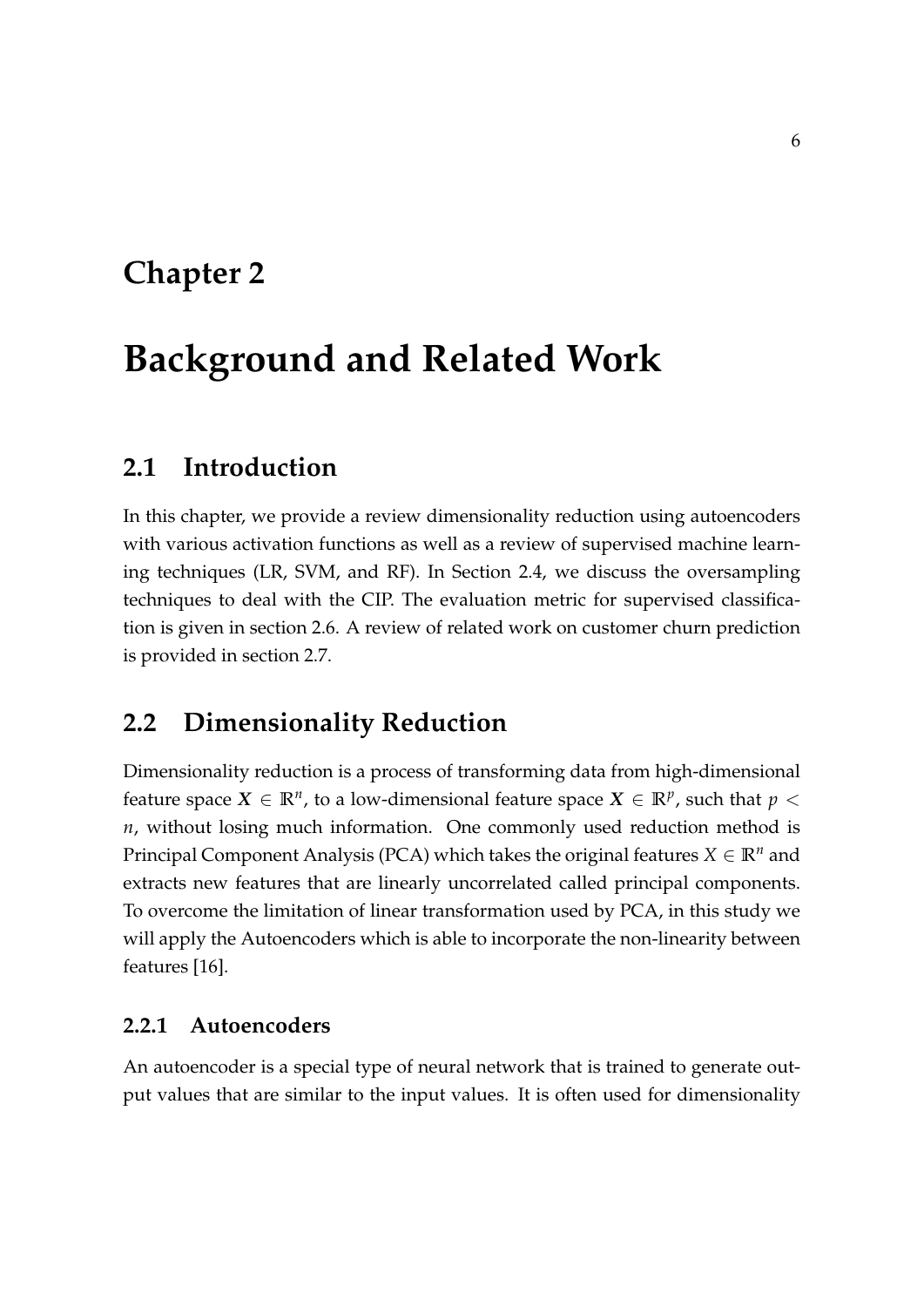# Chapter 2

# Background and Related Work

## 2.1 Introduction

In this chapter, we provide a review dimensionality reduction using autoencoders with various activation functions as well as a review of supervised machine learning techniques (LR, SVM, and RF). In Section 2.4, we discuss the oversampling techniques to deal with the CIP. The evaluation metric for supervised classification is given in section 2.6. A review of related work on customer churn prediction is provided in section 2.7.

## 2.2 Dimensionality Reduction

Dimensionality reduction is a process of transforming data from high-dimensional feature space $\boldsymbol{X} \in \mathbb{R}^n$, to a low-dimensional feature space $\boldsymbol{X} \in \mathbb{R}^p$, such that $p < n$, without losing much information. One commonly used reduction method is Principal Component Analysis (PCA) which takes the original features $X \in \mathbb{R}^n$ and extracts new features that are linearly uncorrelated called principal components. To overcome the limitation of linear transformation used by PCA, in this study we will apply the Autoencoders which is able to incorporate the non-linearity between features [16].

### 2.2.1 Autoencoders

An autoencoder is a special type of neural network that is trained to generate output values that are similar to the input values. It is often used for dimensionality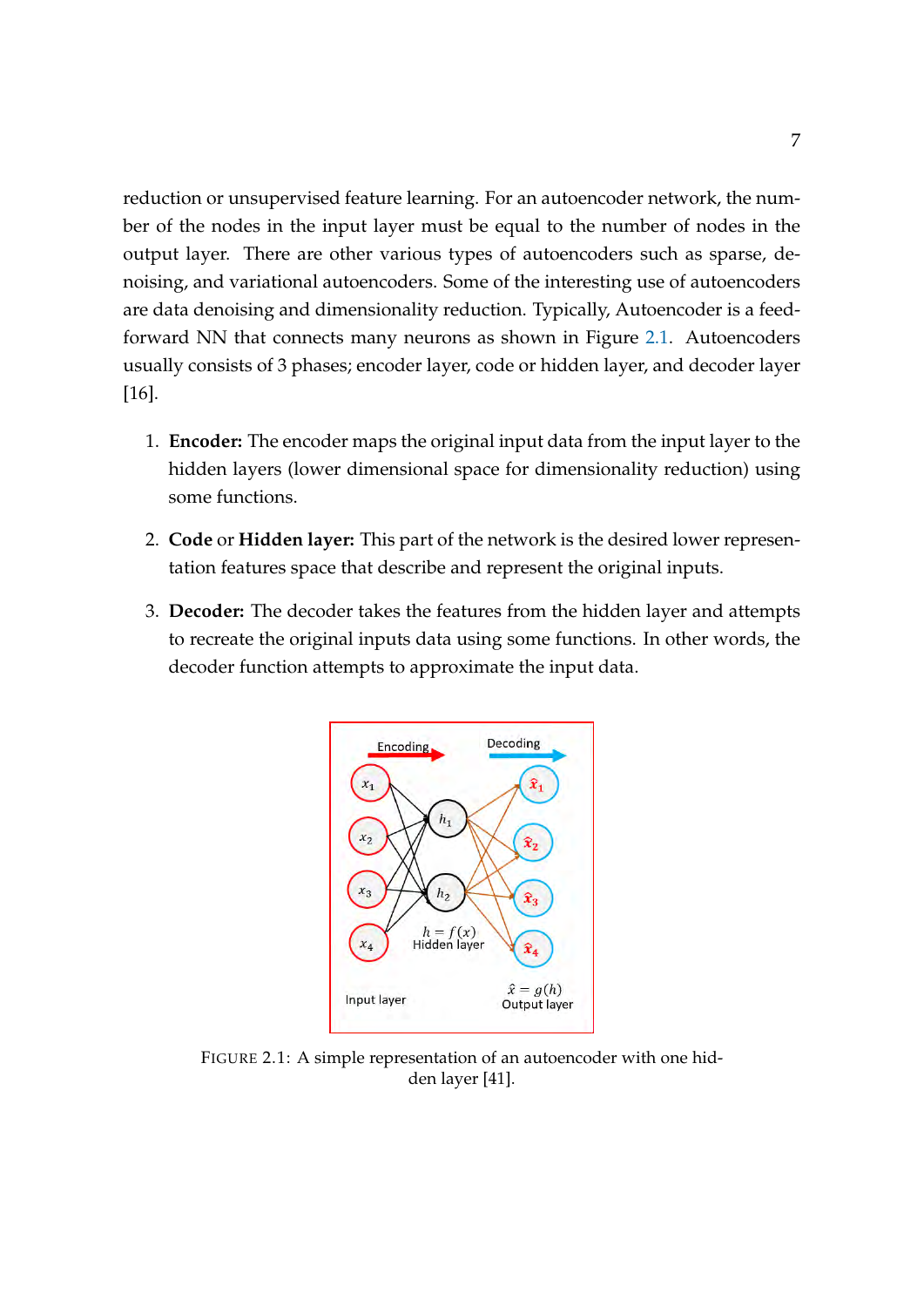reduction or unsupervised feature learning. For an autoencoder network, the number of the nodes in the input layer must be equal to the number of nodes in the output layer. There are other various types of autoencoders such as sparse, denoising, and variational autoencoders. Some of the interesting use of autoencoders are data denoising and dimensionality reduction. Typically, Autoencoder is a feed-forward NN that connects many neurons as shown in Figure 2.1. Autoencoders usually consists of 3 phases; encoder layer, code or hidden layer, and decoder layer [16].

1. **Encoder:** The encoder maps the original input data from the input layer to the hidden layers (lower dimensional space for dimensionality reduction) using some functions.

2. **Code** or **Hidden layer:** This part of the network is the desired lower representation features space that describe and represent the original inputs.

3. **Decoder:** The decoder takes the features from the hidden layer and attempts to recreate the original inputs data using some functions. In other words, the decoder function attempts to approximate the input data.

FIGURE 2.1: A simple representation of an autoencoder with one hidden layer [41].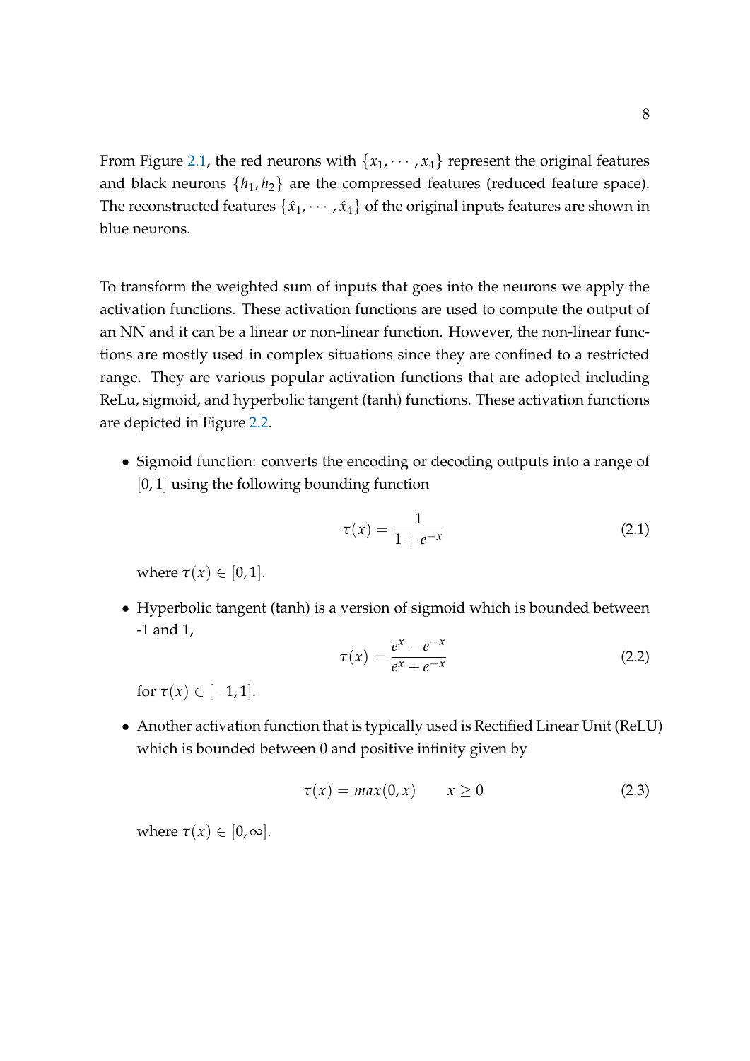From Figure 2.1, the red neurons with $\{x_1, \cdots, x_4\}$ represent the original features and black neurons $\{h_1, h_2\}$ are the compressed features (reduced feature space). The reconstructed features $\{\hat{x}_1, \cdots, \hat{x}_4\}$ of the original inputs features are shown in blue neurons.

To transform the weighted sum of inputs that goes into the neurons we apply the activation functions. These activation functions are used to compute the output of an NN and it can be a linear or non-linear function. However, the non-linear functions are mostly used in complex situations since they are confined to a restricted range. They are various popular activation functions that are adopted including ReLu, sigmoid, and hyperbolic tangent (tanh) functions. These activation functions are depicted in Figure 2.2.

- Sigmoid function: converts the encoding or decoding outputs into a range of $[0, 1]$ using the following bounding function

$$\tau(x) = \frac{1}{1 + e^{-x}} \tag{2.1}$$

  where $\tau(x) \in [0, 1]$.

- Hyperbolic tangent (tanh) is a version of sigmoid which is bounded between -1 and 1,

$$\tau(x) = \frac{e^x - e^{-x}}{e^x + e^{-x}} \tag{2.2}$$

  for $\tau(x) \in [-1, 1]$.

- Another activation function that is typically used is Rectified Linear Unit (ReLU) which is bounded between 0 and positive infinity given by

$$\tau(x) = max(0, x) \qquad x \geq 0 \tag{2.3}$$

  where $\tau(x) \in [0, \infty]$.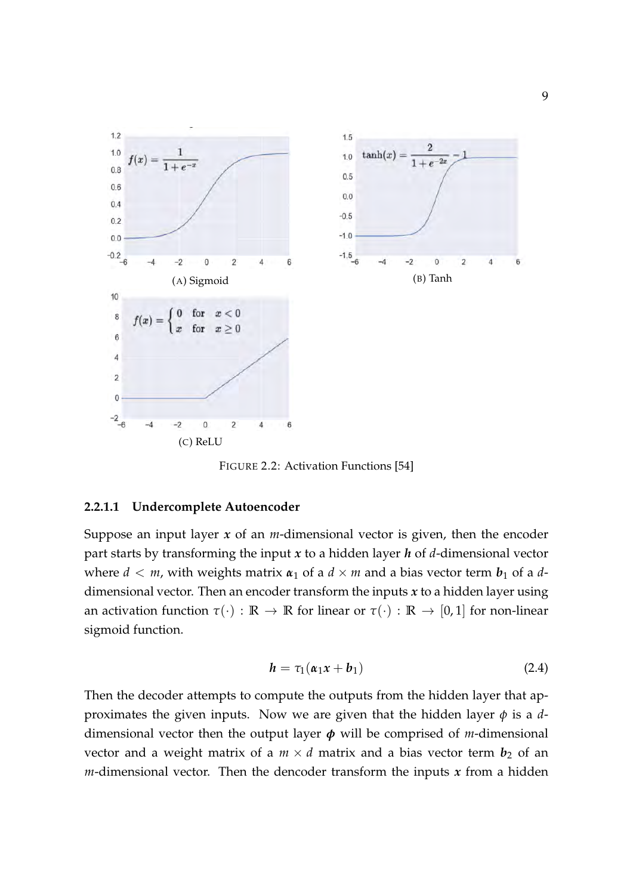(A) Sigmoid

(B) Tanh

(C) ReLU

FIGURE 2.2: Activation Functions [54]

#### 2.2.1.1 Undercomplete Autoencoder

Suppose an input layer $\boldsymbol{x}$ of an $m$-dimensional vector is given, then the encoder part starts by transforming the input $\boldsymbol{x}$ to a hidden layer $\boldsymbol{h}$ of $d$-dimensional vector where $d < m$, with weights matrix $\boldsymbol{\alpha}_1$ of a $d \times m$ and a bias vector term $\boldsymbol{b}_1$ of a $d$-dimensional vector. Then an encoder transform the inputs $\boldsymbol{x}$ to a hidden layer using an activation function $\tau(\cdot) : \mathbb{R} \to \mathbb{R}$ for linear or $\tau(\cdot) : \mathbb{R} \to [0, 1]$ for non-linear sigmoid function.

$$\boldsymbol{h} = \tau_1(\boldsymbol{\alpha}_1 \boldsymbol{x} + \boldsymbol{b}_1) \tag{2.4}$$

Then the decoder attempts to compute the outputs from the hidden layer that approximates the given inputs. Now we are given that the hidden layer $\phi$ is a $d$-dimensional vector then the output layer $\boldsymbol{\phi}$ will be comprised of $m$-dimensional vector and a weight matrix of a $m \times d$ matrix and a bias vector term $\boldsymbol{b}_2$ of an $m$-dimensional vector. Then the dencoder transform the inputs $\boldsymbol{x}$ from a hidden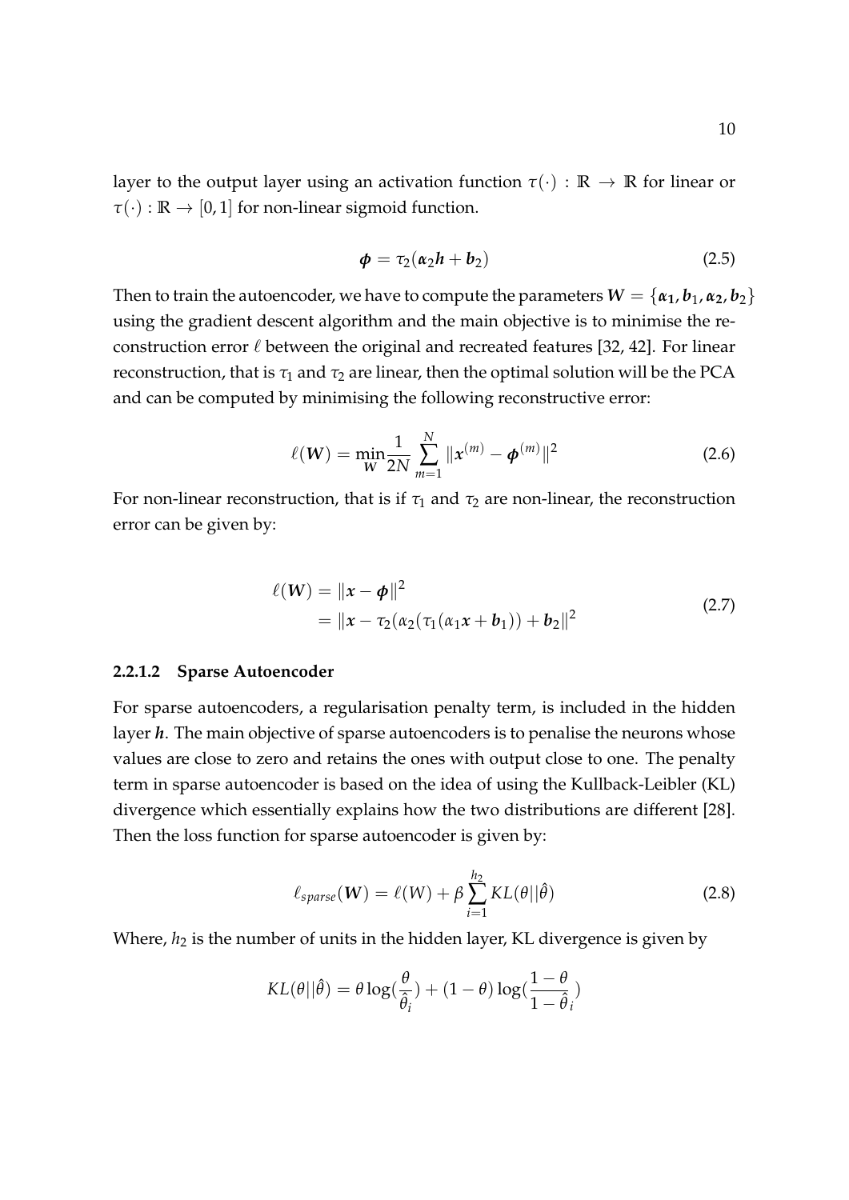layer to the output layer using an activation function $\tau(\cdot) : \mathbb{R} \to \mathbb{R}$ for linear or $\tau(\cdot) : \mathbb{R} \to [0, 1]$ for non-linear sigmoid function.

$$\boldsymbol{\phi} = \tau_2(\boldsymbol{\alpha}_2 \boldsymbol{h} + \boldsymbol{b}_2) \tag{2.5}$$

Then to train the autoencoder, we have to compute the parameters $\boldsymbol{W} = \{\boldsymbol{\alpha_1}, \boldsymbol{b}_1, \boldsymbol{\alpha_2}, \boldsymbol{b}_2\}$ using the gradient descent algorithm and the main objective is to minimise the reconstruction error $\ell$ between the original and recreated features [32, 42]. For linear reconstruction, that is $\tau_1$ and $\tau_2$ are linear, then the optimal solution will be the PCA and can be computed by minimising the following reconstructive error:

$$\ell(\boldsymbol{W}) = \min_{\boldsymbol{W}} \frac{1}{2N} \sum_{m=1}^{N} \|\boldsymbol{x}^{(m)} - \boldsymbol{\phi}^{(m)}\|^2 \tag{2.6}$$

For non-linear reconstruction, that is if $\tau_1$ and $\tau_2$ are non-linear, the reconstruction error can be given by:

$$\begin{aligned} \ell(\boldsymbol{W}) &= \|\boldsymbol{x} - \boldsymbol{\phi}\|^2 \\ &= \|\boldsymbol{x} - \tau_2(\alpha_2(\tau_1(\alpha_1 \boldsymbol{x} + \boldsymbol{b}_1)) + \boldsymbol{b}_2\|^2 \end{aligned} \tag{2.7}$$

#### 2.2.1.2 Sparse Autoencoder

For sparse autoencoders, a regularisation penalty term, is included in the hidden layer $\boldsymbol{h}$. The main objective of sparse autoencoders is to penalise the neurons whose values are close to zero and retains the ones with output close to one. The penalty term in sparse autoencoder is based on the idea of using the Kullback-Leibler (KL) divergence which essentially explains how the two distributions are different [28]. Then the loss function for sparse autoencoder is given by:

$$\ell_{sparse}(\boldsymbol{W}) = \ell(W) + \beta \sum_{i=1}^{h_2} KL(\theta || \hat{\theta}) \tag{2.8}$$

Where, $h_2$ is the number of units in the hidden layer, KL divergence is given by

$$KL(\theta||\hat{\theta}) = \theta \log(\frac{\theta}{\hat{\theta}_i}) + (1 - \theta) \log(\frac{1 - \theta}{1 - \hat{\theta}_i})$$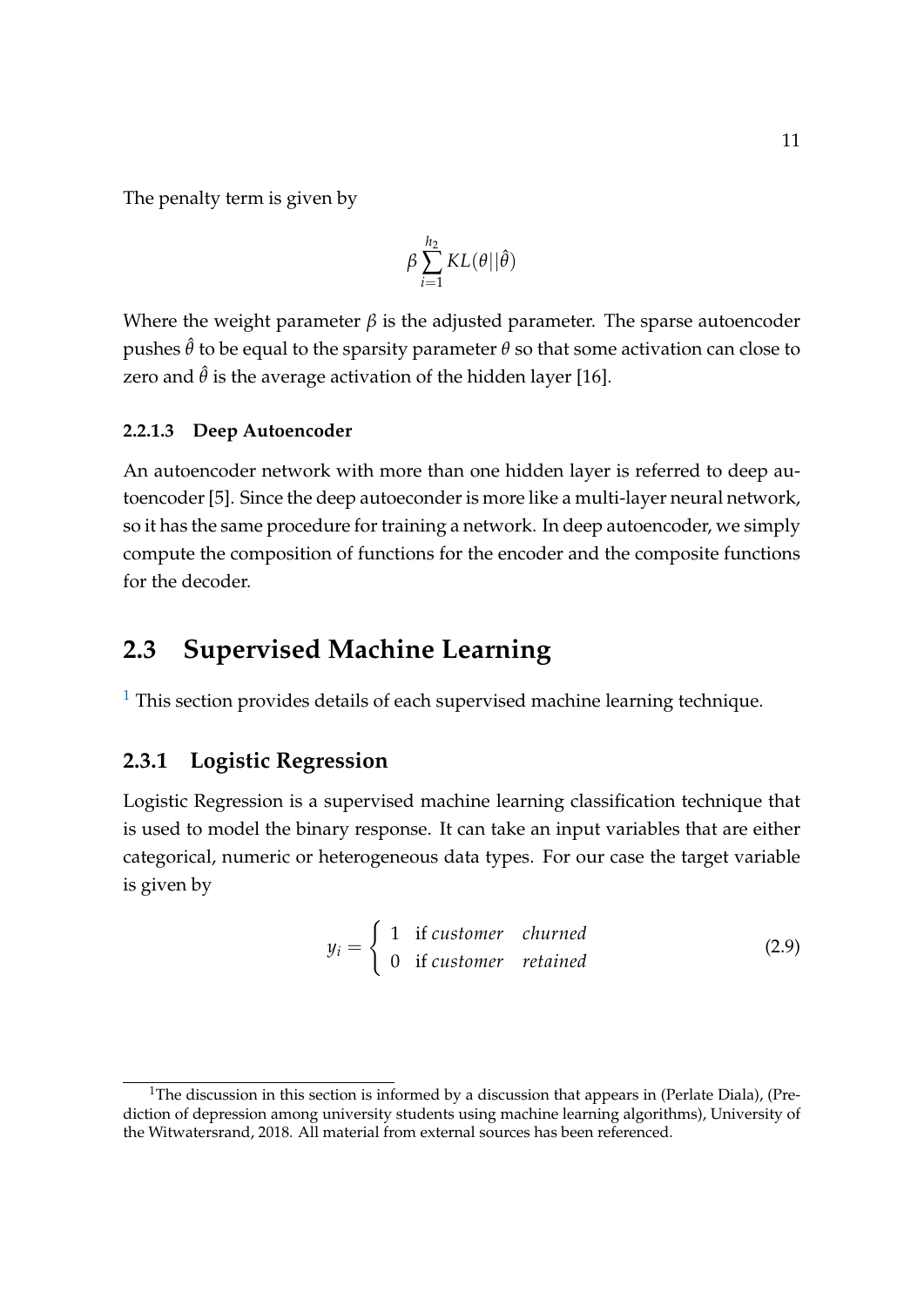The penalty term is given by

$$\beta \sum_{i=1}^{h_2} KL(\theta || \hat{\theta})$$

Where the weight parameter $\beta$ is the adjusted parameter. The sparse autoencoder pushes $\hat{\theta}$ to be equal to the sparsity parameter $\theta$ so that some activation can close to zero and $\hat{\theta}$ is the average activation of the hidden layer [16].

#### 2.2.1.3 Deep Autoencoder

An autoencoder network with more than one hidden layer is referred to deep autoencoder [5]. Since the deep autoeconder is more like a multi-layer neural network, so it has the same procedure for training a network. In deep autoencoder, we simply compute the composition of functions for the encoder and the composite functions for the decoder.

## 2.3 Supervised Machine Learning

[1] This section provides details of each supervised machine learning technique.

### 2.3.1 Logistic Regression

Logistic Regression is a supervised machine learning classification technique that is used to model the binary response. It can take an input variables that are either categorical, numeric or heterogeneous data types. For our case the target variable is given by

$$y_i = \begin{cases} 1 & \text{if } customer \quad churned \\ 0 & \text{if } customer \quad retained \end{cases} \tag{2.9}$$

---

[1] The discussion in this section is informed by a discussion that appears in (Perlate Diala), (Prediction of depression among university students using machine learning algorithms), University of the Witwatersrand, 2018. All material from external sources has been referenced.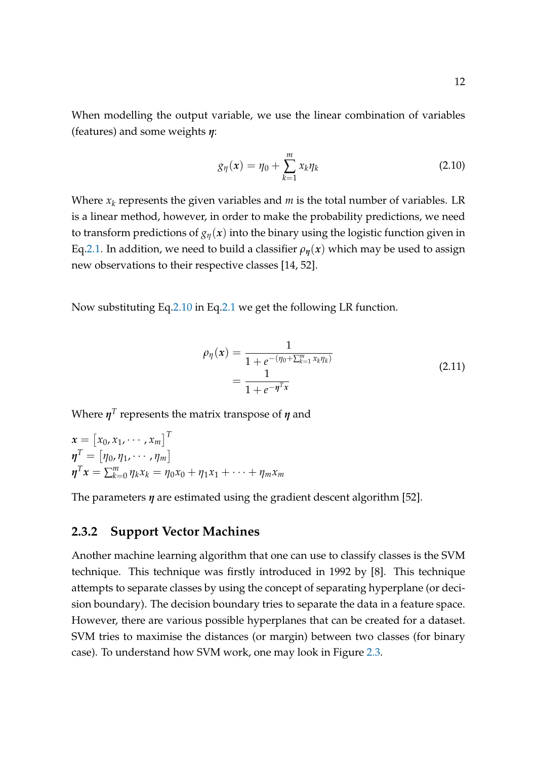When modelling the output variable, we use the linear combination of variables (features) and some weights $\boldsymbol{\eta}$:

$$g_{\eta}(\boldsymbol{x}) = \eta_0 + \sum_{k=1}^{m} x_k \eta_k \tag{2.10}$$

Where $x_k$ represents the given variables and $m$ is the total number of variables. LR is a linear method, however, in order to make the probability predictions, we need to transform predictions of $g_{\eta}(\boldsymbol{x})$ into the binary using the logistic function given in Eq.2.1. In addition, we need to build a classifier $\rho_{\boldsymbol{\eta}}(\boldsymbol{x})$ which may be used to assign new observations to their respective classes [14, 52].

Now substituting Eq.2.10 in Eq.2.1 we get the following LR function.

$$\begin{aligned} \rho_{\eta}(\boldsymbol{x}) &= \frac{1}{1 + e^{-(\eta_0 + \sum_{k=1}^{m} x_k \eta_k)}} \\ &= \frac{1}{1 + e^{-\boldsymbol{\eta}^T \boldsymbol{x}}} \end{aligned} \tag{2.11}$$

Where $\boldsymbol{\eta}^T$ represents the matrix transpose of $\boldsymbol{\eta}$ and

$\boldsymbol{x} = \left[x_0, x_1, \cdots, x_m\right]^T$
$\boldsymbol{\eta}^T = \left[\eta_0, \eta_1, \cdots, \eta_m\right]$
$\boldsymbol{\eta}^T \boldsymbol{x} = \sum_{k=0}^{m} \eta_k x_k = \eta_0 x_0 + \eta_1 x_1 + \cdots + \eta_m x_m$

The parameters $\boldsymbol{\eta}$ are estimated using the gradient descent algorithm [52].

### 2.3.2 Support Vector Machines

Another machine learning algorithm that one can use to classify classes is the SVM technique. This technique was firstly introduced in 1992 by [8]. This technique attempts to separate classes by using the concept of separating hyperplane (or decision boundary). The decision boundary tries to separate the data in a feature space. However, there are various possible hyperplanes that can be created for a dataset. SVM tries to maximise the distances (or margin) between two classes (for binary case). To understand how SVM work, one may look in Figure 2.3.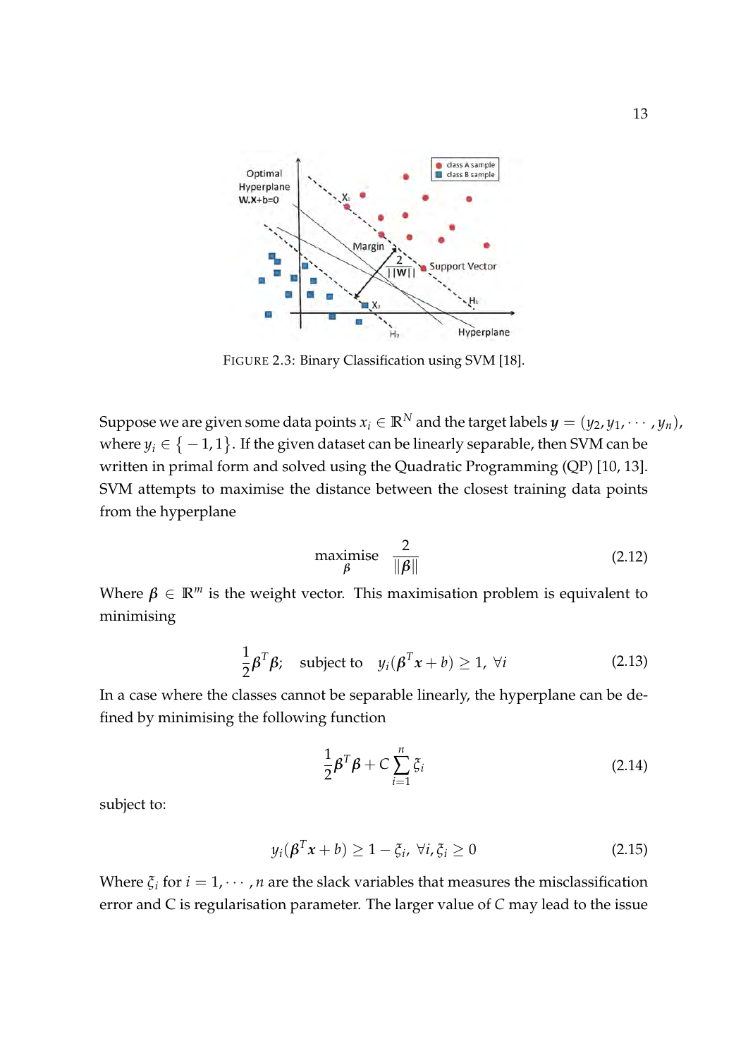FIGURE 2.3: Binary Classification using SVM [18].

Suppose we are given some data points $x_i \in \mathbb{R}^N$ and the target labels $\boldsymbol{y} = (y_2, y_1, \cdots, y_n)$, where $y_i \in \{-1, 1\}$. If the given dataset can be linearly separable, then SVM can be written in primal form and solved using the Quadratic Programming (QP) [10, 13]. SVM attempts to maximise the distance between the closest training data points from the hyperplane

$$\underset{\boldsymbol{\beta}}{\text{maximise}} \quad \frac{2}{\|\boldsymbol{\beta}\|} \tag{2.12}$$

Where $\boldsymbol{\beta} \in \mathbb{R}^m$ is the weight vector. This maximisation problem is equivalent to minimising

$$\frac{1}{2}\boldsymbol{\beta}^T\boldsymbol{\beta}; \quad \text{subject to} \quad y_i(\boldsymbol{\beta}^T\boldsymbol{x} + b) \geq 1, \ \forall i \tag{2.13}$$

In a case where the classes cannot be separable linearly, the hyperplane can be defined by minimising the following function

$$\frac{1}{2}\boldsymbol{\beta}^T\boldsymbol{\beta} + C\sum_{i=1}^{n}\xi_i \tag{2.14}$$

subject to:

$$y_i(\boldsymbol{\beta}^T\boldsymbol{x} + b) \geq 1 - \xi_i, \ \forall i, \xi_i \geq 0 \tag{2.15}$$

Where $\xi_i$ for $i = 1, \cdots, n$ are the slack variables that measures the misclassification error and C is regularisation parameter. The larger value of $C$ may lead to the issue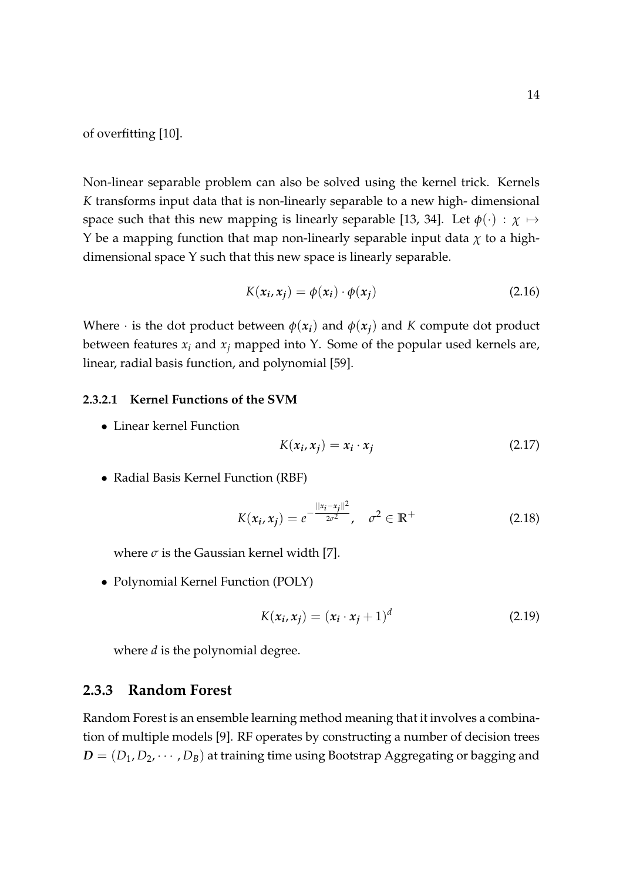of overfitting [10].

Non-linear separable problem can also be solved using the kernel trick. Kernels $K$ transforms input data that is non-linearly separable to a new high- dimensional space such that this new mapping is linearly separable [13, 34]. Let $\phi(\cdot) : \chi \mapsto \text{Y}$ be a mapping function that map non-linearly separable input data $\chi$ to a high-dimensional space Y such that this new space is linearly separable.

$$K(\boldsymbol{x_i}, \boldsymbol{x_j}) = \phi(\boldsymbol{x_i}) \cdot \phi(\boldsymbol{x_j}) \tag{2.16}$$

Where $\cdot$ is the dot product between $\phi(\boldsymbol{x_i})$ and $\phi(\boldsymbol{x_j})$ and $K$ compute dot product between features $x_i$ and $x_j$ mapped into Y. Some of the popular used kernels are, linear, radial basis function, and polynomial [59].

#### 2.3.2.1 Kernel Functions of the SVM

- Linear kernel Function

$$K(\boldsymbol{x_i}, \boldsymbol{x_j}) = \boldsymbol{x_i} \cdot \boldsymbol{x_j} \tag{2.17}$$

- Radial Basis Kernel Function (RBF)

$$K(\boldsymbol{x_i}, \boldsymbol{x_j}) = e^{-\frac{||\boldsymbol{x_i} - \boldsymbol{x_j}||^2}{2\sigma^2}}, \quad \sigma^2 \in \mathbb{R}^+ \tag{2.18}$$

  where $\sigma$ is the Gaussian kernel width [7].

- Polynomial Kernel Function (POLY)

$$K(\boldsymbol{x_i}, \boldsymbol{x_j}) = (\boldsymbol{x_i} \cdot \boldsymbol{x_j} + 1)^d \tag{2.19}$$

  where $d$ is the polynomial degree.

### 2.3.3 Random Forest

Random Forest is an ensemble learning method meaning that it involves a combination of multiple models [9]. RF operates by constructing a number of decision trees $\boldsymbol{D} = (D_1, D_2, \cdots, D_B)$ at training time using Bootstrap Aggregating or bagging and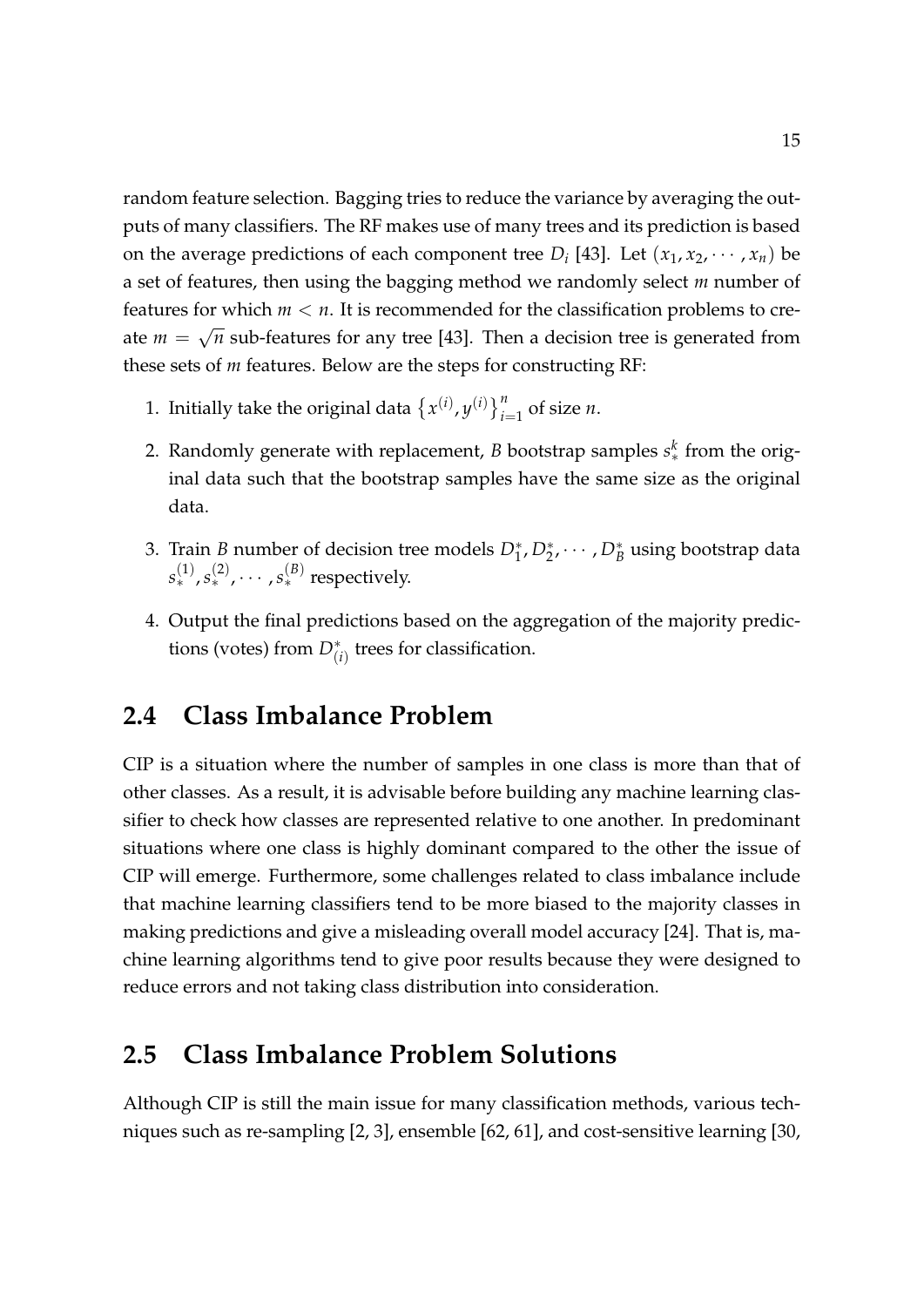random feature selection. Bagging tries to reduce the variance by averaging the outputs of many classifiers. The RF makes use of many trees and its prediction is based on the average predictions of each component tree $D_i$ [43]. Let $(x_1, x_2, \cdots, x_n)$ be a set of features, then using the bagging method we randomly select $m$ number of features for which $m < n$. It is recommended for the classification problems to create $m = \sqrt{n}$ sub-features for any tree [43]. Then a decision tree is generated from these sets of $m$ features. Below are the steps for constructing RF:

1. Initially take the original data $\{x^{(i)}, y^{(i)}\}_{i=1}^{n}$ of size $n$.
2. Randomly generate with replacement, $B$ bootstrap samples $s_*^k$ from the original data such that the bootstrap samples have the same size as the original data.
3. Train $B$ number of decision tree models $D_1^*, D_2^*, \cdots, D_B^*$ using bootstrap data $s_*^{(1)}, s_*^{(2)}, \cdots, s_*^{(B)}$ respectively.
4. Output the final predictions based on the aggregation of the majority predictions (votes) from $D_{(i)}^*$ trees for classification.

## 2.4 Class Imbalance Problem

CIP is a situation where the number of samples in one class is more than that of other classes. As a result, it is advisable before building any machine learning classifier to check how classes are represented relative to one another. In predominant situations where one class is highly dominant compared to the other the issue of CIP will emerge. Furthermore, some challenges related to class imbalance include that machine learning classifiers tend to be more biased to the majority classes in making predictions and give a misleading overall model accuracy [24]. That is, machine learning algorithms tend to give poor results because they were designed to reduce errors and not taking class distribution into consideration.

## 2.5 Class Imbalance Problem Solutions

Although CIP is still the main issue for many classification methods, various techniques such as re-sampling [2, 3], ensemble [62, 61], and cost-sensitive learning [30,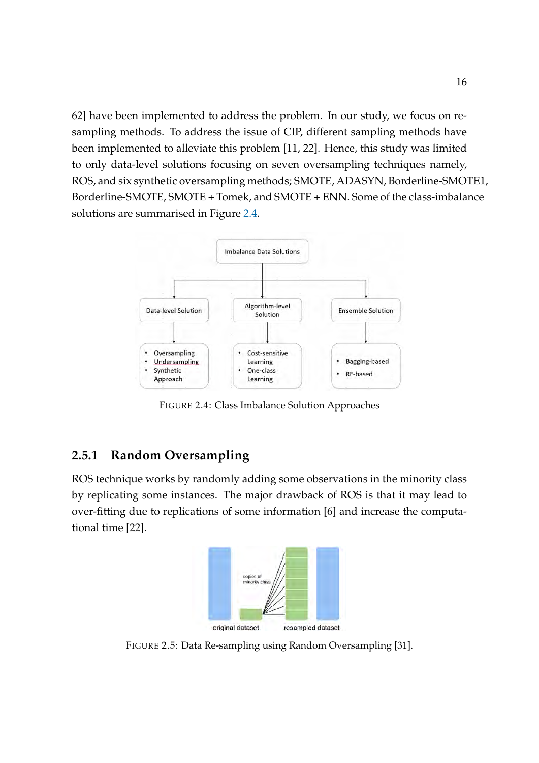62] have been implemented to address the problem. In our study, we focus on re-sampling methods. To address the issue of CIP, different sampling methods have been implemented to alleviate this problem [11, 22]. Hence, this study was limited to only data-level solutions focusing on seven oversampling techniques namely, ROS, and six synthetic oversampling methods; SMOTE, ADASYN, Borderline-SMOTE1, Borderline-SMOTE, SMOTE + Tomek, and SMOTE + ENN. Some of the class-imbalance solutions are summarised in Figure 2.4.

FIGURE 2.4: Class Imbalance Solution Approaches

### 2.5.1 Random Oversampling

ROS technique works by randomly adding some observations in the minority class by replicating some instances. The major drawback of ROS is that it may lead to over-fitting due to replications of some information [6] and increase the computational time [22].

FIGURE 2.5: Data Re-sampling using Random Oversampling [31].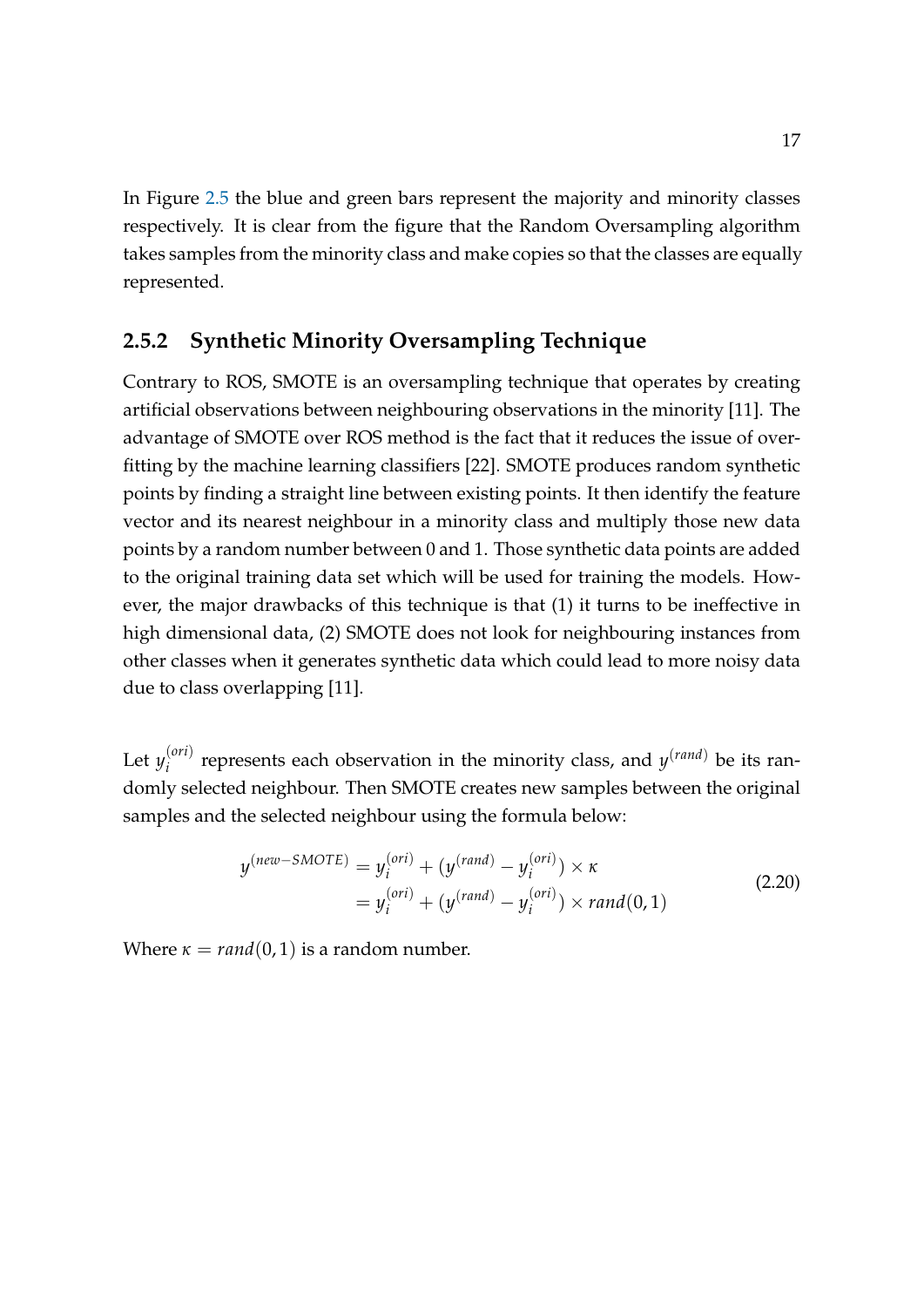In Figure 2.5 the blue and green bars represent the majority and minority classes respectively. It is clear from the figure that the Random Oversampling algorithm takes samples from the minority class and make copies so that the classes are equally represented.

### 2.5.2 Synthetic Minority Oversampling Technique

Contrary to ROS, SMOTE is an oversampling technique that operates by creating artificial observations between neighbouring observations in the minority [11]. The advantage of SMOTE over ROS method is the fact that it reduces the issue of overfitting by the machine learning classifiers [22]. SMOTE produces random synthetic points by finding a straight line between existing points. It then identify the feature vector and its nearest neighbour in a minority class and multiply those new data points by a random number between 0 and 1. Those synthetic data points are added to the original training data set which will be used for training the models. However, the major drawbacks of this technique is that (1) it turns to be ineffective in high dimensional data, (2) SMOTE does not look for neighbouring instances from other classes when it generates synthetic data which could lead to more noisy data due to class overlapping [11].

Let $y_i^{(ori)}$ represents each observation in the minority class, and $y^{(rand)}$ be its randomly selected neighbour. Then SMOTE creates new samples between the original samples and the selected neighbour using the formula below:

$$
\begin{aligned}
y^{(new-SMOTE)} &= y_i^{(ori)} + (y^{(rand)} - y_i^{(ori)}) \times \kappa \\
&= y_i^{(ori)} + (y^{(rand)} - y_i^{(ori)}) \times rand(0,1)
\end{aligned}
\tag{2.20}
$$

Where $\kappa = rand(0,1)$ is a random number.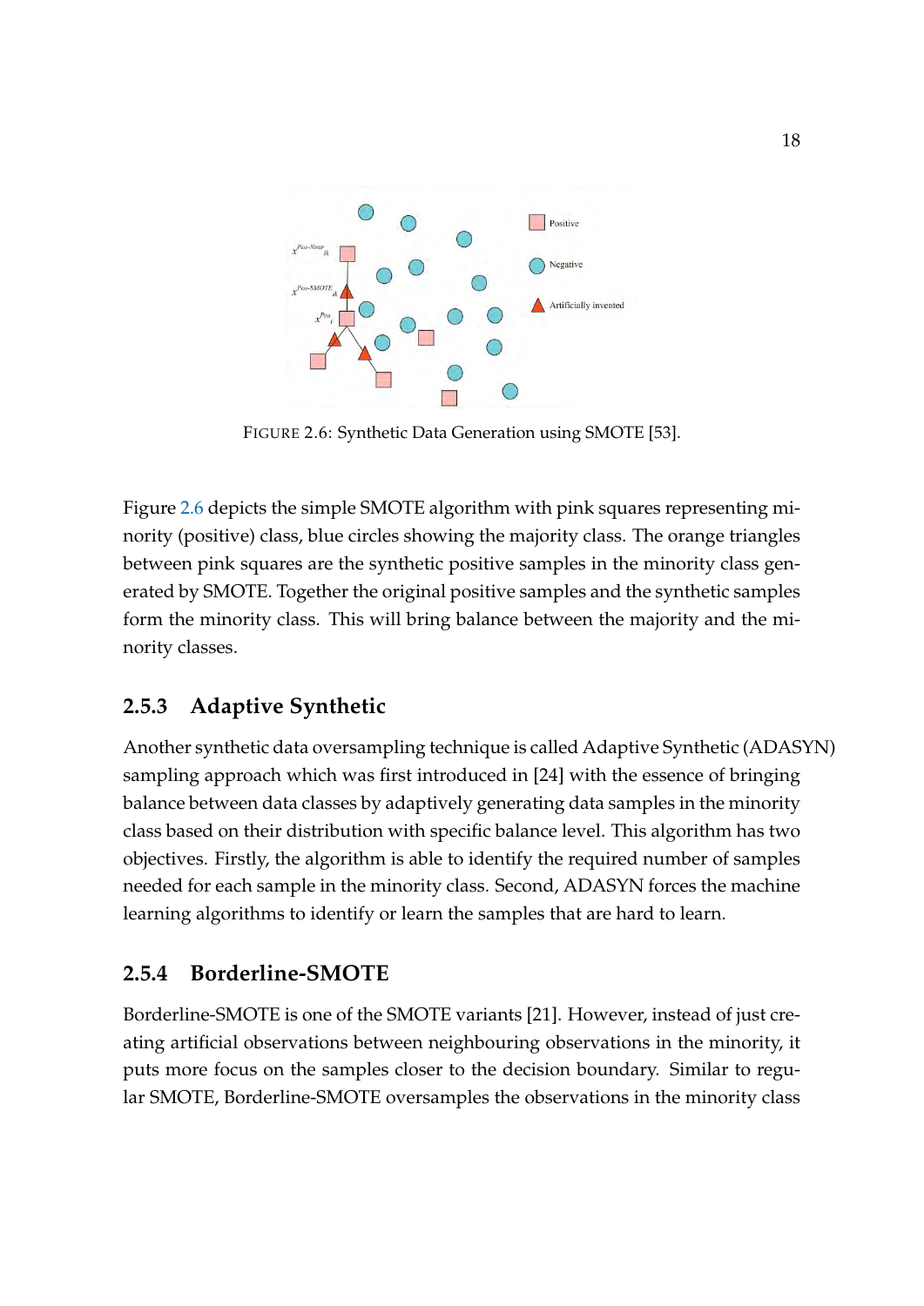FIGURE 2.6: Synthetic Data Generation using SMOTE [53].

Figure 2.6 depicts the simple SMOTE algorithm with pink squares representing minority (positive) class, blue circles showing the majority class. The orange triangles between pink squares are the synthetic positive samples in the minority class generated by SMOTE. Together the original positive samples and the synthetic samples form the minority class. This will bring balance between the majority and the minority classes.

### 2.5.3 Adaptive Synthetic

Another synthetic data oversampling technique is called Adaptive Synthetic (ADASYN) sampling approach which was first introduced in [24] with the essence of bringing balance between data classes by adaptively generating data samples in the minority class based on their distribution with specific balance level. This algorithm has two objectives. Firstly, the algorithm is able to identify the required number of samples needed for each sample in the minority class. Second, ADASYN forces the machine learning algorithms to identify or learn the samples that are hard to learn.

### 2.5.4 Borderline-SMOTE

Borderline-SMOTE is one of the SMOTE variants [21]. However, instead of just creating artificial observations between neighbouring observations in the minority, it puts more focus on the samples closer to the decision boundary. Similar to regular SMOTE, Borderline-SMOTE oversamples the observations in the minority class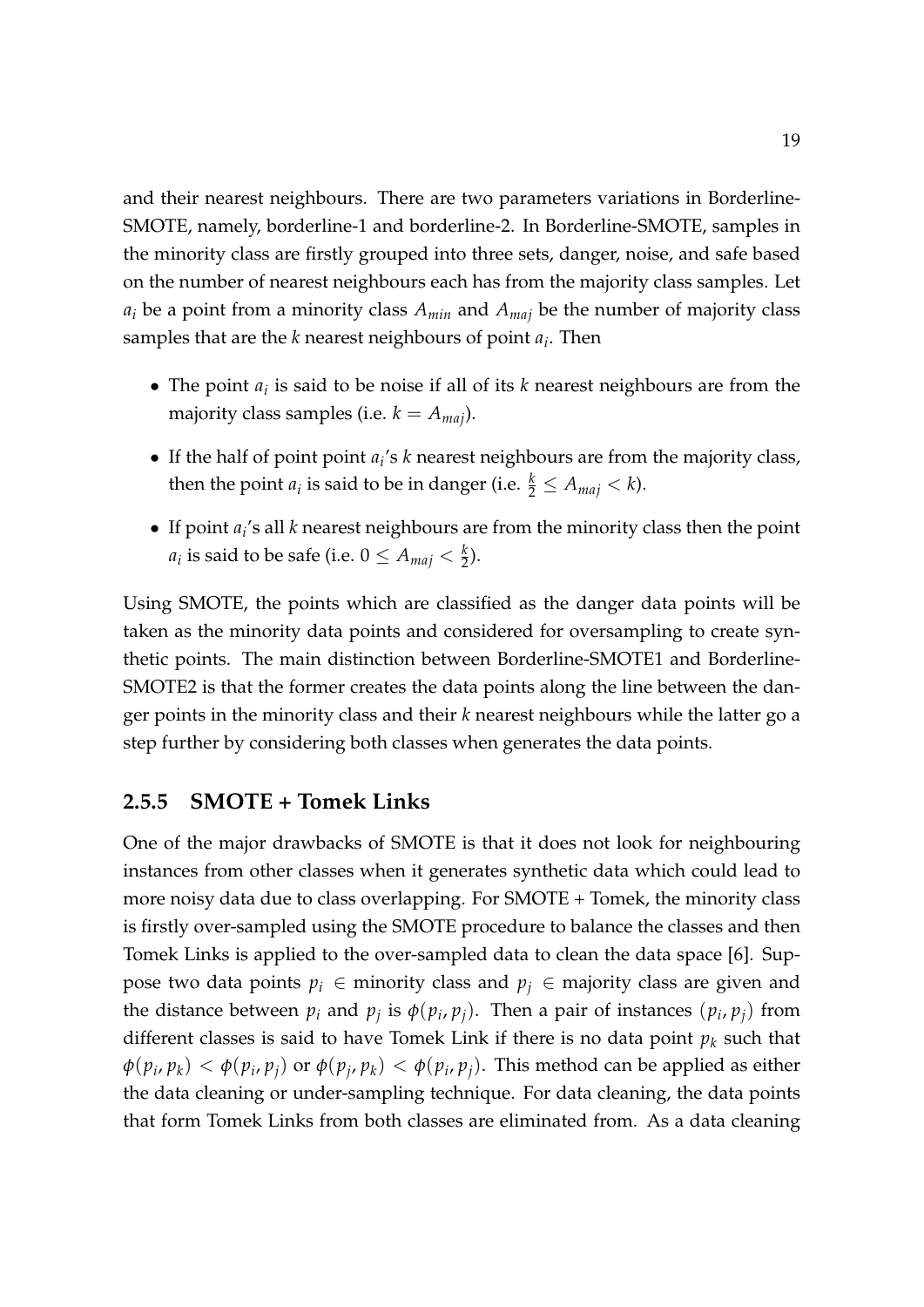and their nearest neighbours. There are two parameters variations in Borderline-SMOTE, namely, borderline-1 and borderline-2. In Borderline-SMOTE, samples in the minority class are firstly grouped into three sets, danger, noise, and safe based on the number of nearest neighbours each has from the majority class samples. Let $a_i$ be a point from a minority class $A_{min}$ and $A_{maj}$ be the number of majority class samples that are the $k$ nearest neighbours of point $a_i$. Then

- The point $a_i$ is said to be noise if all of its $k$ nearest neighbours are from the majority class samples (i.e. $k = A_{maj}$).
- If the half of point point $a_i$'s $k$ nearest neighbours are from the majority class, then the point $a_i$ is said to be in danger (i.e. $\frac{k}{2} \leq A_{maj} < k$).
- If point $a_i$'s all $k$ nearest neighbours are from the minority class then the point $a_i$ is said to be safe (i.e. $0 \leq A_{maj} < \frac{k}{2}$).

Using SMOTE, the points which are classified as the danger data points will be taken as the minority data points and considered for oversampling to create synthetic points. The main distinction between Borderline-SMOTE1 and Borderline-SMOTE2 is that the former creates the data points along the line between the danger points in the minority class and their $k$ nearest neighbours while the latter go a step further by considering both classes when generates the data points.

### 2.5.5 SMOTE + Tomek Links

One of the major drawbacks of SMOTE is that it does not look for neighbouring instances from other classes when it generates synthetic data which could lead to more noisy data due to class overlapping. For SMOTE + Tomek, the minority class is firstly over-sampled using the SMOTE procedure to balance the classes and then Tomek Links is applied to the over-sampled data to clean the data space [6]. Suppose two data points $p_i \in$ minority class and $p_j \in$ majority class are given and the distance between $p_i$ and $p_j$ is $\phi(p_i, p_j)$. Then a pair of instances $(p_i, p_j)$ from different classes is said to have Tomek Link if there is no data point $p_k$ such that $\phi(p_i, p_k) < \phi(p_i, p_j)$ or $\phi(p_j, p_k) < \phi(p_i, p_j)$. This method can be applied as either the data cleaning or under-sampling technique. For data cleaning, the data points that form Tomek Links from both classes are eliminated from. As a data cleaning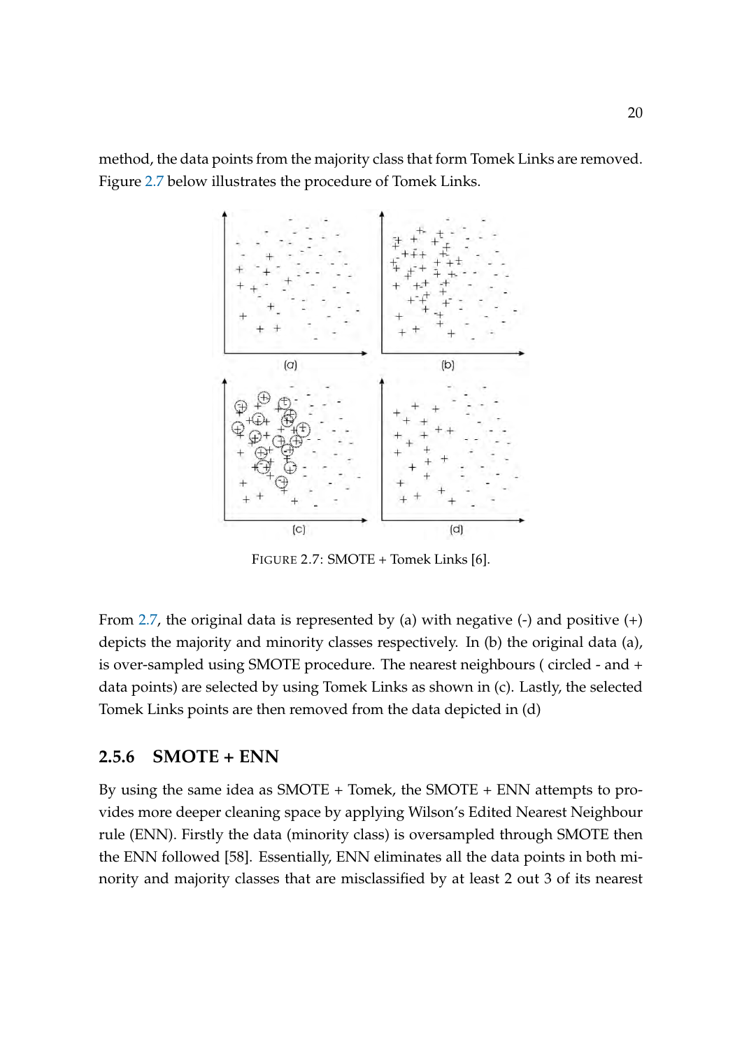method, the data points from the majority class that form Tomek Links are removed. Figure 2.7 below illustrates the procedure of Tomek Links.

FIGURE 2.7: SMOTE + Tomek Links [6].

From 2.7, the original data is represented by (a) with negative (-) and positive (+) depicts the majority and minority classes respectively. In (b) the original data (a), is over-sampled using SMOTE procedure. The nearest neighbours ( circled - and + data points) are selected by using Tomek Links as shown in (c). Lastly, the selected Tomek Links points are then removed from the data depicted in (d)

### 2.5.6 SMOTE + ENN

By using the same idea as SMOTE + Tomek, the SMOTE + ENN attempts to provides more deeper cleaning space by applying Wilson's Edited Nearest Neighbour rule (ENN). Firstly the data (minority class) is oversampled through SMOTE then the ENN followed [58]. Essentially, ENN eliminates all the data points in both minority and majority classes that are misclassified by at least 2 out 3 of its nearest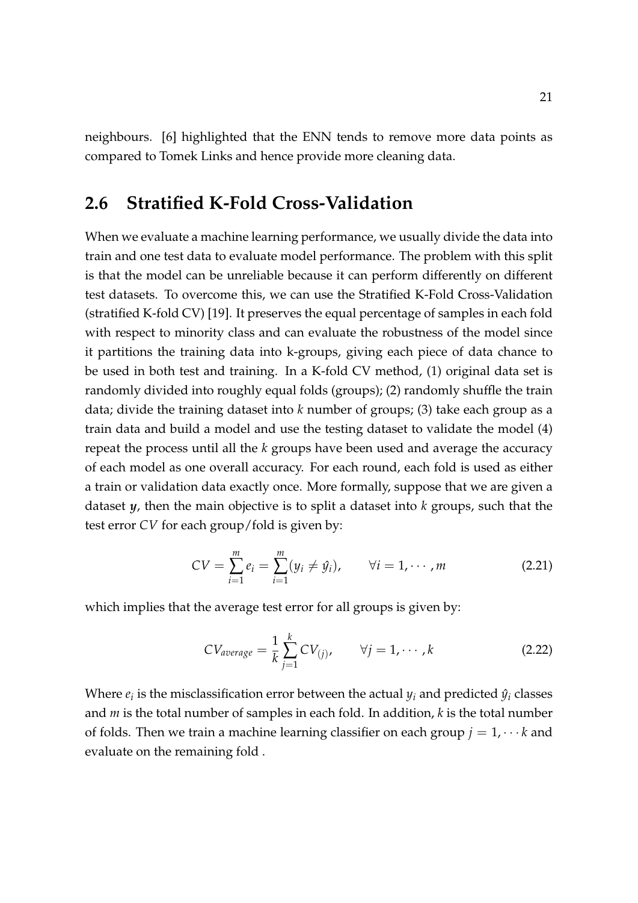neighbours. [6] highlighted that the ENN tends to remove more data points as compared to Tomek Links and hence provide more cleaning data.

## 2.6 Stratified K-Fold Cross-Validation

When we evaluate a machine learning performance, we usually divide the data into train and one test data to evaluate model performance. The problem with this split is that the model can be unreliable because it can perform differently on different test datasets. To overcome this, we can use the Stratified K-Fold Cross-Validation (stratified K-fold CV) [19]. It preserves the equal percentage of samples in each fold with respect to minority class and can evaluate the robustness of the model since it partitions the training data into k-groups, giving each piece of data chance to be used in both test and training. In a K-fold CV method, (1) original data set is randomly divided into roughly equal folds (groups); (2) randomly shuffle the train data; divide the training dataset into $k$ number of groups; (3) take each group as a train data and build a model and use the testing dataset to validate the model (4) repeat the process until all the $k$ groups have been used and average the accuracy of each model as one overall accuracy. For each round, each fold is used as either a train or validation data exactly once. More formally, suppose that we are given a dataset $\boldsymbol{y}$, then the main objective is to split a dataset into $k$ groups, such that the test error $CV$ for each group/fold is given by:

$$CV = \sum_{i=1}^{m} e_i = \sum_{i=1}^{m} (y_i \neq \hat{y}_i), \qquad \forall i = 1, \cdots, m \tag{2.21}$$

which implies that the average test error for all groups is given by:

$$CV_{average} = \frac{1}{k} \sum_{j=1}^{k} CV_{(j)}, \qquad \forall j = 1, \cdots, k \tag{2.22}$$

Where $e_i$ is the misclassification error between the actual $y_i$ and predicted $\hat{y}_i$ classes and $m$ is the total number of samples in each fold. In addition, $k$ is the total number of folds. Then we train a machine learning classifier on each group $j = 1, \cdots k$ and evaluate on the remaining fold .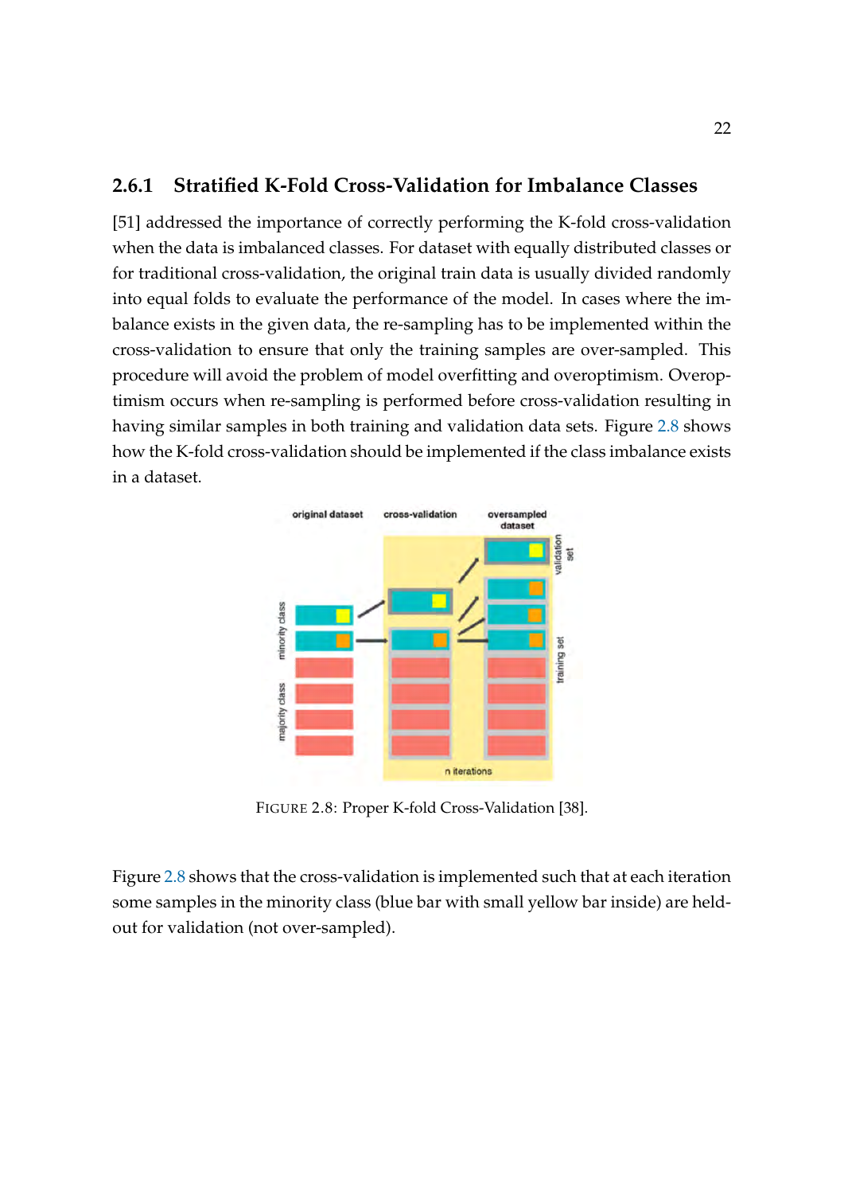### 2.6.1 Stratified K-Fold Cross-Validation for Imbalance Classes

[51] addressed the importance of correctly performing the K-fold cross-validation when the data is imbalanced classes. For dataset with equally distributed classes or for traditional cross-validation, the original train data is usually divided randomly into equal folds to evaluate the performance of the model. In cases where the imbalance exists in the given data, the re-sampling has to be implemented within the cross-validation to ensure that only the training samples are over-sampled. This procedure will avoid the problem of model overfitting and overoptimism. Overoptimism occurs when re-sampling is performed before cross-validation resulting in having similar samples in both training and validation data sets. Figure 2.8 shows how the K-fold cross-validation should be implemented if the class imbalance exists in a dataset.

FIGURE 2.8: Proper K-fold Cross-Validation [38].

Figure 2.8 shows that the cross-validation is implemented such that at each iteration some samples in the minority class (blue bar with small yellow bar inside) are held-out for validation (not over-sampled).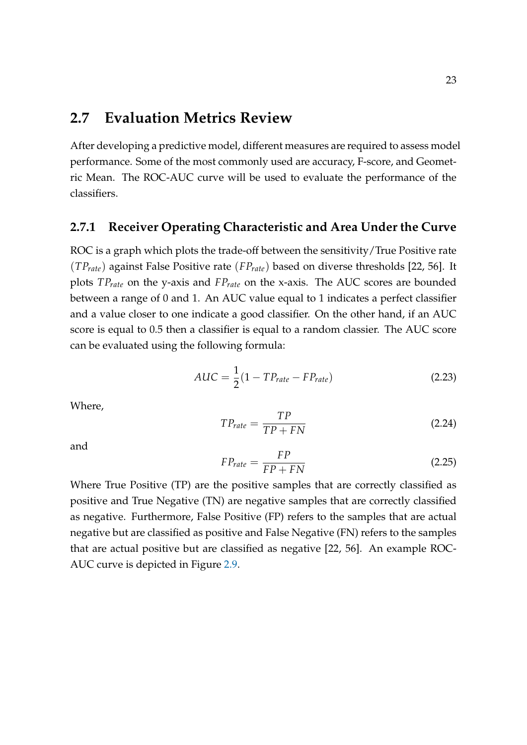## 2.7 Evaluation Metrics Review

After developing a predictive model, different measures are required to assess model performance. Some of the most commonly used are accuracy, F-score, and Geometric Mean. The ROC-AUC curve will be used to evaluate the performance of the classifiers.

### 2.7.1 Receiver Operating Characteristic and Area Under the Curve

ROC is a graph which plots the trade-off between the sensitivity/True Positive rate $(TP_{rate})$ against False Positive rate $(FP_{rate})$ based on diverse thresholds [22, 56]. It plots $TP_{rate}$ on the y-axis and $FP_{rate}$ on the x-axis. The AUC scores are bounded between a range of 0 and 1. An AUC value equal to 1 indicates a perfect classifier and a value closer to one indicate a good classifier. On the other hand, if an AUC score is equal to 0.5 then a classifier is equal to a random classier. The AUC score can be evaluated using the following formula:

$$AUC = \frac{1}{2}(1 - TP_{rate} - FP_{rate}) \tag{2.23}$$

Where,

$$TP_{rate} = \frac{TP}{TP + FN} \tag{2.24}$$

and

$$FP_{rate} = \frac{FP}{FP + FN} \tag{2.25}$$

Where True Positive (TP) are the positive samples that are correctly classified as positive and True Negative (TN) are negative samples that are correctly classified as negative. Furthermore, False Positive (FP) refers to the samples that are actual negative but are classified as positive and False Negative (FN) refers to the samples that are actual positive but are classified as negative [22, 56]. An example ROC-AUC curve is depicted in Figure 2.9.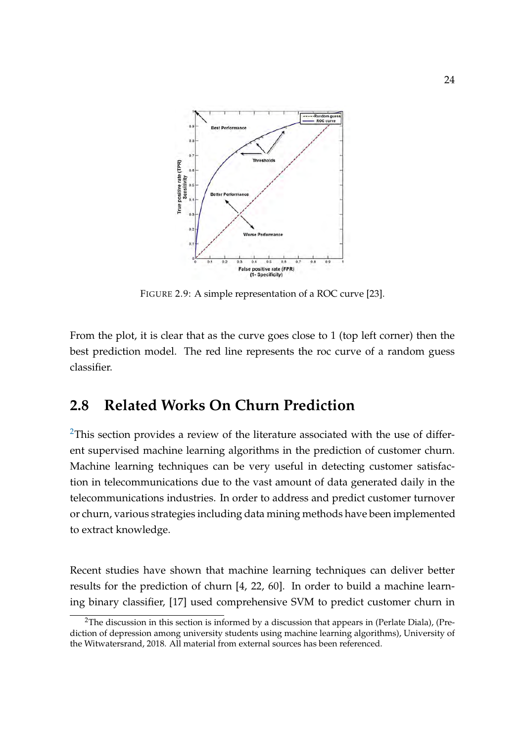FIGURE 2.9: A simple representation of a ROC curve [23].

From the plot, it is clear that as the curve goes close to 1 (top left corner) then the best prediction model. The red line represents the roc curve of a random guess classifier.

## 2.8 Related Works On Churn Prediction

[2]This section provides a review of the literature associated with the use of different supervised machine learning algorithms in the prediction of customer churn. Machine learning techniques can be very useful in detecting customer satisfaction in telecommunications due to the vast amount of data generated daily in the telecommunications industries. In order to address and predict customer turnover or churn, various strategies including data mining methods have been implemented to extract knowledge.

Recent studies have shown that machine learning techniques can deliver better results for the prediction of churn [4, 22, 60]. In order to build a machine learning binary classifier, [17] used comprehensive SVM to predict customer churn in

[2]The discussion in this section is informed by a discussion that appears in (Perlate Diala), (Prediction of depression among university students using machine learning algorithms), University of the Witwatersrand, 2018. All material from external sources has been referenced.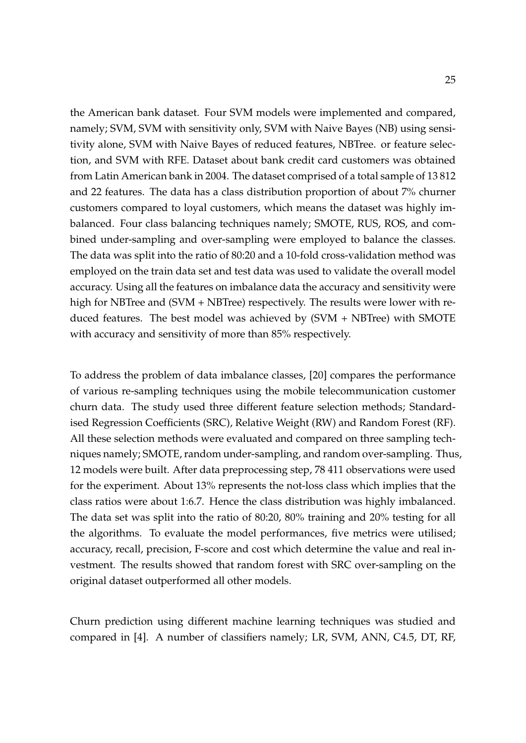the American bank dataset. Four SVM models were implemented and compared, namely; SVM, SVM with sensitivity only, SVM with Naive Bayes (NB) using sensitivity alone, SVM with Naive Bayes of reduced features, NBTree. or feature selection, and SVM with RFE. Dataset about bank credit card customers was obtained from Latin American bank in 2004. The dataset comprised of a total sample of 13 812 and 22 features. The data has a class distribution proportion of about 7% churner customers compared to loyal customers, which means the dataset was highly imbalanced. Four class balancing techniques namely; SMOTE, RUS, ROS, and combined under-sampling and over-sampling were employed to balance the classes. The data was split into the ratio of 80:20 and a 10-fold cross-validation method was employed on the train data set and test data was used to validate the overall model accuracy. Using all the features on imbalance data the accuracy and sensitivity were high for NBTree and (SVM + NBTree) respectively. The results were lower with reduced features. The best model was achieved by (SVM + NBTree) with SMOTE with accuracy and sensitivity of more than 85% respectively.

To address the problem of data imbalance classes, [20] compares the performance of various re-sampling techniques using the mobile telecommunication customer churn data. The study used three different feature selection methods; Standardised Regression Coefficients (SRC), Relative Weight (RW) and Random Forest (RF). All these selection methods were evaluated and compared on three sampling techniques namely; SMOTE, random under-sampling, and random over-sampling. Thus, 12 models were built. After data preprocessing step, 78 411 observations were used for the experiment. About 13% represents the not-loss class which implies that the class ratios were about 1:6.7. Hence the class distribution was highly imbalanced. The data set was split into the ratio of 80:20, 80% training and 20% testing for all the algorithms. To evaluate the model performances, five metrics were utilised; accuracy, recall, precision, F-score and cost which determine the value and real investment. The results showed that random forest with SRC over-sampling on the original dataset outperformed all other models.

Churn prediction using different machine learning techniques was studied and compared in [4]. A number of classifiers namely; LR, SVM, ANN, C4.5, DT, RF,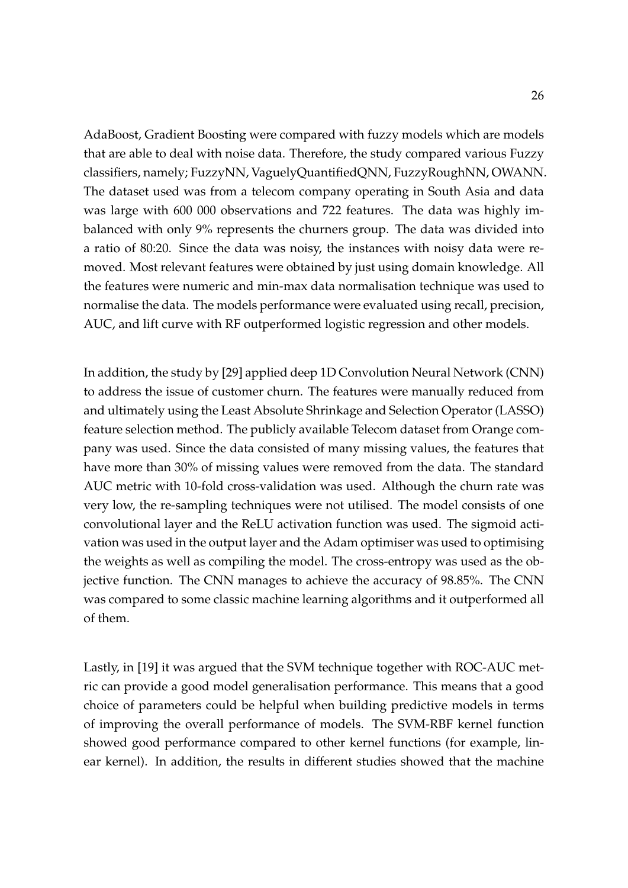AdaBoost, Gradient Boosting were compared with fuzzy models which are models that are able to deal with noise data. Therefore, the study compared various Fuzzy classifiers, namely; FuzzyNN, VaguelyQuantifiedQNN, FuzzyRoughNN, OWANN. The dataset used was from a telecom company operating in South Asia and data was large with 600 000 observations and 722 features. The data was highly imbalanced with only 9% represents the churners group. The data was divided into a ratio of 80:20. Since the data was noisy, the instances with noisy data were removed. Most relevant features were obtained by just using domain knowledge. All the features were numeric and min-max data normalisation technique was used to normalise the data. The models performance were evaluated using recall, precision, AUC, and lift curve with RF outperformed logistic regression and other models.

In addition, the study by [29] applied deep 1D Convolution Neural Network (CNN) to address the issue of customer churn. The features were manually reduced from and ultimately using the Least Absolute Shrinkage and Selection Operator (LASSO) feature selection method. The publicly available Telecom dataset from Orange company was used. Since the data consisted of many missing values, the features that have more than 30% of missing values were removed from the data. The standard AUC metric with 10-fold cross-validation was used. Although the churn rate was very low, the re-sampling techniques were not utilised. The model consists of one convolutional layer and the ReLU activation function was used. The sigmoid activation was used in the output layer and the Adam optimiser was used to optimising the weights as well as compiling the model. The cross-entropy was used as the objective function. The CNN manages to achieve the accuracy of 98.85%. The CNN was compared to some classic machine learning algorithms and it outperformed all of them.

Lastly, in [19] it was argued that the SVM technique together with ROC-AUC metric can provide a good model generalisation performance. This means that a good choice of parameters could be helpful when building predictive models in terms of improving the overall performance of models. The SVM-RBF kernel function showed good performance compared to other kernel functions (for example, linear kernel). In addition, the results in different studies showed that the machine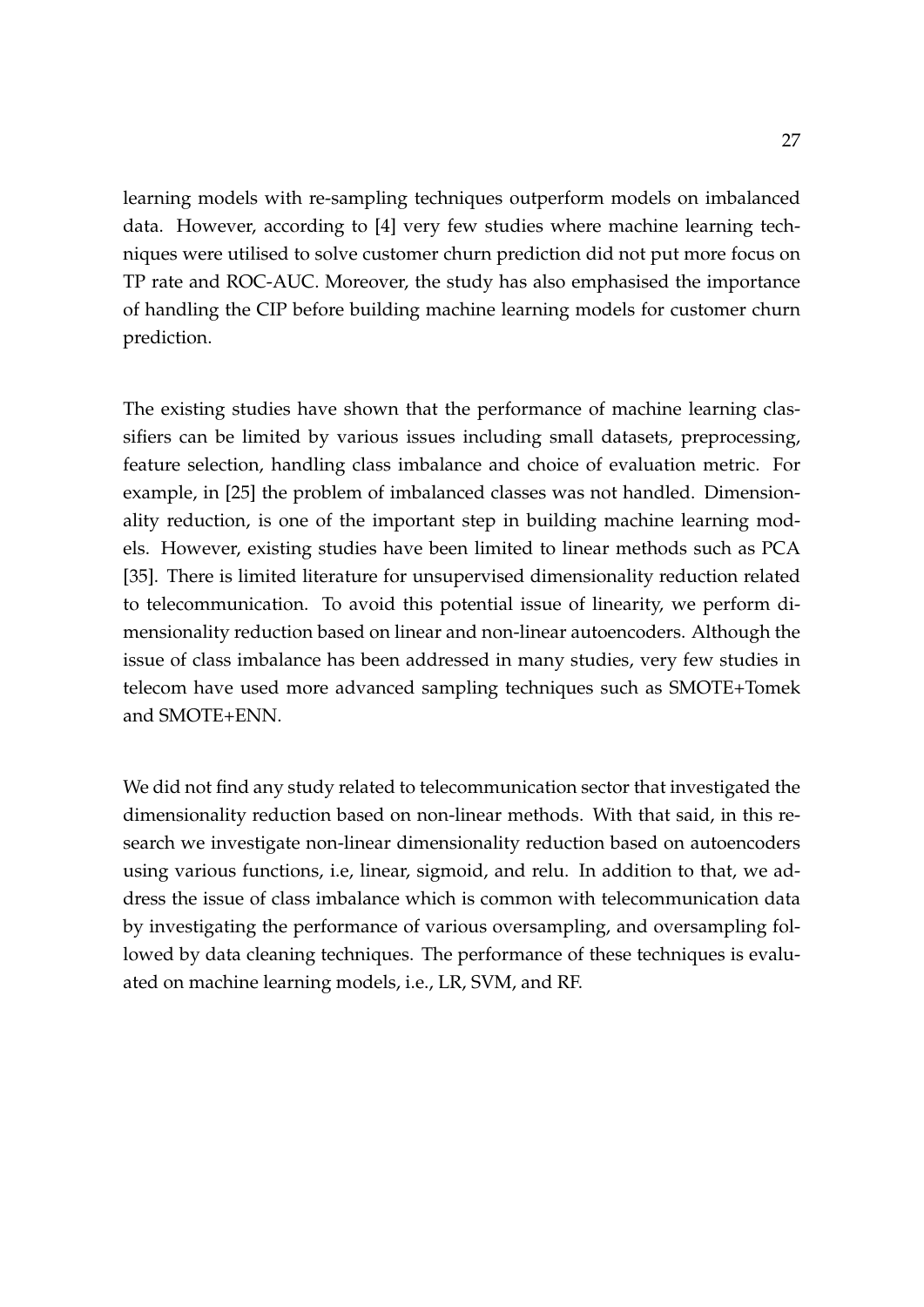learning models with re-sampling techniques outperform models on imbalanced data. However, according to [4] very few studies where machine learning techniques were utilised to solve customer churn prediction did not put more focus on TP rate and ROC-AUC. Moreover, the study has also emphasised the importance of handling the CIP before building machine learning models for customer churn prediction.

The existing studies have shown that the performance of machine learning classifiers can be limited by various issues including small datasets, preprocessing, feature selection, handling class imbalance and choice of evaluation metric. For example, in [25] the problem of imbalanced classes was not handled. Dimensionality reduction, is one of the important step in building machine learning models. However, existing studies have been limited to linear methods such as PCA [35]. There is limited literature for unsupervised dimensionality reduction related to telecommunication. To avoid this potential issue of linearity, we perform dimensionality reduction based on linear and non-linear autoencoders. Although the issue of class imbalance has been addressed in many studies, very few studies in telecom have used more advanced sampling techniques such as SMOTE+Tomek and SMOTE+ENN.

We did not find any study related to telecommunication sector that investigated the dimensionality reduction based on non-linear methods. With that said, in this research we investigate non-linear dimensionality reduction based on autoencoders using various functions, i.e, linear, sigmoid, and relu. In addition to that, we address the issue of class imbalance which is common with telecommunication data by investigating the performance of various oversampling, and oversampling followed by data cleaning techniques. The performance of these techniques is evaluated on machine learning models, i.e., LR, SVM, and RF.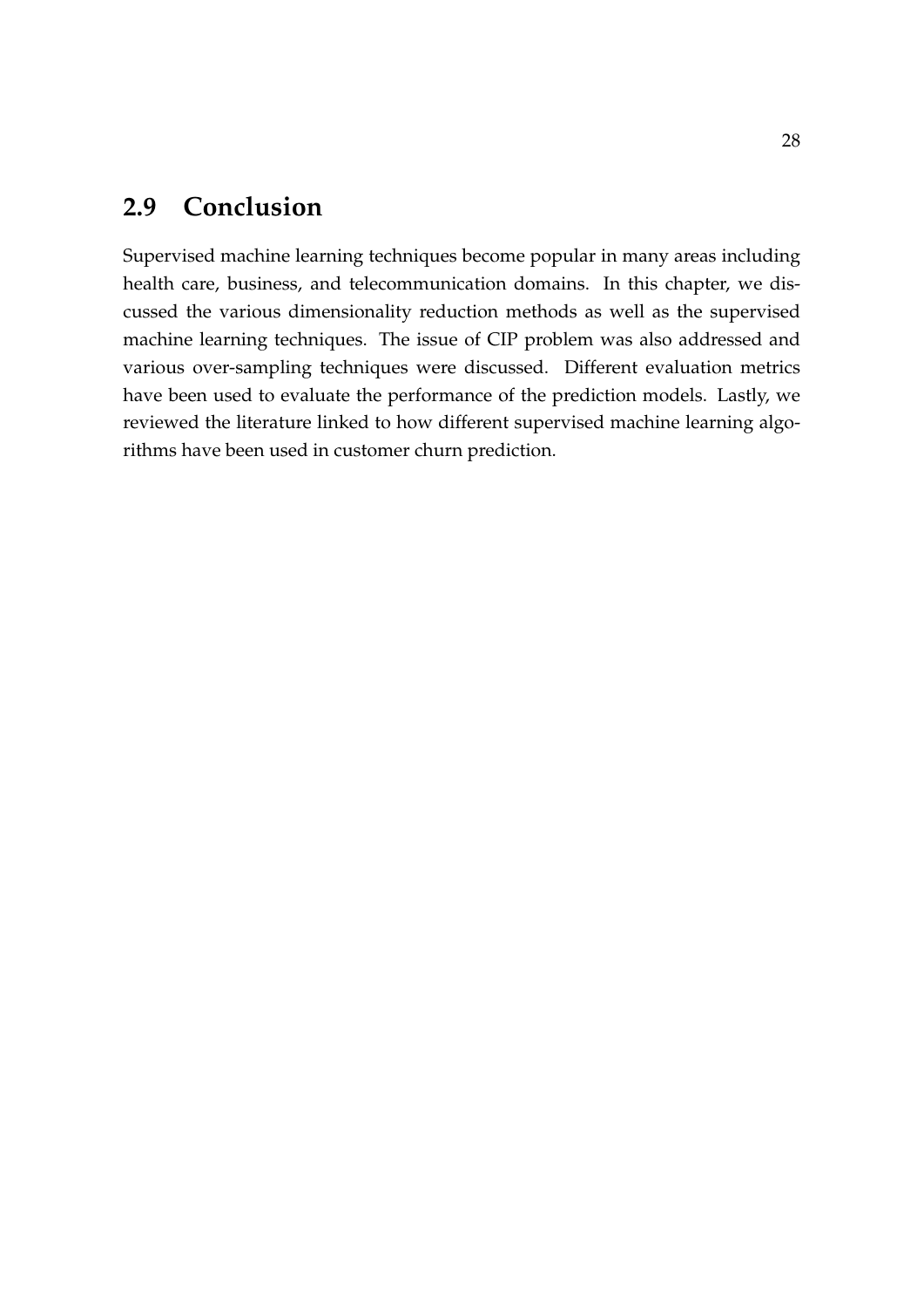## 2.9 Conclusion

Supervised machine learning techniques become popular in many areas including health care, business, and telecommunication domains. In this chapter, we discussed the various dimensionality reduction methods as well as the supervised machine learning techniques. The issue of CIP problem was also addressed and various over-sampling techniques were discussed. Different evaluation metrics have been used to evaluate the performance of the prediction models. Lastly, we reviewed the literature linked to how different supervised machine learning algorithms have been used in customer churn prediction.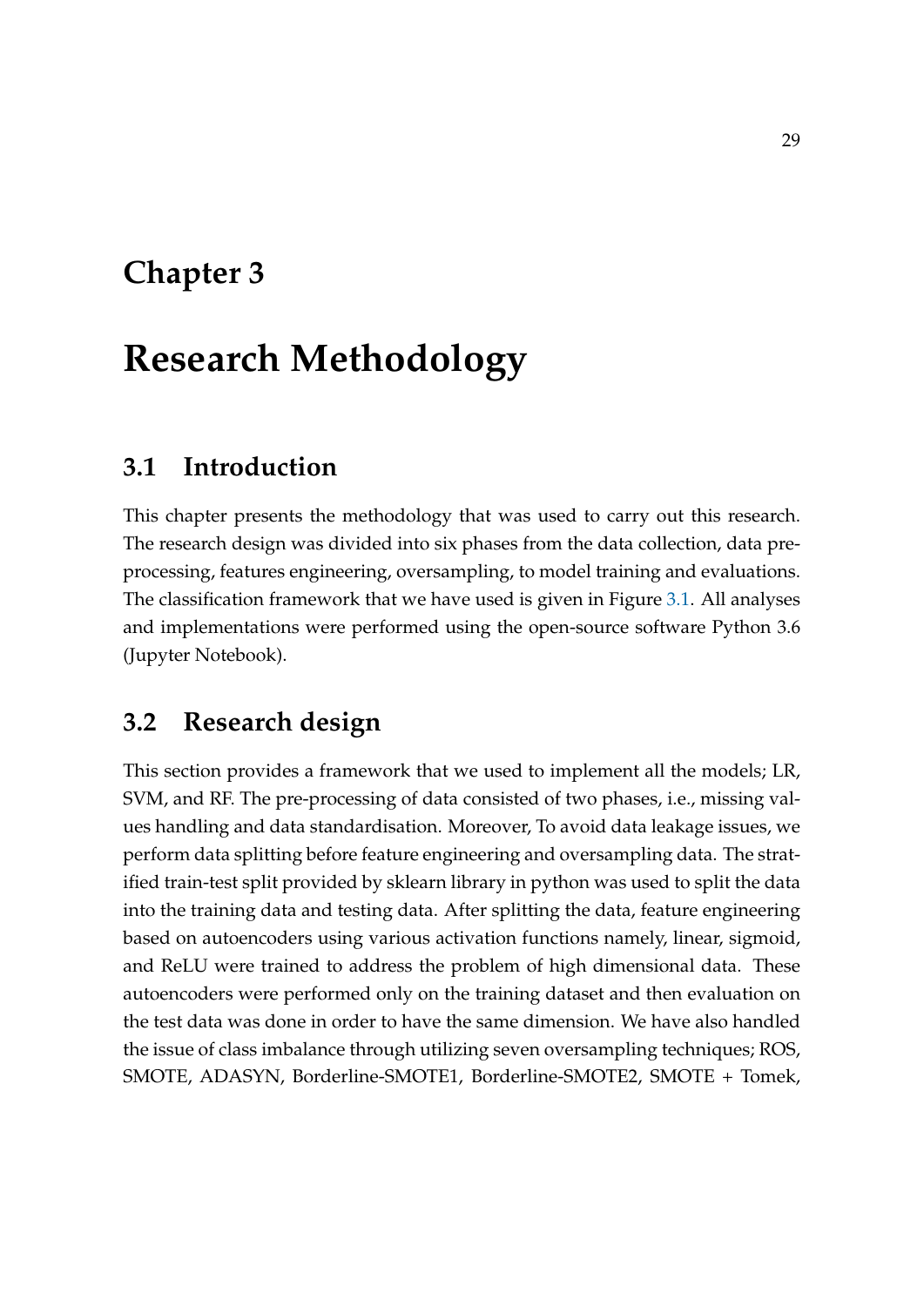# Chapter 3

# Research Methodology

## 3.1 Introduction

This chapter presents the methodology that was used to carry out this research. The research design was divided into six phases from the data collection, data pre-processing, features engineering, oversampling, to model training and evaluations. The classification framework that we have used is given in Figure 3.1. All analyses and implementations were performed using the open-source software Python 3.6 (Jupyter Notebook).

## 3.2 Research design

This section provides a framework that we used to implement all the models; LR, SVM, and RF. The pre-processing of data consisted of two phases, i.e., missing values handling and data standardisation. Moreover, To avoid data leakage issues, we perform data splitting before feature engineering and oversampling data. The stratified train-test split provided by sklearn library in python was used to split the data into the training data and testing data. After splitting the data, feature engineering based on autoencoders using various activation functions namely, linear, sigmoid, and ReLU were trained to address the problem of high dimensional data. These autoencoders were performed only on the training dataset and then evaluation on the test data was done in order to have the same dimension. We have also handled the issue of class imbalance through utilizing seven oversampling techniques; ROS, SMOTE, ADASYN, Borderline-SMOTE1, Borderline-SMOTE2, SMOTE + Tomek,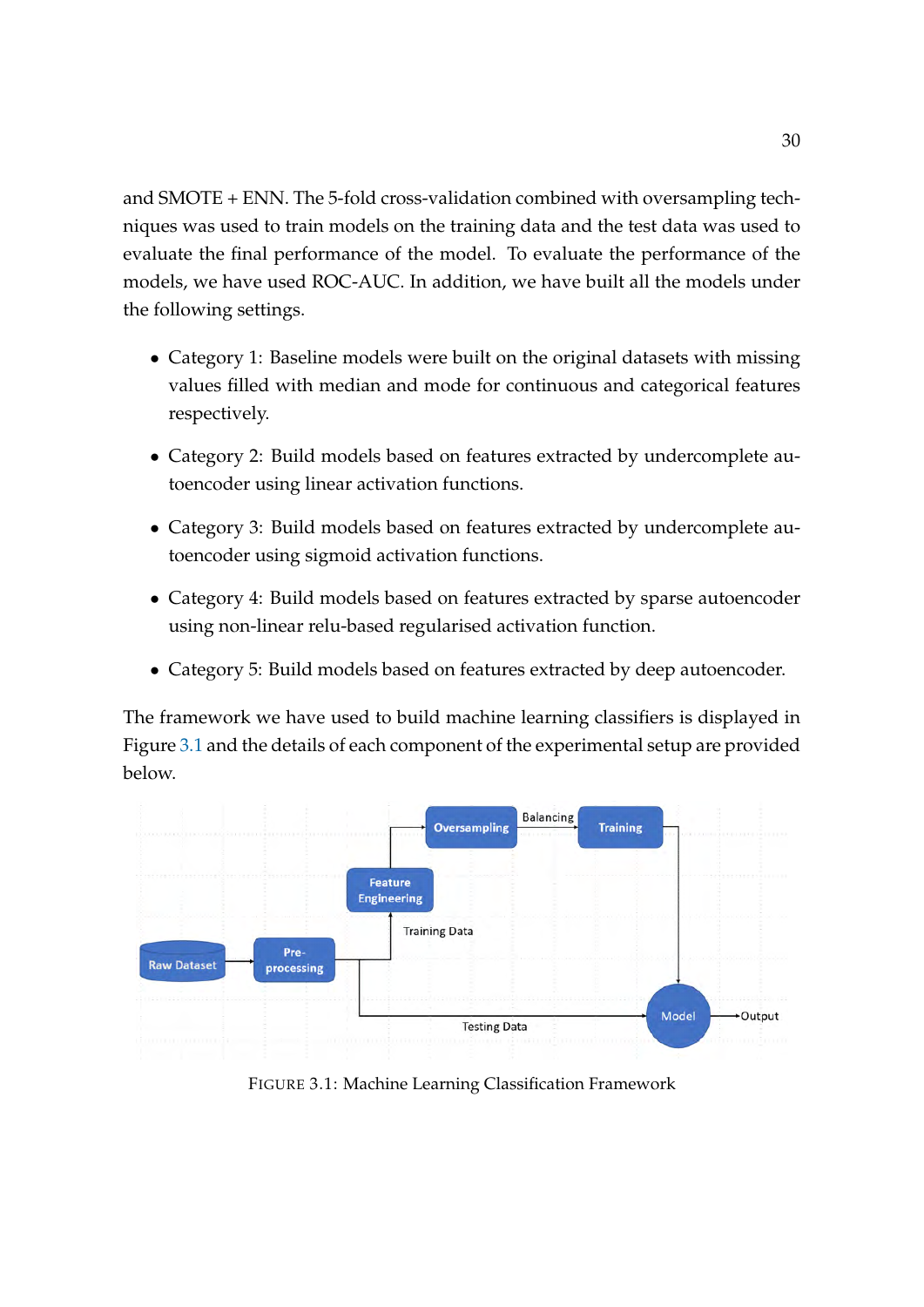and SMOTE + ENN. The 5-fold cross-validation combined with oversampling techniques was used to train models on the training data and the test data was used to evaluate the final performance of the model. To evaluate the performance of the models, we have used ROC-AUC. In addition, we have built all the models under the following settings.

- Category 1: Baseline models were built on the original datasets with missing values filled with median and mode for continuous and categorical features respectively.
- Category 2: Build models based on features extracted by undercomplete autoencoder using linear activation functions.
- Category 3: Build models based on features extracted by undercomplete autoencoder using sigmoid activation functions.
- Category 4: Build models based on features extracted by sparse autoencoder using non-linear relu-based regularised activation function.
- Category 5: Build models based on features extracted by deep autoencoder.

The framework we have used to build machine learning classifiers is displayed in Figure 3.1 and the details of each component of the experimental setup are provided below.

FIGURE 3.1: Machine Learning Classification Framework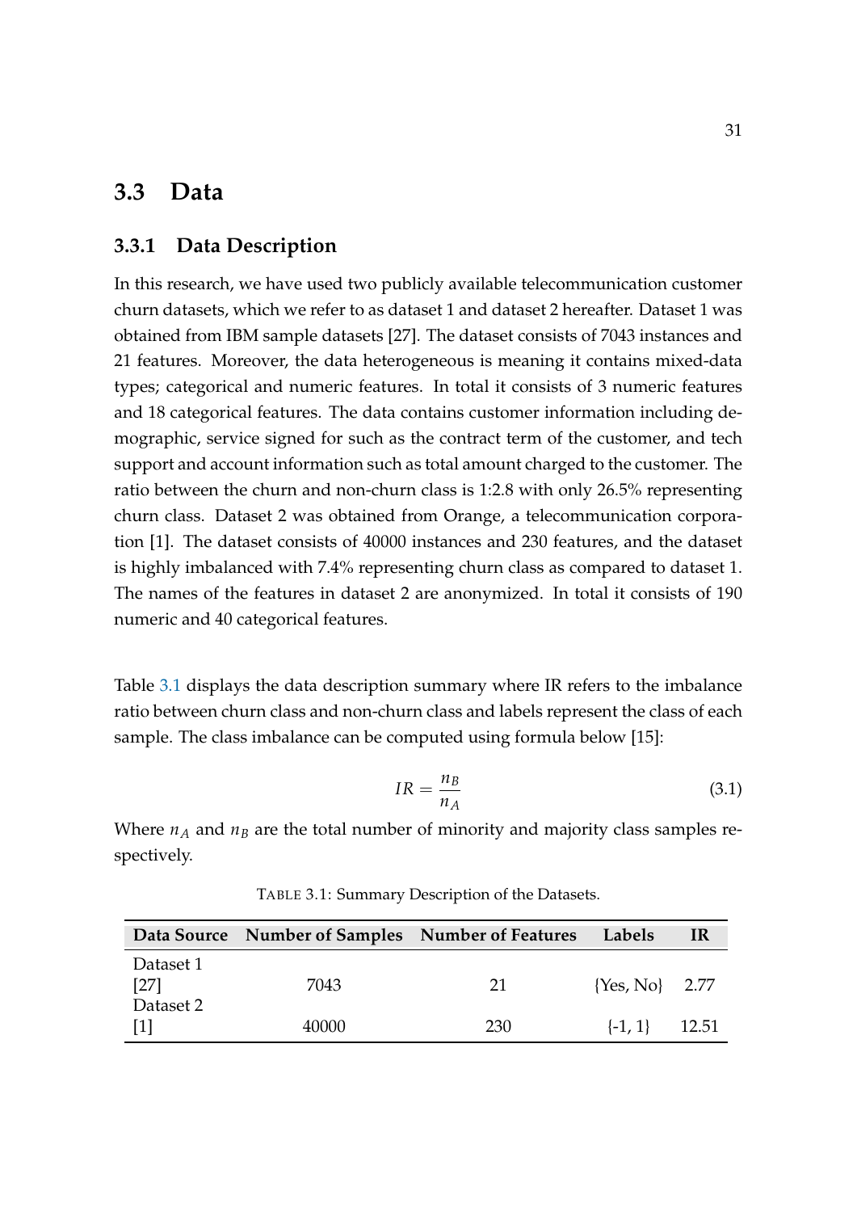## 3.3 Data

### 3.3.1 Data Description

In this research, we have used two publicly available telecommunication customer churn datasets, which we refer to as dataset 1 and dataset 2 hereafter. Dataset 1 was obtained from IBM sample datasets [27]. The dataset consists of 7043 instances and 21 features. Moreover, the data heterogeneous is meaning it contains mixed-data types; categorical and numeric features. In total it consists of 3 numeric features and 18 categorical features. The data contains customer information including demographic, service signed for such as the contract term of the customer, and tech support and account information such as total amount charged to the customer. The ratio between the churn and non-churn class is 1:2.8 with only 26.5% representing churn class. Dataset 2 was obtained from Orange, a telecommunication corporation [1]. The dataset consists of 40000 instances and 230 features, and the dataset is highly imbalanced with 7.4% representing churn class as compared to dataset 1. The names of the features in dataset 2 are anonymized. In total it consists of 190 numeric and 40 categorical features.

Table 3.1 displays the data description summary where IR refers to the imbalance ratio between churn class and non-churn class and labels represent the class of each sample. The class imbalance can be computed using formula below [15]:

$$IR = \frac{n_B}{n_A} \tag{3.1}$$

Where $n_A$ and $n_B$ are the total number of minority and majority class samples respectively.

TABLE 3.1: Summary Description of the Datasets.

| Data Source | Number of Samples | Number of Features | Labels | IR |
|---|---|---|---|---|
| Dataset 1 [27] | 7043 | 21 | {Yes, No} | 2.77 |
| Dataset 2 [1] | 40000 | 230 | {-1, 1} | 12.51 |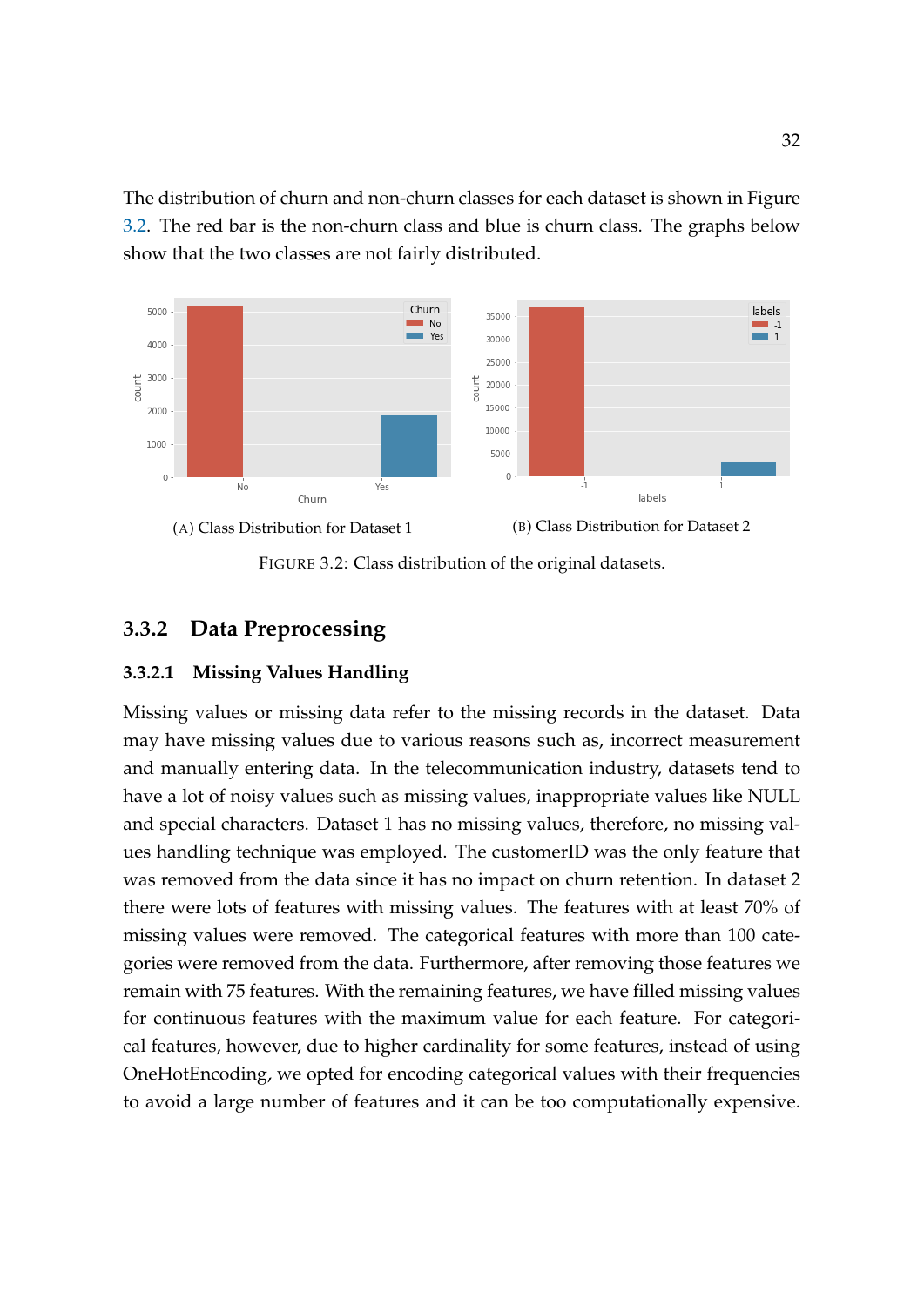The distribution of churn and non-churn classes for each dataset is shown in Figure 3.2. The red bar is the non-churn class and blue is churn class. The graphs below show that the two classes are not fairly distributed.

(A) Class Distribution for Dataset 1

(B) Class Distribution for Dataset 2

FIGURE 3.2: Class distribution of the original datasets.

### 3.3.2 Data Preprocessing

#### 3.3.2.1 Missing Values Handling

Missing values or missing data refer to the missing records in the dataset. Data may have missing values due to various reasons such as, incorrect measurement and manually entering data. In the telecommunication industry, datasets tend to have a lot of noisy values such as missing values, inappropriate values like NULL and special characters. Dataset 1 has no missing values, therefore, no missing values handling technique was employed. The customerID was the only feature that was removed from the data since it has no impact on churn retention. In dataset 2 there were lots of features with missing values. The features with at least 70% of missing values were removed. The categorical features with more than 100 categories were removed from the data. Furthermore, after removing those features we remain with 75 features. With the remaining features, we have filled missing values for continuous features with the maximum value for each feature. For categorical features, however, due to higher cardinality for some features, instead of using OneHotEncoding, we opted for encoding categorical values with their frequencies to avoid a large number of features and it can be too computationally expensive.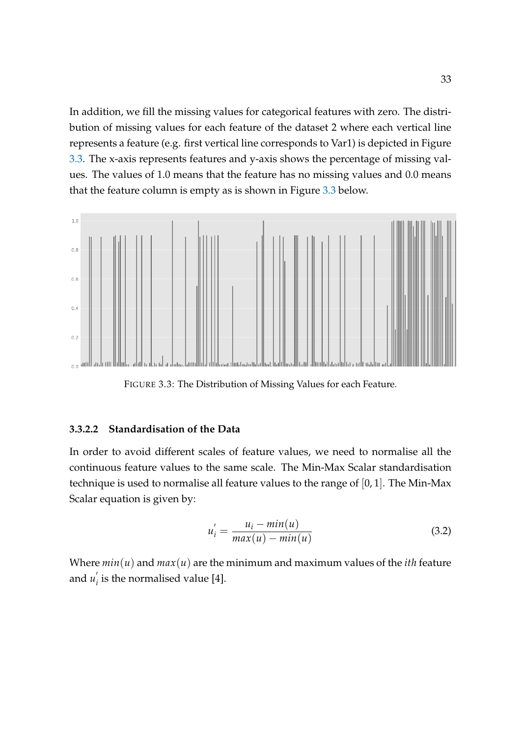In addition, we fill the missing values for categorical features with zero. The distribution of missing values for each feature of the dataset 2 where each vertical line represents a feature (e.g. first vertical line corresponds to Var1) is depicted in Figure 3.3. The x-axis represents features and y-axis shows the percentage of missing values. The values of 1.0 means that the feature has no missing values and 0.0 means that the feature column is empty as is shown in Figure 3.3 below.

FIGURE 3.3: The Distribution of Missing Values for each Feature.

#### 3.3.2.2 Standardisation of the Data

In order to avoid different scales of feature values, we need to normalise all the continuous feature values to the same scale. The Min-Max Scalar standardisation technique is used to normalise all feature values to the range of $[0, 1]$. The Min-Max Scalar equation is given by:

$$u_i^{'} = \frac{u_i - min(u)}{max(u) - min(u)} \tag{3.2}$$

Where $min(u)$ and $max(u)$ are the minimum and maximum values of the *ith* feature and $u_i^{'}$ is the normalised value [4].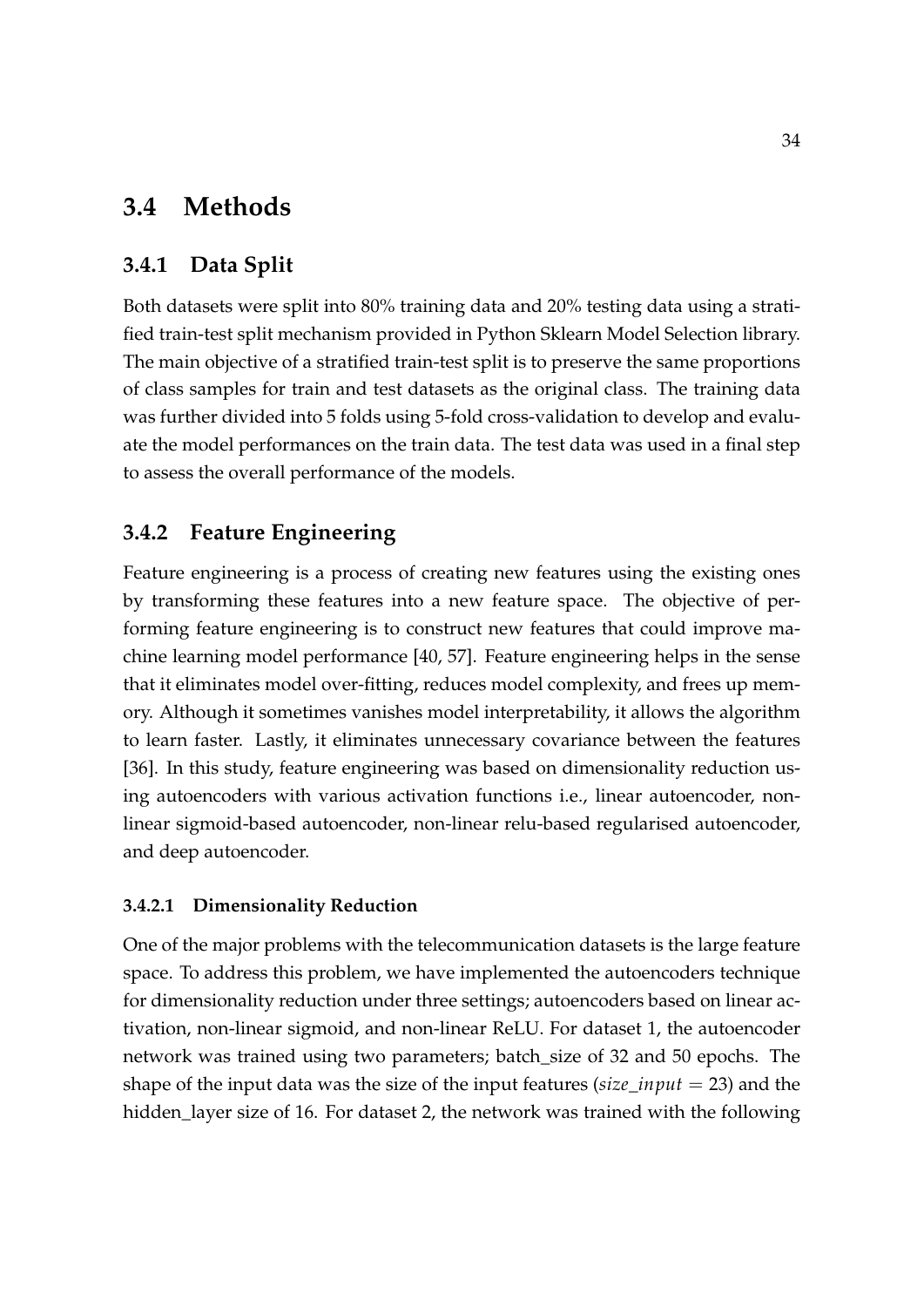## 3.4 Methods

### 3.4.1 Data Split

Both datasets were split into 80% training data and 20% testing data using a stratified train-test split mechanism provided in Python Sklearn Model Selection library. The main objective of a stratified train-test split is to preserve the same proportions of class samples for train and test datasets as the original class. The training data was further divided into 5 folds using 5-fold cross-validation to develop and evaluate the model performances on the train data. The test data was used in a final step to assess the overall performance of the models.

### 3.4.2 Feature Engineering

Feature engineering is a process of creating new features using the existing ones by transforming these features into a new feature space. The objective of performing feature engineering is to construct new features that could improve machine learning model performance [40, 57]. Feature engineering helps in the sense that it eliminates model over-fitting, reduces model complexity, and frees up memory. Although it sometimes vanishes model interpretability, it allows the algorithm to learn faster. Lastly, it eliminates unnecessary covariance between the features [36]. In this study, feature engineering was based on dimensionality reduction using autoencoders with various activation functions i.e., linear autoencoder, non-linear sigmoid-based autoencoder, non-linear relu-based regularised autoencoder, and deep autoencoder.

#### 3.4.2.1 Dimensionality Reduction

One of the major problems with the telecommunication datasets is the large feature space. To address this problem, we have implemented the autoencoders technique for dimensionality reduction under three settings; autoencoders based on linear activation, non-linear sigmoid, and non-linear ReLU. For dataset 1, the autoencoder network was trained using two parameters; batch_size of 32 and 50 epochs. The shape of the input data was the size of the input features ($size\_input = 23$) and the hidden_layer size of 16. For dataset 2, the network was trained with the following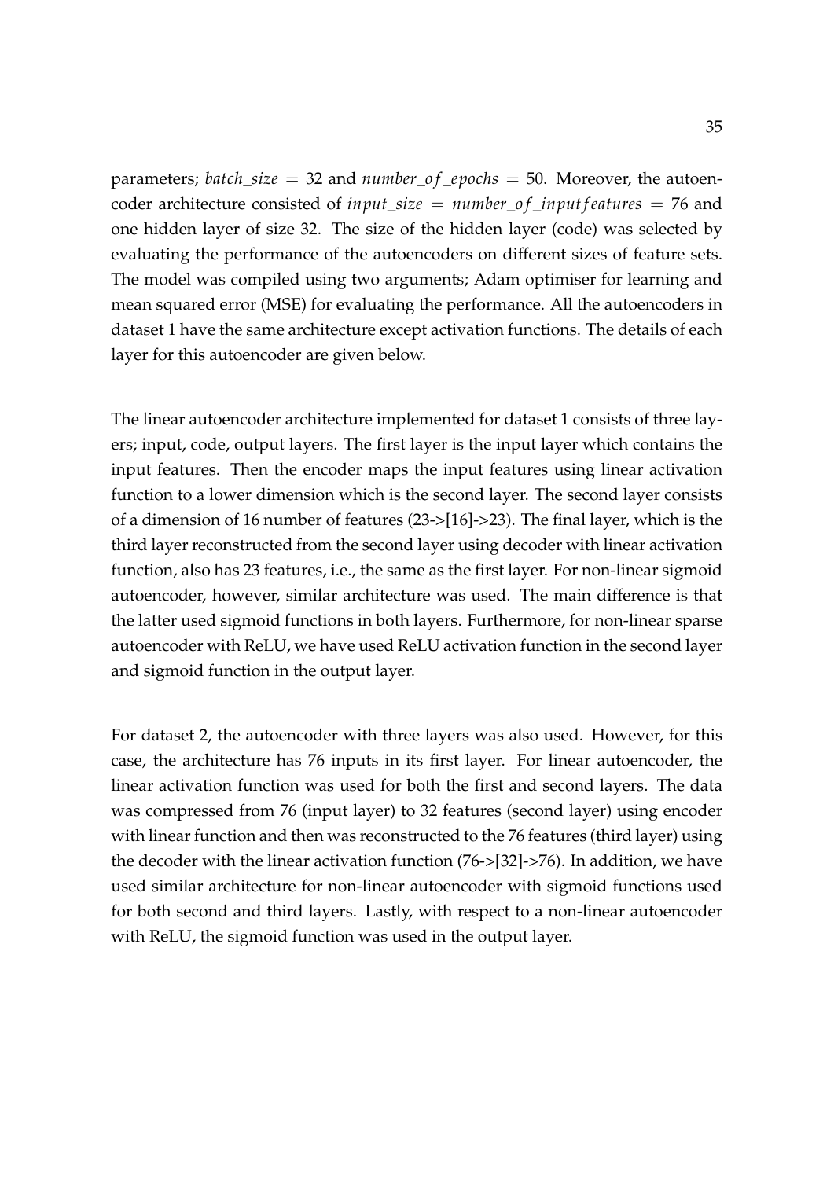parameters; $batch\_size = 32$ and $number\_of\_epochs = 50$. Moreover, the autoencoder architecture consisted of $input\_size = number\_of\_inputfeatures = 76$ and one hidden layer of size 32. The size of the hidden layer (code) was selected by evaluating the performance of the autoencoders on different sizes of feature sets. The model was compiled using two arguments; Adam optimiser for learning and mean squared error (MSE) for evaluating the performance. All the autoencoders in dataset 1 have the same architecture except activation functions. The details of each layer for this autoencoder are given below.

The linear autoencoder architecture implemented for dataset 1 consists of three layers; input, code, output layers. The first layer is the input layer which contains the input features. Then the encoder maps the input features using linear activation function to a lower dimension which is the second layer. The second layer consists of a dimension of 16 number of features (23->[16]->23). The final layer, which is the third layer reconstructed from the second layer using decoder with linear activation function, also has 23 features, i.e., the same as the first layer. For non-linear sigmoid autoencoder, however, similar architecture was used. The main difference is that the latter used sigmoid functions in both layers. Furthermore, for non-linear sparse autoencoder with ReLU, we have used ReLU activation function in the second layer and sigmoid function in the output layer.

For dataset 2, the autoencoder with three layers was also used. However, for this case, the architecture has 76 inputs in its first layer. For linear autoencoder, the linear activation function was used for both the first and second layers. The data was compressed from 76 (input layer) to 32 features (second layer) using encoder with linear function and then was reconstructed to the 76 features (third layer) using the decoder with the linear activation function (76->[32]->76). In addition, we have used similar architecture for non-linear autoencoder with sigmoid functions used for both second and third layers. Lastly, with respect to a non-linear autoencoder with ReLU, the sigmoid function was used in the output layer.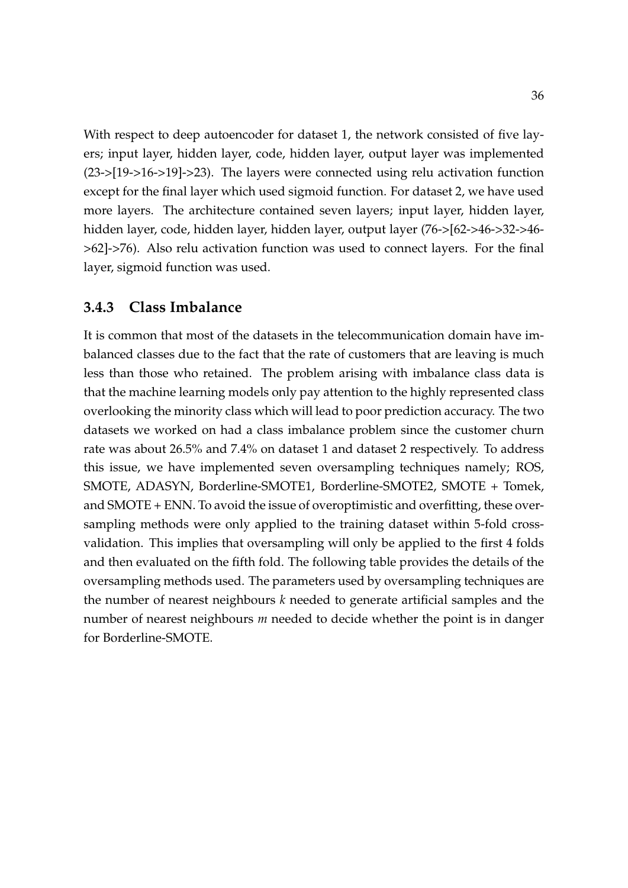With respect to deep autoencoder for dataset 1, the network consisted of five layers; input layer, hidden layer, code, hidden layer, output layer was implemented (23->[19->16->19]->23). The layers were connected using relu activation function except for the final layer which used sigmoid function. For dataset 2, we have used more layers. The architecture contained seven layers; input layer, hidden layer, hidden layer, code, hidden layer, hidden layer, output layer (76->[62->46->32->46->62]->76). Also relu activation function was used to connect layers. For the final layer, sigmoid function was used.

### 3.4.3 Class Imbalance

It is common that most of the datasets in the telecommunication domain have imbalanced classes due to the fact that the rate of customers that are leaving is much less than those who retained. The problem arising with imbalance class data is that the machine learning models only pay attention to the highly represented class overlooking the minority class which will lead to poor prediction accuracy. The two datasets we worked on had a class imbalance problem since the customer churn rate was about 26.5% and 7.4% on dataset 1 and dataset 2 respectively. To address this issue, we have implemented seven oversampling techniques namely; ROS, SMOTE, ADASYN, Borderline-SMOTE1, Borderline-SMOTE2, SMOTE + Tomek, and SMOTE + ENN. To avoid the issue of overoptimistic and overfitting, these oversampling methods were only applied to the training dataset within 5-fold cross-validation. This implies that oversampling will only be applied to the first 4 folds and then evaluated on the fifth fold. The following table provides the details of the oversampling methods used. The parameters used by oversampling techniques are the number of nearest neighbours $k$ needed to generate artificial samples and the number of nearest neighbours $m$ needed to decide whether the point is in danger for Borderline-SMOTE.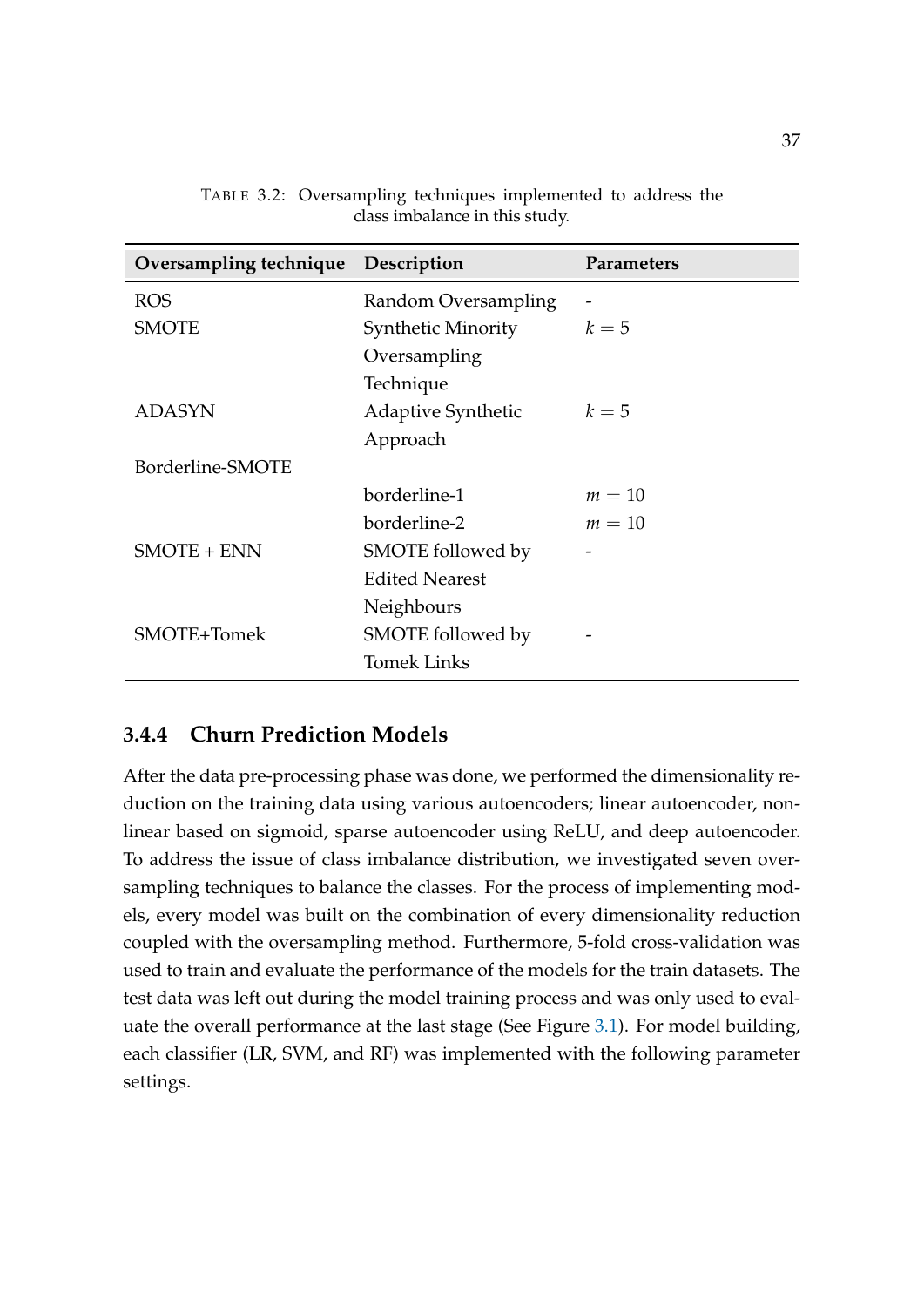TABLE 3.2: Oversampling techniques implemented to address the class imbalance in this study.

| Oversampling technique | Description | Parameters |
|---|---|---|
| ROS | Random Oversampling | - |
| SMOTE | Synthetic Minority Oversampling Technique | $k = 5$ |
| ADASYN | Adaptive Synthetic Approach | $k = 5$ |
| Borderline-SMOTE | | |
| | borderline-1 | $m = 10$ |
| | borderline-2 | $m = 10$ |
| SMOTE + ENN | SMOTE followed by Edited Nearest Neighbours | - |
| SMOTE+Tomek | SMOTE followed by Tomek Links | - |

### 3.4.4 Churn Prediction Models

After the data pre-processing phase was done, we performed the dimensionality reduction on the training data using various autoencoders; linear autoencoder, non-linear based on sigmoid, sparse autoencoder using ReLU, and deep autoencoder. To address the issue of class imbalance distribution, we investigated seven oversampling techniques to balance the classes. For the process of implementing models, every model was built on the combination of every dimensionality reduction coupled with the oversampling method. Furthermore, 5-fold cross-validation was used to train and evaluate the performance of the models for the train datasets. The test data was left out during the model training process and was only used to evaluate the overall performance at the last stage (See Figure 3.1). For model building, each classifier (LR, SVM, and RF) was implemented with the following parameter settings.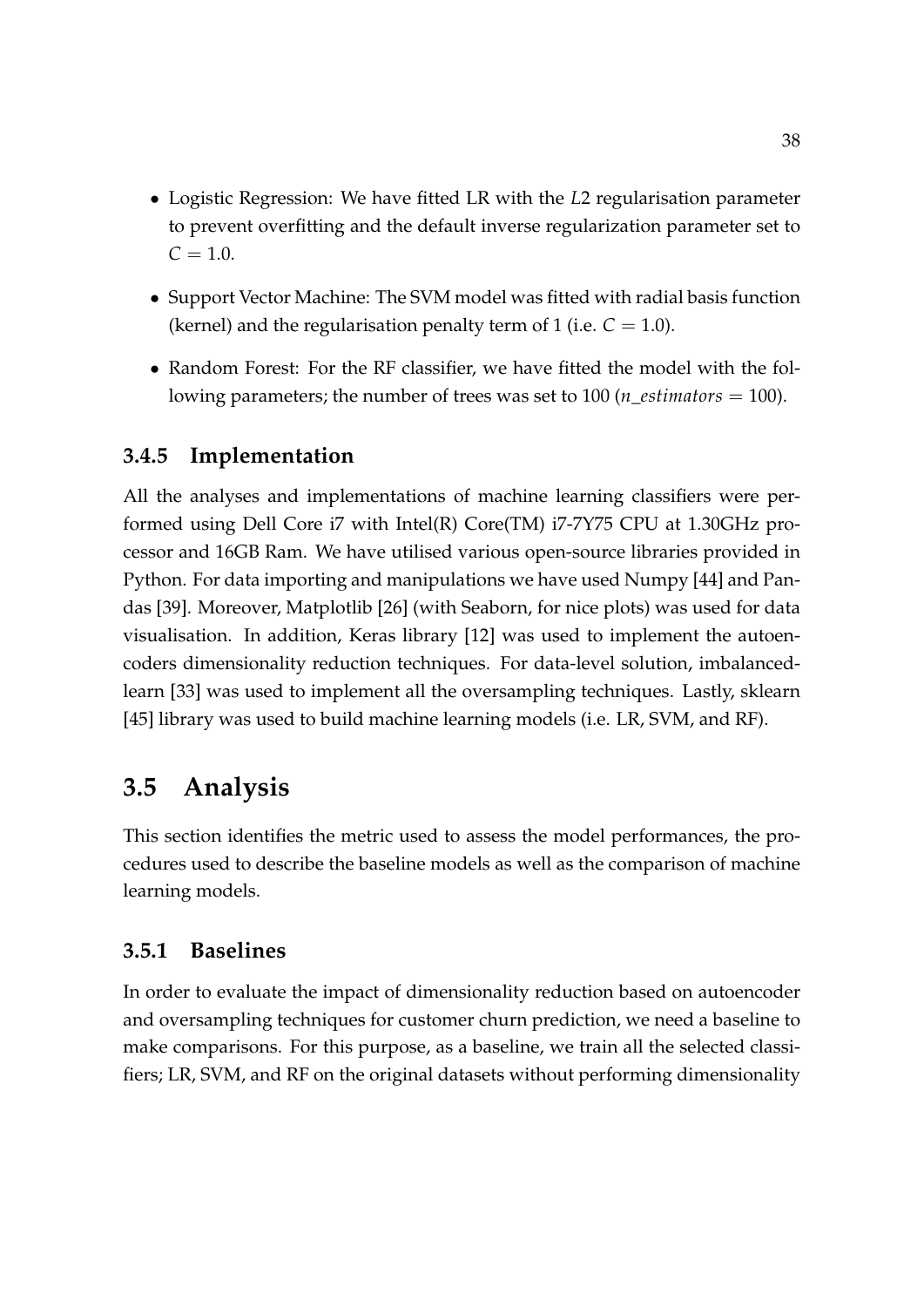- Logistic Regression: We have fitted LR with the $L2$ regularisation parameter to prevent overfitting and the default inverse regularization parameter set to $C = 1.0$.
- Support Vector Machine: The SVM model was fitted with radial basis function (kernel) and the regularisation penalty term of 1 (i.e. $C = 1.0$).
- Random Forest: For the RF classifier, we have fitted the model with the following parameters; the number of trees was set to 100 ($n\_estimators = 100$).

### 3.4.5 Implementation

All the analyses and implementations of machine learning classifiers were performed using Dell Core i7 with Intel(R) Core(TM) i7-7Y75 CPU at 1.30GHz processor and 16GB Ram. We have utilised various open-source libraries provided in Python. For data importing and manipulations we have used Numpy [44] and Pandas [39]. Moreover, Matplotlib [26] (with Seaborn, for nice plots) was used for data visualisation. In addition, Keras library [12] was used to implement the autoencoders dimensionality reduction techniques. For data-level solution, imbalanced-learn [33] was used to implement all the oversampling techniques. Lastly, sklearn [45] library was used to build machine learning models (i.e. LR, SVM, and RF).

## 3.5 Analysis

This section identifies the metric used to assess the model performances, the procedures used to describe the baseline models as well as the comparison of machine learning models.

### 3.5.1 Baselines

In order to evaluate the impact of dimensionality reduction based on autoencoder and oversampling techniques for customer churn prediction, we need a baseline to make comparisons. For this purpose, as a baseline, we train all the selected classifiers; LR, SVM, and RF on the original datasets without performing dimensionality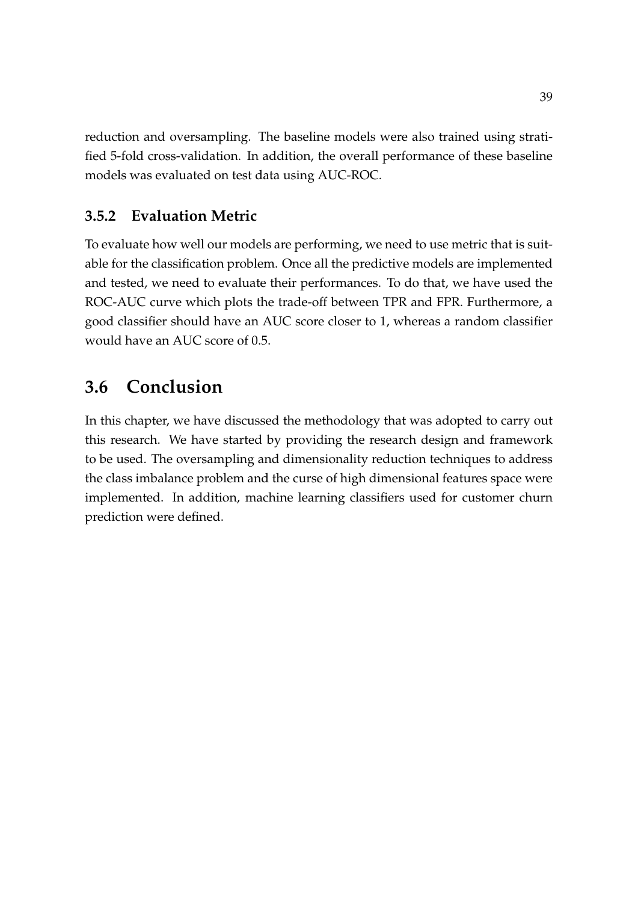reduction and oversampling. The baseline models were also trained using stratified 5-fold cross-validation. In addition, the overall performance of these baseline models was evaluated on test data using AUC-ROC.

### 3.5.2 Evaluation Metric

To evaluate how well our models are performing, we need to use metric that is suitable for the classification problem. Once all the predictive models are implemented and tested, we need to evaluate their performances. To do that, we have used the ROC-AUC curve which plots the trade-off between TPR and FPR. Furthermore, a good classifier should have an AUC score closer to 1, whereas a random classifier would have an AUC score of 0.5.

## 3.6 Conclusion

In this chapter, we have discussed the methodology that was adopted to carry out this research. We have started by providing the research design and framework to be used. The oversampling and dimensionality reduction techniques to address the class imbalance problem and the curse of high dimensional features space were implemented. In addition, machine learning classifiers used for customer churn prediction were defined.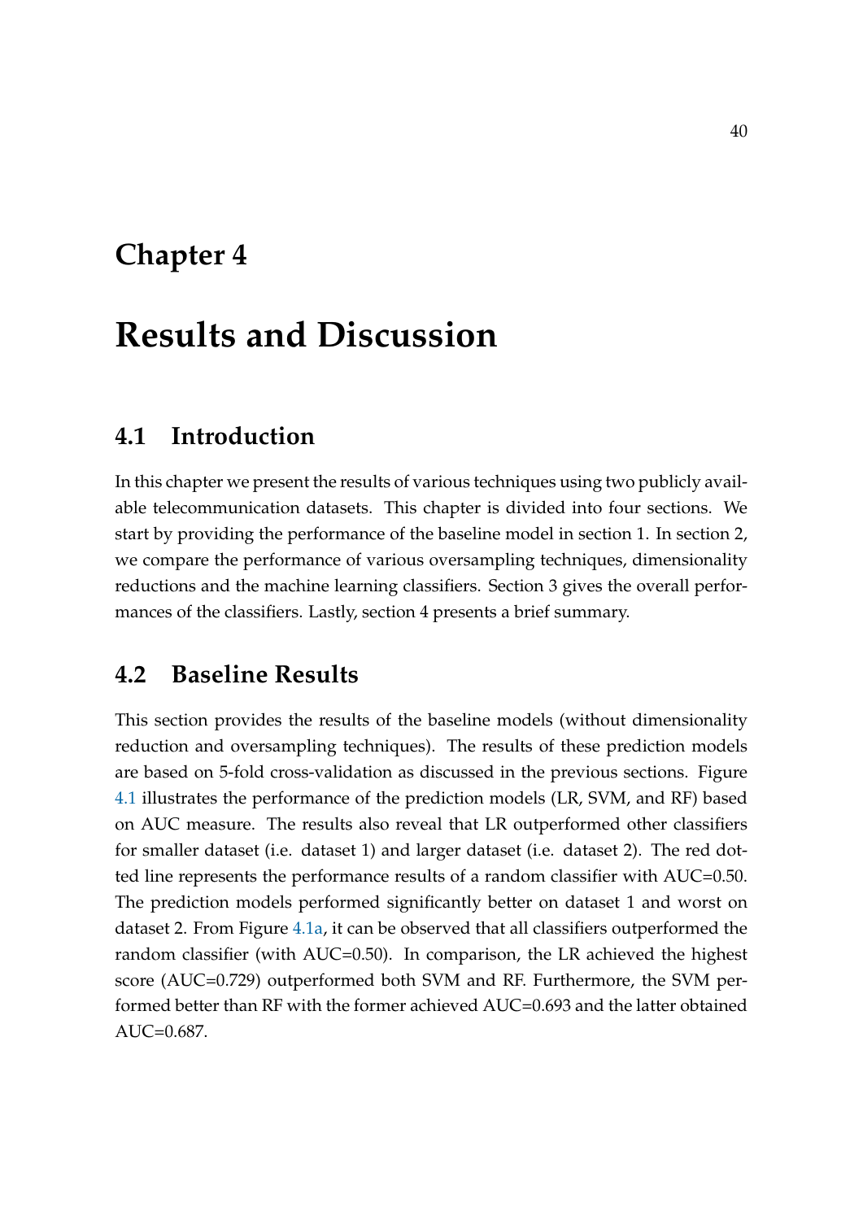# Chapter 4

# Results and Discussion

## 4.1 Introduction

In this chapter we present the results of various techniques using two publicly available telecommunication datasets. This chapter is divided into four sections. We start by providing the performance of the baseline model in section 1. In section 2, we compare the performance of various oversampling techniques, dimensionality reductions and the machine learning classifiers. Section 3 gives the overall performances of the classifiers. Lastly, section 4 presents a brief summary.

## 4.2 Baseline Results

This section provides the results of the baseline models (without dimensionality reduction and oversampling techniques). The results of these prediction models are based on 5-fold cross-validation as discussed in the previous sections. Figure 4.1 illustrates the performance of the prediction models (LR, SVM, and RF) based on AUC measure. The results also reveal that LR outperformed other classifiers for smaller dataset (i.e. dataset 1) and larger dataset (i.e. dataset 2). The red dotted line represents the performance results of a random classifier with AUC=0.50. The prediction models performed significantly better on dataset 1 and worst on dataset 2. From Figure 4.1a, it can be observed that all classifiers outperformed the random classifier (with AUC=0.50). In comparison, the LR achieved the highest score (AUC=0.729) outperformed both SVM and RF. Furthermore, the SVM performed better than RF with the former achieved AUC=0.693 and the latter obtained AUC=0.687.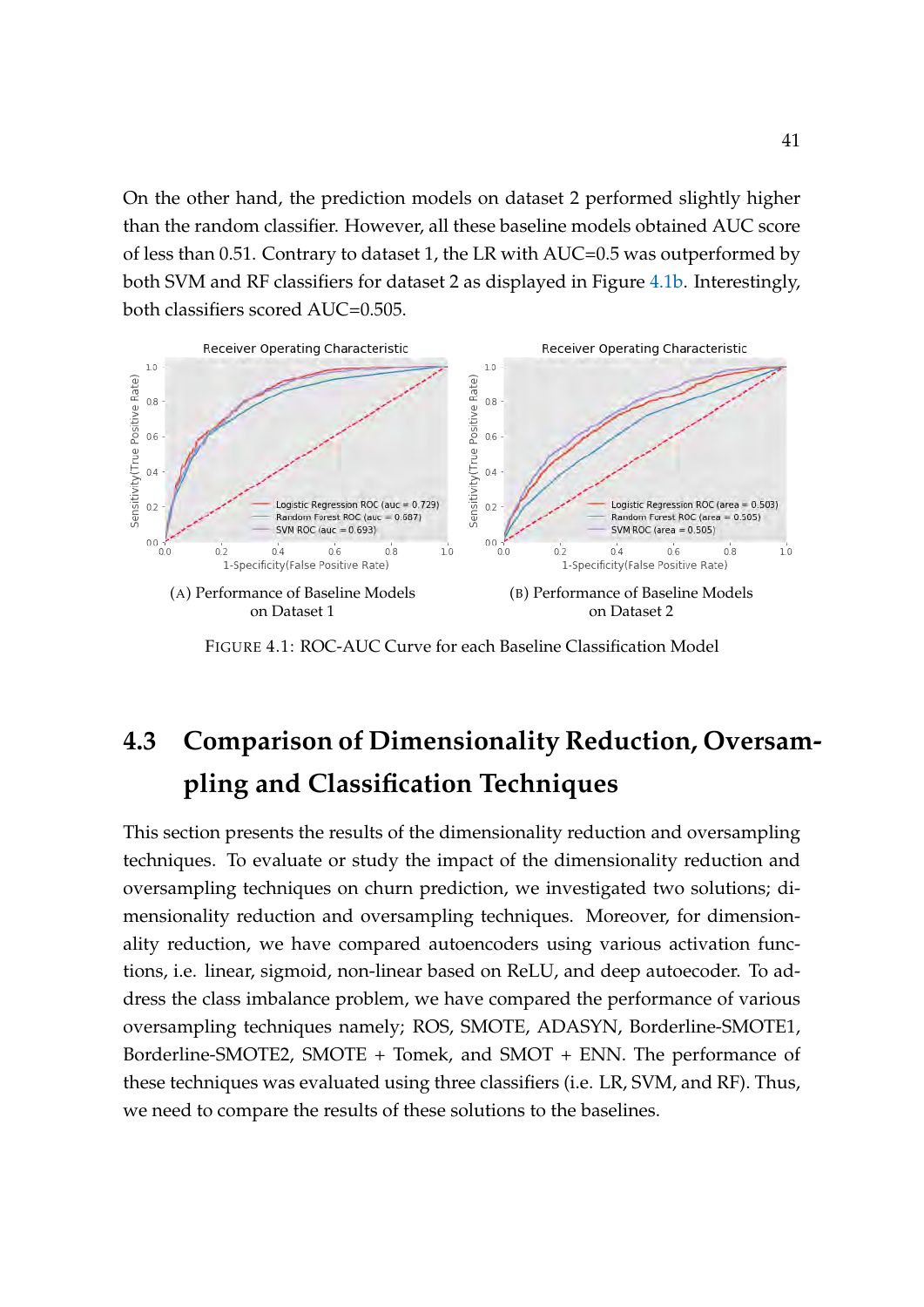On the other hand, the prediction models on dataset 2 performed slightly higher than the random classifier. However, all these baseline models obtained AUC score of less than 0.51. Contrary to dataset 1, the LR with AUC=0.5 was outperformed by both SVM and RF classifiers for dataset 2 as displayed in Figure 4.1b. Interestingly, both classifiers scored AUC=0.505.

(A) Performance of Baseline Models on Dataset 1

(B) Performance of Baseline Models on Dataset 2

FIGURE 4.1: ROC-AUC Curve for each Baseline Classification Model

## 4.3 Comparison of Dimensionality Reduction, Oversampling and Classification Techniques

This section presents the results of the dimensionality reduction and oversampling techniques. To evaluate or study the impact of the dimensionality reduction and oversampling techniques on churn prediction, we investigated two solutions; dimensionality reduction and oversampling techniques. Moreover, for dimensionality reduction, we have compared autoencoders using various activation functions, i.e. linear, sigmoid, non-linear based on ReLU, and deep autoecoder. To address the class imbalance problem, we have compared the performance of various oversampling techniques namely; ROS, SMOTE, ADASYN, Borderline-SMOTE1, Borderline-SMOTE2, SMOTE + Tomek, and SMOT + ENN. The performance of these techniques was evaluated using three classifiers (i.e. LR, SVM, and RF). Thus, we need to compare the results of these solutions to the baselines.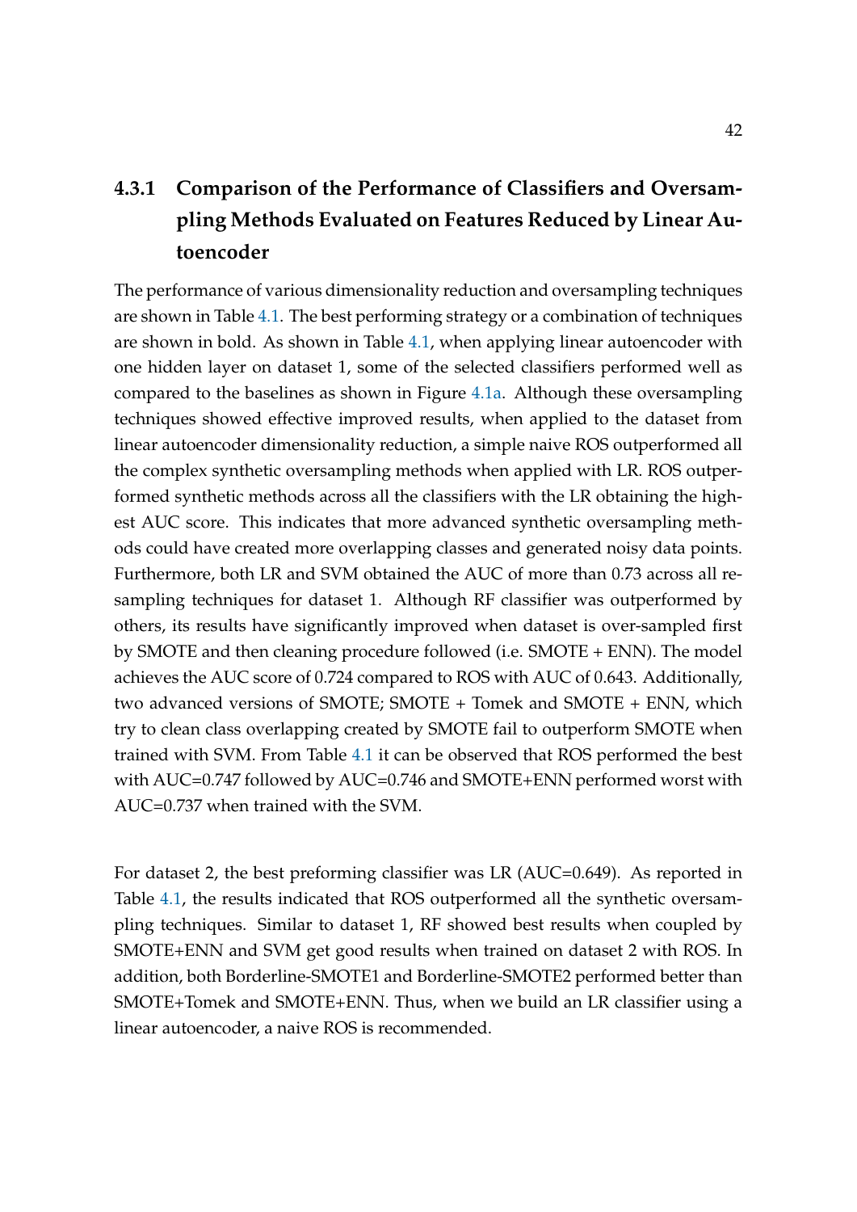### 4.3.1 Comparison of the Performance of Classifiers and Oversampling Methods Evaluated on Features Reduced by Linear Autoencoder

The performance of various dimensionality reduction and oversampling techniques are shown in Table 4.1. The best performing strategy or a combination of techniques are shown in bold. As shown in Table 4.1, when applying linear autoencoder with one hidden layer on dataset 1, some of the selected classifiers performed well as compared to the baselines as shown in Figure 4.1a. Although these oversampling techniques showed effective improved results, when applied to the dataset from linear autoencoder dimensionality reduction, a simple naive ROS outperformed all the complex synthetic oversampling methods when applied with LR. ROS outperformed synthetic methods across all the classifiers with the LR obtaining the highest AUC score. This indicates that more advanced synthetic oversampling methods could have created more overlapping classes and generated noisy data points. Furthermore, both LR and SVM obtained the AUC of more than 0.73 across all resampling techniques for dataset 1. Although RF classifier was outperformed by others, its results have significantly improved when dataset is over-sampled first by SMOTE and then cleaning procedure followed (i.e. SMOTE + ENN). The model achieves the AUC score of 0.724 compared to ROS with AUC of 0.643. Additionally, two advanced versions of SMOTE; SMOTE + Tomek and SMOTE + ENN, which try to clean class overlapping created by SMOTE fail to outperform SMOTE when trained with SVM. From Table 4.1 it can be observed that ROS performed the best with AUC=0.747 followed by AUC=0.746 and SMOTE+ENN performed worst with AUC=0.737 when trained with the SVM.

For dataset 2, the best preforming classifier was LR (AUC=0.649). As reported in Table 4.1, the results indicated that ROS outperformed all the synthetic oversampling techniques. Similar to dataset 1, RF showed best results when coupled by SMOTE+ENN and SVM get good results when trained on dataset 2 with ROS. In addition, both Borderline-SMOTE1 and Borderline-SMOTE2 performed better than SMOTE+Tomek and SMOTE+ENN. Thus, when we build an LR classifier using a linear autoencoder, a naive ROS is recommended.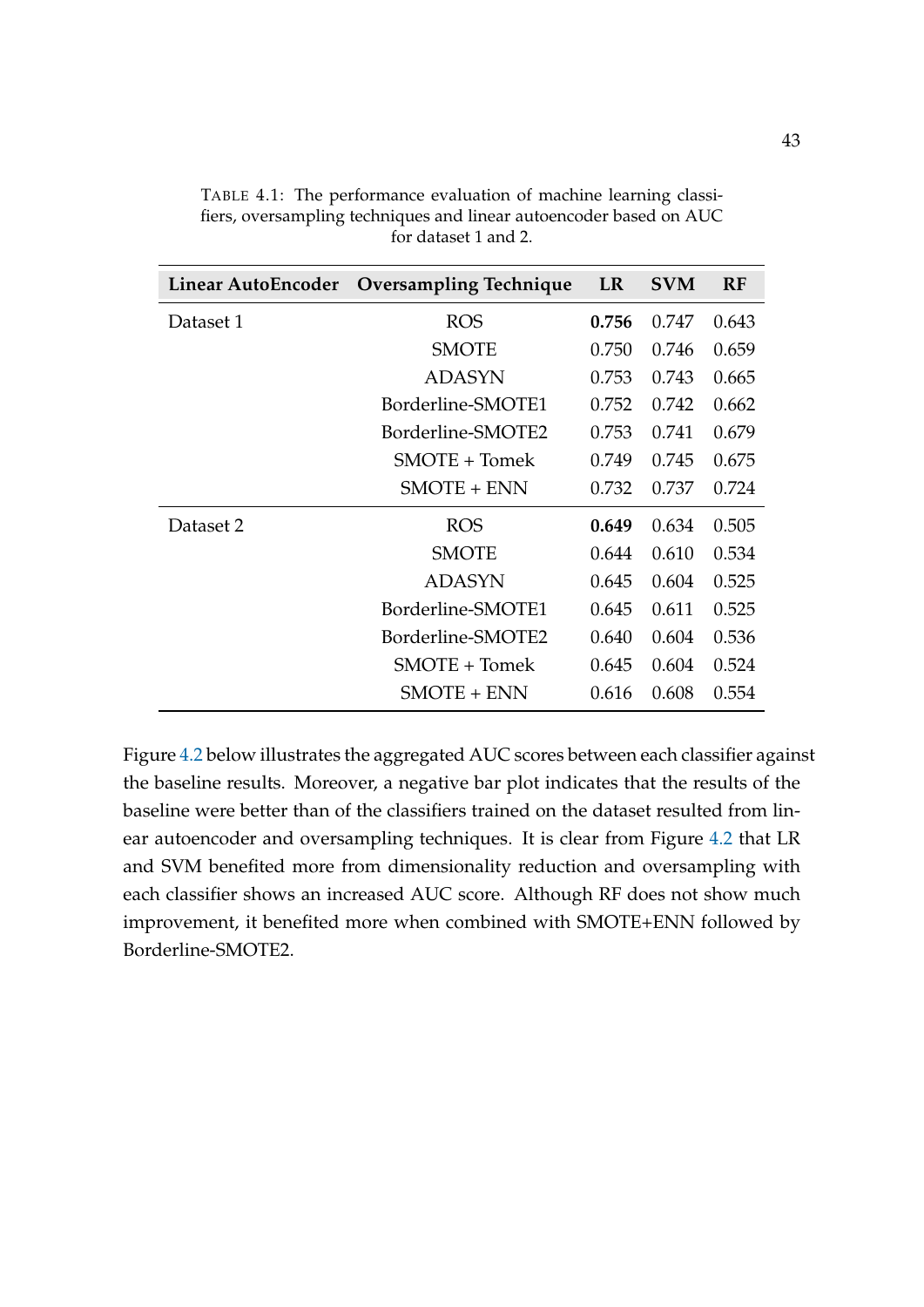TABLE 4.1: The performance evaluation of machine learning classifiers, oversampling techniques and linear autoencoder based on AUC for dataset 1 and 2.

| Linear AutoEncoder | Oversampling Technique | LR | SVM | RF |
|---|---|---|---|---|
| Dataset 1 | ROS | **0.756** | 0.747 | 0.643 |
| | SMOTE | 0.750 | 0.746 | 0.659 |
| | ADASYN | 0.753 | 0.743 | 0.665 |
| | Borderline-SMOTE1 | 0.752 | 0.742 | 0.662 |
| | Borderline-SMOTE2 | 0.753 | 0.741 | 0.679 |
| | SMOTE + Tomek | 0.749 | 0.745 | 0.675 |
| | SMOTE + ENN | 0.732 | 0.737 | 0.724 |
| Dataset 2 | ROS | **0.649** | 0.634 | 0.505 |
| | SMOTE | 0.644 | 0.610 | 0.534 |
| | ADASYN | 0.645 | 0.604 | 0.525 |
| | Borderline-SMOTE1 | 0.645 | 0.611 | 0.525 |
| | Borderline-SMOTE2 | 0.640 | 0.604 | 0.536 |
| | SMOTE + Tomek | 0.645 | 0.604 | 0.524 |
| | SMOTE + ENN | 0.616 | 0.608 | 0.554 |

Figure 4.2 below illustrates the aggregated AUC scores between each classifier against the baseline results. Moreover, a negative bar plot indicates that the results of the baseline were better than of the classifiers trained on the dataset resulted from linear autoencoder and oversampling techniques. It is clear from Figure 4.2 that LR and SVM benefited more from dimensionality reduction and oversampling with each classifier shows an increased AUC score. Although RF does not show much improvement, it benefited more when combined with SMOTE+ENN followed by Borderline-SMOTE2.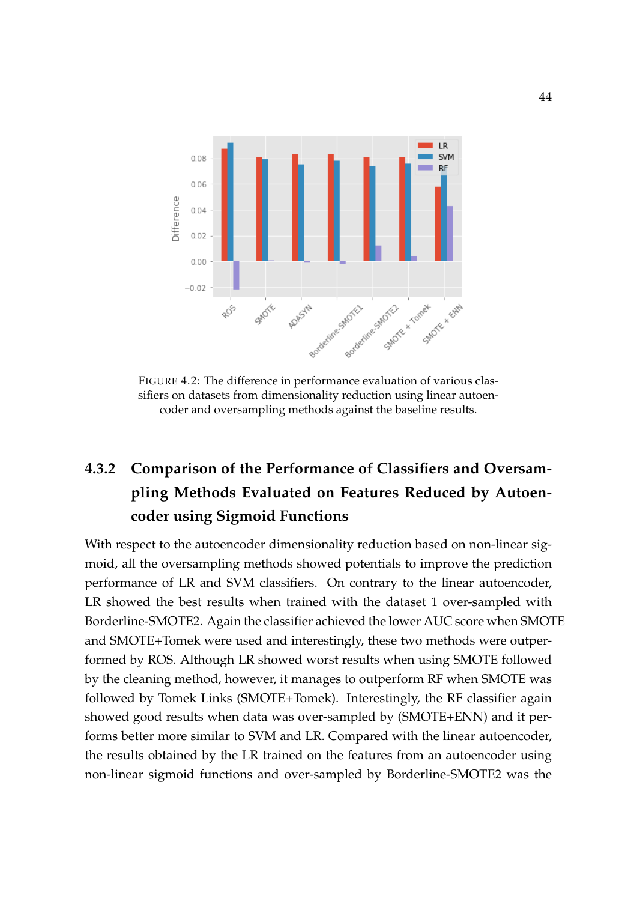FIGURE 4.2: The difference in performance evaluation of various classifiers on datasets from dimensionality reduction using linear autoencoder and oversampling methods against the baseline results.

### 4.3.2 Comparison of the Performance of Classifiers and Oversampling Methods Evaluated on Features Reduced by Autoencoder using Sigmoid Functions

With respect to the autoencoder dimensionality reduction based on non-linear sigmoid, all the oversampling methods showed potentials to improve the prediction performance of LR and SVM classifiers. On contrary to the linear autoencoder, LR showed the best results when trained with the dataset 1 over-sampled with Borderline-SMOTE2. Again the classifier achieved the lower AUC score when SMOTE and SMOTE+Tomek were used and interestingly, these two methods were outperformed by ROS. Although LR showed worst results when using SMOTE followed by the cleaning method, however, it manages to outperform RF when SMOTE was followed by Tomek Links (SMOTE+Tomek). Interestingly, the RF classifier again showed good results when data was over-sampled by (SMOTE+ENN) and it performs better more similar to SVM and LR. Compared with the linear autoencoder, the results obtained by the LR trained on the features from an autoencoder using non-linear sigmoid functions and over-sampled by Borderline-SMOTE2 was the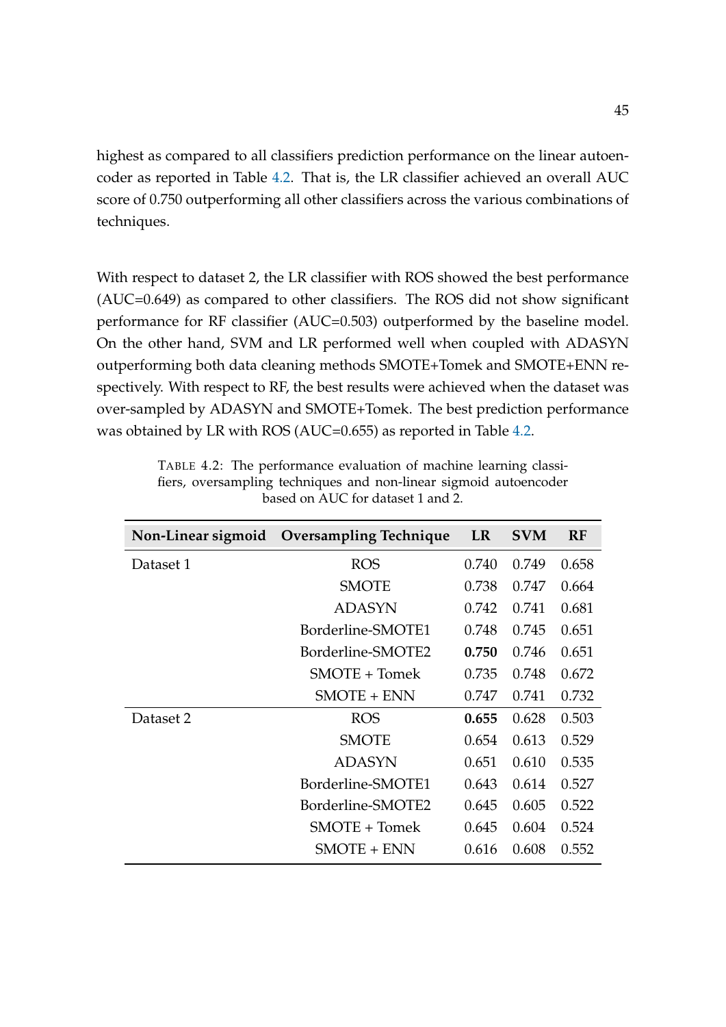highest as compared to all classifiers prediction performance on the linear autoencoder as reported in Table 4.2. That is, the LR classifier achieved an overall AUC score of 0.750 outperforming all other classifiers across the various combinations of techniques.

With respect to dataset 2, the LR classifier with ROS showed the best performance (AUC=0.649) as compared to other classifiers. The ROS did not show significant performance for RF classifier (AUC=0.503) outperformed by the baseline model. On the other hand, SVM and LR performed well when coupled with ADASYN outperforming both data cleaning methods SMOTE+Tomek and SMOTE+ENN respectively. With respect to RF, the best results were achieved when the dataset was over-sampled by ADASYN and SMOTE+Tomek. The best prediction performance was obtained by LR with ROS (AUC=0.655) as reported in Table 4.2.

TABLE 4.2: The performance evaluation of machine learning classifiers, oversampling techniques and non-linear sigmoid autoencoder based on AUC for dataset 1 and 2.

| Non-Linear sigmoid | Oversampling Technique | LR | SVM | RF |
|---|---|---|---|---|
| Dataset 1 | ROS | 0.740 | 0.749 | 0.658 |
| | SMOTE | 0.738 | 0.747 | 0.664 |
| | ADASYN | 0.742 | 0.741 | 0.681 |
| | Borderline-SMOTE1 | 0.748 | 0.745 | 0.651 |
| | Borderline-SMOTE2 | **0.750** | 0.746 | 0.651 |
| | SMOTE + Tomek | 0.735 | 0.748 | 0.672 |
| | SMOTE + ENN | 0.747 | 0.741 | 0.732 |
| Dataset 2 | ROS | **0.655** | 0.628 | 0.503 |
| | SMOTE | 0.654 | 0.613 | 0.529 |
| | ADASYN | 0.651 | 0.610 | 0.535 |
| | Borderline-SMOTE1 | 0.643 | 0.614 | 0.527 |
| | Borderline-SMOTE2 | 0.645 | 0.605 | 0.522 |
| | SMOTE + Tomek | 0.645 | 0.604 | 0.524 |
| | SMOTE + ENN | 0.616 | 0.608 | 0.552 |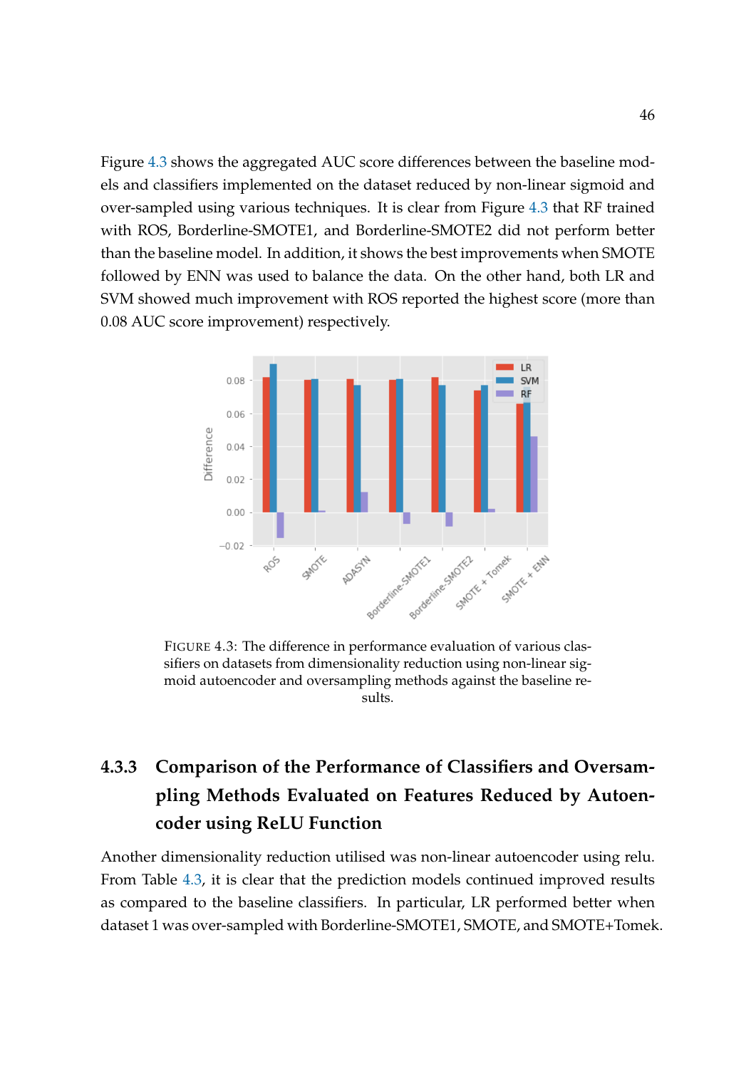Figure 4.3 shows the aggregated AUC score differences between the baseline models and classifiers implemented on the dataset reduced by non-linear sigmoid and over-sampled using various techniques. It is clear from Figure 4.3 that RF trained with ROS, Borderline-SMOTE1, and Borderline-SMOTE2 did not perform better than the baseline model. In addition, it shows the best improvements when SMOTE followed by ENN was used to balance the data. On the other hand, both LR and SVM showed much improvement with ROS reported the highest score (more than 0.08 AUC score improvement) respectively.

FIGURE 4.3: The difference in performance evaluation of various classifiers on datasets from dimensionality reduction using non-linear sigmoid autoencoder and oversampling methods against the baseline results.

### 4.3.3 Comparison of the Performance of Classifiers and Oversampling Methods Evaluated on Features Reduced by Autoencoder using ReLU Function

Another dimensionality reduction utilised was non-linear autoencoder using relu. From Table 4.3, it is clear that the prediction models continued improved results as compared to the baseline classifiers. In particular, LR performed better when dataset 1 was over-sampled with Borderline-SMOTE1, SMOTE, and SMOTE+Tomek.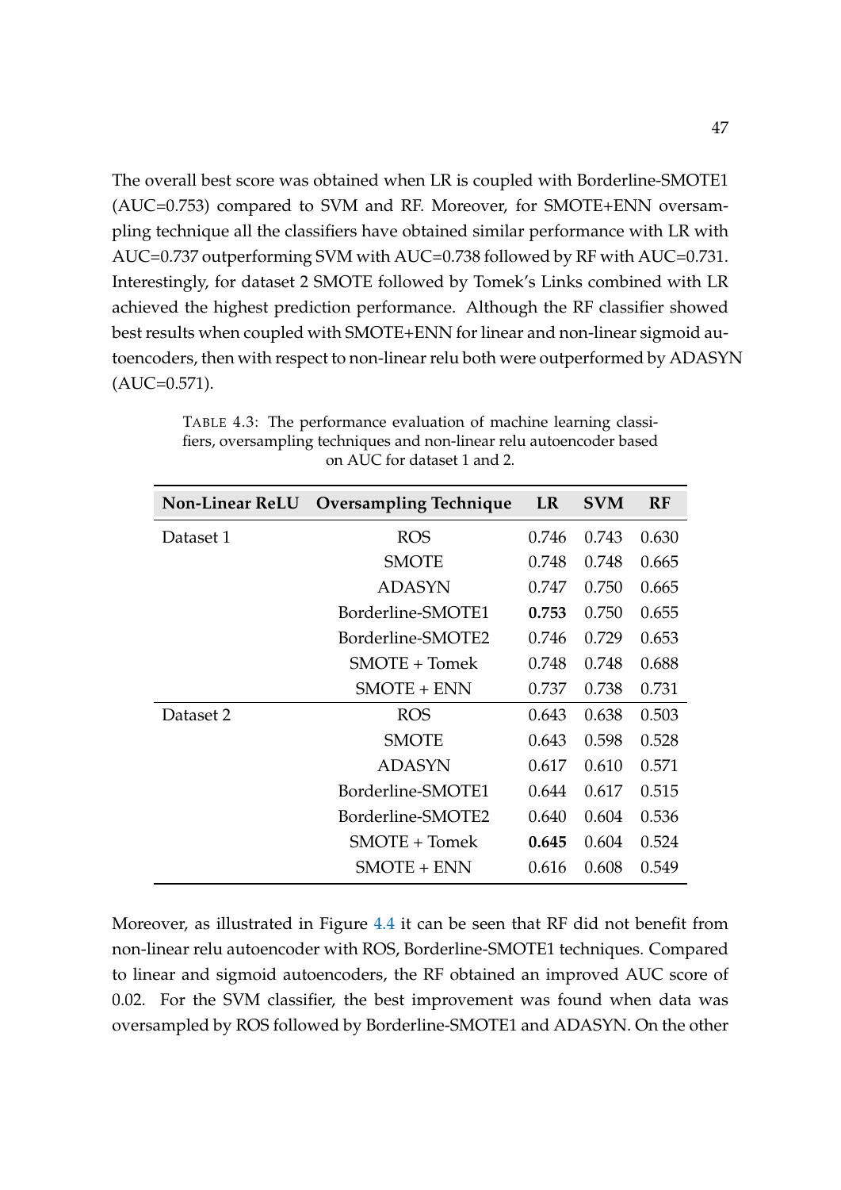The overall best score was obtained when LR is coupled with Borderline-SMOTE1 (AUC=0.753) compared to SVM and RF. Moreover, for SMOTE+ENN oversampling technique all the classifiers have obtained similar performance with LR with AUC=0.737 outperforming SVM with AUC=0.738 followed by RF with AUC=0.731. Interestingly, for dataset 2 SMOTE followed by Tomek's Links combined with LR achieved the highest prediction performance. Although the RF classifier showed best results when coupled with SMOTE+ENN for linear and non-linear sigmoid autoencoders, then with respect to non-linear relu both were outperformed by ADASYN (AUC=0.571).

TABLE 4.3: The performance evaluation of machine learning classifiers, oversampling techniques and non-linear relu autoencoder based on AUC for dataset 1 and 2.

| Non-Linear ReLU | Oversampling Technique | LR | SVM | RF |
|---|---|---|---|---|
| Dataset 1 | ROS | 0.746 | 0.743 | 0.630 |
| | SMOTE | 0.748 | 0.748 | 0.665 |
| | ADASYN | 0.747 | 0.750 | 0.665 |
| | Borderline-SMOTE1 | **0.753** | 0.750 | 0.655 |
| | Borderline-SMOTE2 | 0.746 | 0.729 | 0.653 |
| | SMOTE + Tomek | 0.748 | 0.748 | 0.688 |
| | SMOTE + ENN | 0.737 | 0.738 | 0.731 |
| Dataset 2 | ROS | 0.643 | 0.638 | 0.503 |
| | SMOTE | 0.643 | 0.598 | 0.528 |
| | ADASYN | 0.617 | 0.610 | 0.571 |
| | Borderline-SMOTE1 | 0.644 | 0.617 | 0.515 |
| | Borderline-SMOTE2 | 0.640 | 0.604 | 0.536 |
| | SMOTE + Tomek | **0.645** | 0.604 | 0.524 |
| | SMOTE + ENN | 0.616 | 0.608 | 0.549 |

Moreover, as illustrated in Figure 4.4 it can be seen that RF did not benefit from non-linear relu autoencoder with ROS, Borderline-SMOTE1 techniques. Compared to linear and sigmoid autoencoders, the RF obtained an improved AUC score of 0.02. For the SVM classifier, the best improvement was found when data was oversampled by ROS followed by Borderline-SMOTE1 and ADASYN. On the other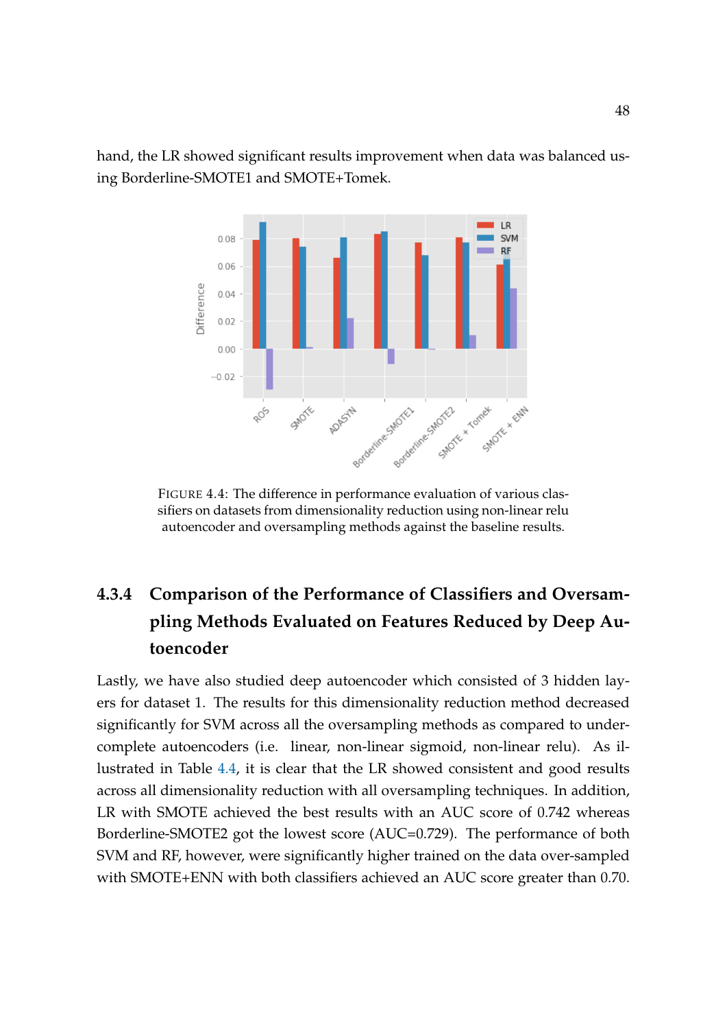hand, the LR showed significant results improvement when data was balanced using Borderline-SMOTE1 and SMOTE+Tomek.

FIGURE 4.4: The difference in performance evaluation of various classifiers on datasets from dimensionality reduction using non-linear relu autoencoder and oversampling methods against the baseline results.

### 4.3.4 Comparison of the Performance of Classifiers and Oversampling Methods Evaluated on Features Reduced by Deep Autoencoder

Lastly, we have also studied deep autoencoder which consisted of 3 hidden layers for dataset 1. The results for this dimensionality reduction method decreased significantly for SVM across all the oversampling methods as compared to undercomplete autoencoders (i.e. linear, non-linear sigmoid, non-linear relu). As illustrated in Table 4.4, it is clear that the LR showed consistent and good results across all dimensionality reduction with all oversampling techniques. In addition, LR with SMOTE achieved the best results with an AUC score of 0.742 whereas Borderline-SMOTE2 got the lowest score (AUC=0.729). The performance of both SVM and RF, however, were significantly higher trained on the data over-sampled with SMOTE+ENN with both classifiers achieved an AUC score greater than 0.70.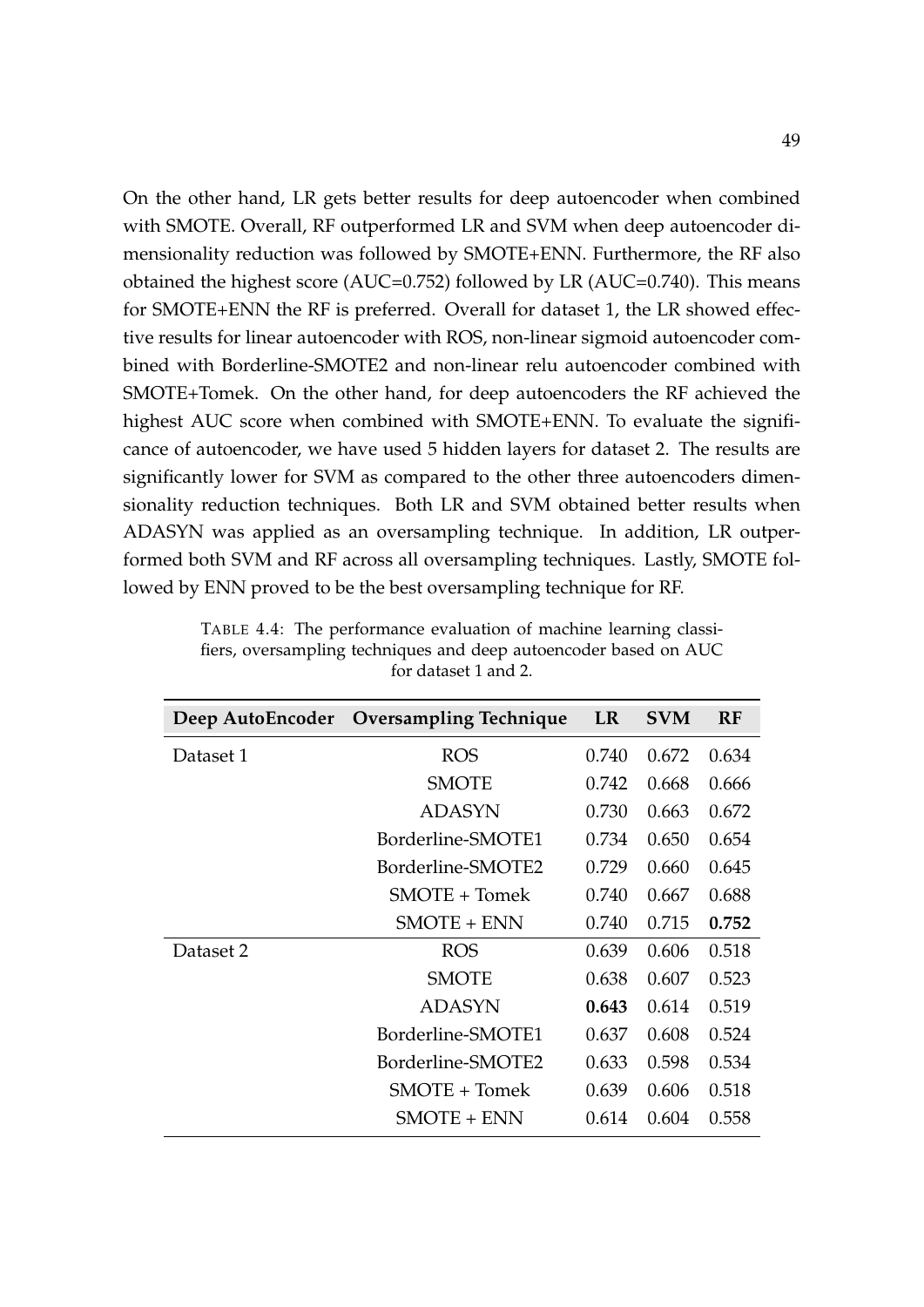On the other hand, LR gets better results for deep autoencoder when combined with SMOTE. Overall, RF outperformed LR and SVM when deep autoencoder dimensionality reduction was followed by SMOTE+ENN. Furthermore, the RF also obtained the highest score (AUC=0.752) followed by LR (AUC=0.740). This means for SMOTE+ENN the RF is preferred. Overall for dataset 1, the LR showed effective results for linear autoencoder with ROS, non-linear sigmoid autoencoder combined with Borderline-SMOTE2 and non-linear relu autoencoder combined with SMOTE+Tomek. On the other hand, for deep autoencoders the RF achieved the highest AUC score when combined with SMOTE+ENN. To evaluate the significance of autoencoder, we have used 5 hidden layers for dataset 2. The results are significantly lower for SVM as compared to the other three autoencoders dimensionality reduction techniques. Both LR and SVM obtained better results when ADASYN was applied as an oversampling technique. In addition, LR outperformed both SVM and RF across all oversampling techniques. Lastly, SMOTE followed by ENN proved to be the best oversampling technique for RF.

TABLE 4.4: The performance evaluation of machine learning classifiers, oversampling techniques and deep autoencoder based on AUC for dataset 1 and 2.

| Deep AutoEncoder | Oversampling Technique | LR | SVM | RF |
|---|---|---|---|---|
| Dataset 1 | ROS | 0.740 | 0.672 | 0.634 |
| | SMOTE | 0.742 | 0.668 | 0.666 |
| | ADASYN | 0.730 | 0.663 | 0.672 |
| | Borderline-SMOTE1 | 0.734 | 0.650 | 0.654 |
| | Borderline-SMOTE2 | 0.729 | 0.660 | 0.645 |
| | SMOTE + Tomek | 0.740 | 0.667 | 0.688 |
| | SMOTE + ENN | 0.740 | 0.715 | **0.752** |
| Dataset 2 | ROS | 0.639 | 0.606 | 0.518 |
| | SMOTE | 0.638 | 0.607 | 0.523 |
| | ADASYN | **0.643** | 0.614 | 0.519 |
| | Borderline-SMOTE1 | 0.637 | 0.608 | 0.524 |
| | Borderline-SMOTE2 | 0.633 | 0.598 | 0.534 |
| | SMOTE + Tomek | 0.639 | 0.606 | 0.518 |
| | SMOTE + ENN | 0.614 | 0.604 | 0.558 |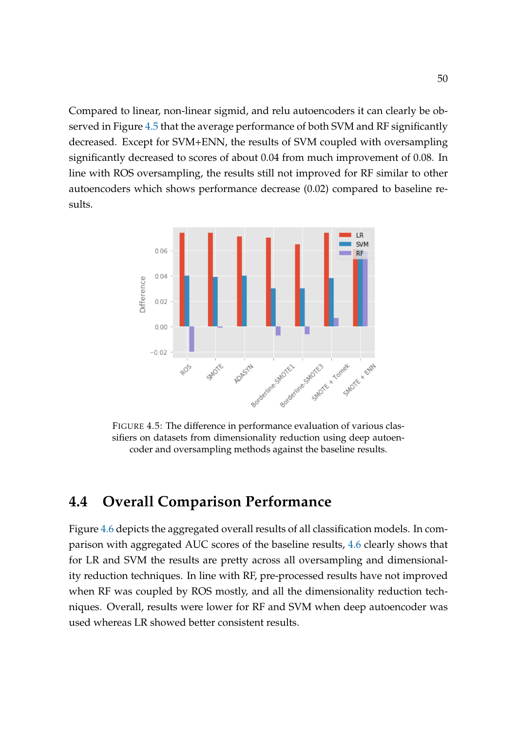Compared to linear, non-linear sigmid, and relu autoencoders it can clearly be observed in Figure 4.5 that the average performance of both SVM and RF significantly decreased. Except for SVM+ENN, the results of SVM coupled with oversampling significantly decreased to scores of about 0.04 from much improvement of 0.08. In line with ROS oversampling, the results still not improved for RF similar to other autoencoders which shows performance decrease (0.02) compared to baseline results.

FIGURE 4.5: The difference in performance evaluation of various classifiers on datasets from dimensionality reduction using deep autoencoder and oversampling methods against the baseline results.

## 4.4 Overall Comparison Performance

Figure 4.6 depicts the aggregated overall results of all classification models. In comparison with aggregated AUC scores of the baseline results, 4.6 clearly shows that for LR and SVM the results are pretty across all oversampling and dimensionality reduction techniques. In line with RF, pre-processed results have not improved when RF was coupled by ROS mostly, and all the dimensionality reduction techniques. Overall, results were lower for RF and SVM when deep autoencoder was used whereas LR showed better consistent results.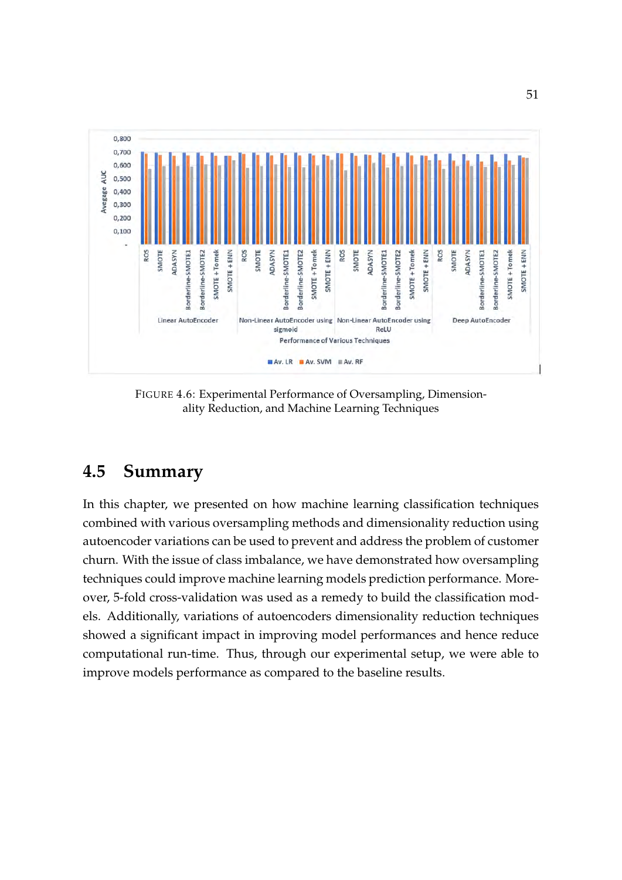FIGURE 4.6: Experimental Performance of Oversampling, Dimensionality Reduction, and Machine Learning Techniques

## 4.5 Summary

In this chapter, we presented on how machine learning classification techniques combined with various oversampling methods and dimensionality reduction using autoencoder variations can be used to prevent and address the problem of customer churn. With the issue of class imbalance, we have demonstrated how oversampling techniques could improve machine learning models prediction performance. Moreover, 5-fold cross-validation was used as a remedy to build the classification models. Additionally, variations of autoencoders dimensionality reduction techniques showed a significant impact in improving model performances and hence reduce computational run-time. Thus, through our experimental setup, we were able to improve models performance as compared to the baseline results.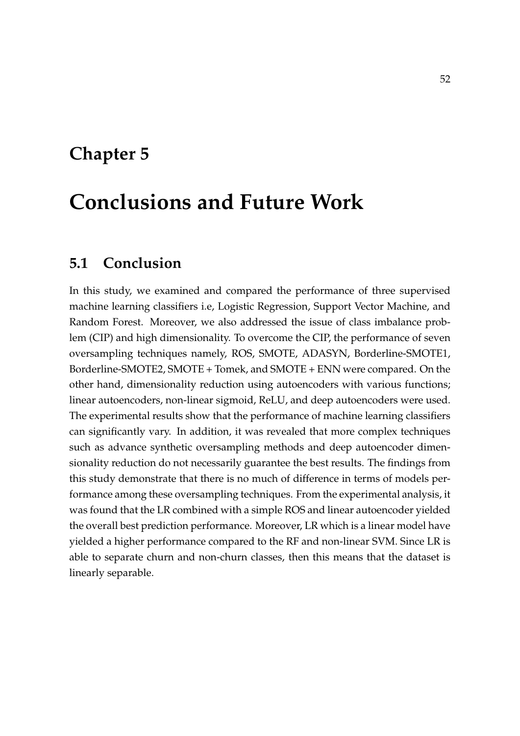# Chapter 5

# Conclusions and Future Work

## 5.1 Conclusion

In this study, we examined and compared the performance of three supervised machine learning classifiers i.e, Logistic Regression, Support Vector Machine, and Random Forest. Moreover, we also addressed the issue of class imbalance problem (CIP) and high dimensionality. To overcome the CIP, the performance of seven oversampling techniques namely, ROS, SMOTE, ADASYN, Borderline-SMOTE1, Borderline-SMOTE2, SMOTE + Tomek, and SMOTE + ENN were compared. On the other hand, dimensionality reduction using autoencoders with various functions; linear autoencoders, non-linear sigmoid, ReLU, and deep autoencoders were used. The experimental results show that the performance of machine learning classifiers can significantly vary. In addition, it was revealed that more complex techniques such as advance synthetic oversampling methods and deep autoencoder dimensionality reduction do not necessarily guarantee the best results. The findings from this study demonstrate that there is no much of difference in terms of models performance among these oversampling techniques. From the experimental analysis, it was found that the LR combined with a simple ROS and linear autoencoder yielded the overall best prediction performance. Moreover, LR which is a linear model have yielded a higher performance compared to the RF and non-linear SVM. Since LR is able to separate churn and non-churn classes, then this means that the dataset is linearly separable.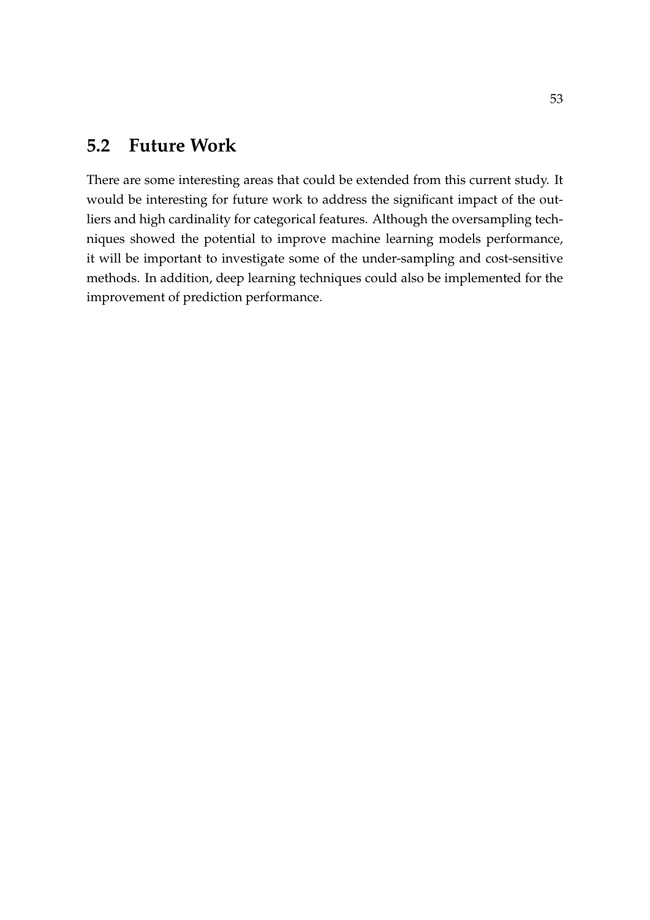## 5.2 Future Work

There are some interesting areas that could be extended from this current study. It would be interesting for future work to address the significant impact of the outliers and high cardinality for categorical features. Although the oversampling techniques showed the potential to improve machine learning models performance, it will be important to investigate some of the under-sampling and cost-sensitive methods. In addition, deep learning techniques could also be implemented for the improvement of prediction performance.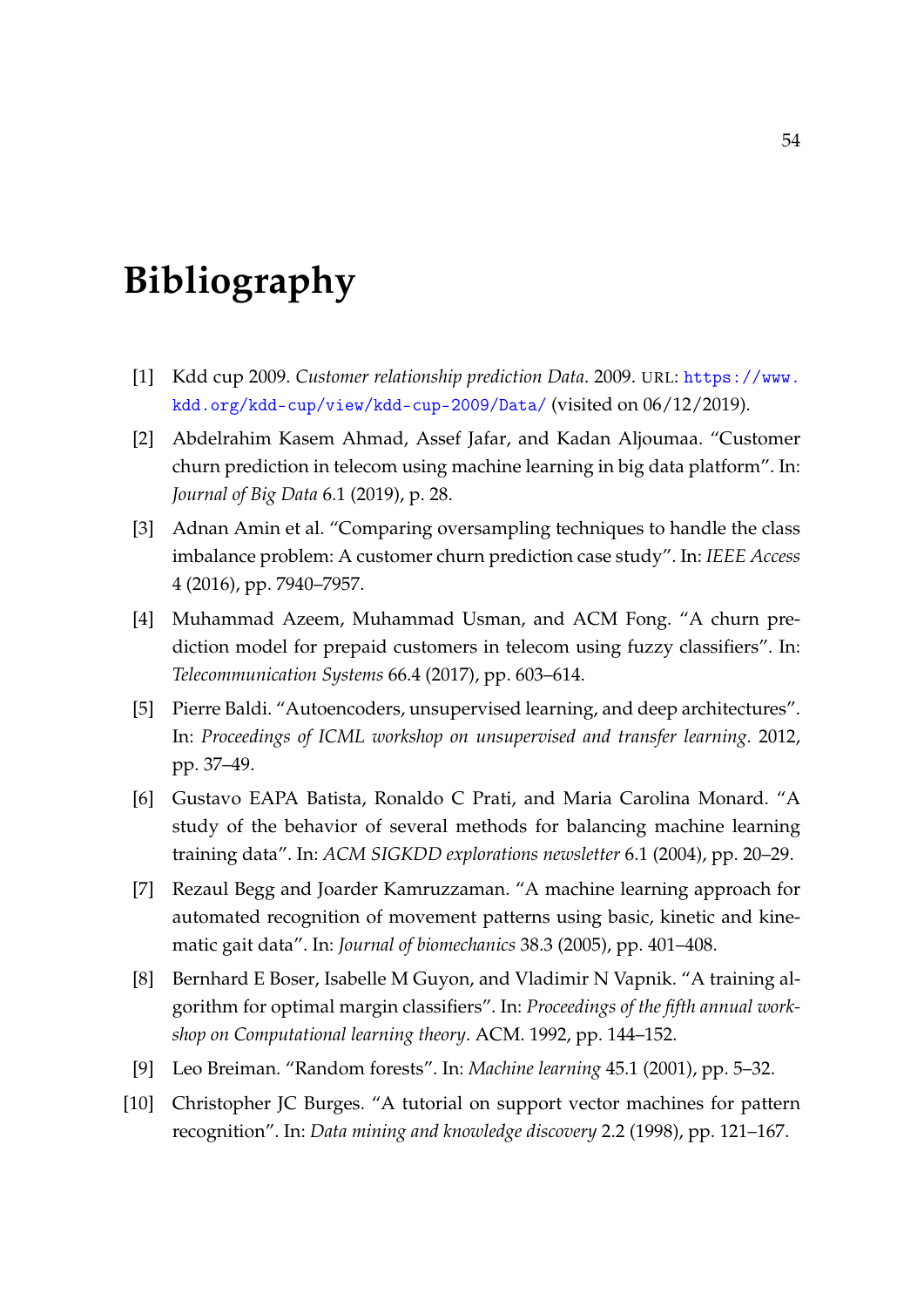# Bibliography

[1] Kdd cup 2009. *Customer relationship prediction Data*. 2009. URL: https://www.kdd.org/kdd-cup/view/kdd-cup-2009/Data/ (visited on 06/12/2019).

[2] Abdelrahim Kasem Ahmad, Assef Jafar, and Kadan Aljoumaa. "Customer churn prediction in telecom using machine learning in big data platform". In: *Journal of Big Data* 6.1 (2019), p. 28.

[3] Adnan Amin et al. "Comparing oversampling techniques to handle the class imbalance problem: A customer churn prediction case study". In: *IEEE Access* 4 (2016), pp. 7940–7957.

[4] Muhammad Azeem, Muhammad Usman, and ACM Fong. "A churn prediction model for prepaid customers in telecom using fuzzy classifiers". In: *Telecommunication Systems* 66.4 (2017), pp. 603–614.

[5] Pierre Baldi. "Autoencoders, unsupervised learning, and deep architectures". In: *Proceedings of ICML workshop on unsupervised and transfer learning*. 2012, pp. 37–49.

[6] Gustavo EAPA Batista, Ronaldo C Prati, and Maria Carolina Monard. "A study of the behavior of several methods for balancing machine learning training data". In: *ACM SIGKDD explorations newsletter* 6.1 (2004), pp. 20–29.

[7] Rezaul Begg and Joarder Kamruzzaman. "A machine learning approach for automated recognition of movement patterns using basic, kinetic and kinematic gait data". In: *Journal of biomechanics* 38.3 (2005), pp. 401–408.

[8] Bernhard E Boser, Isabelle M Guyon, and Vladimir N Vapnik. "A training algorithm for optimal margin classifiers". In: *Proceedings of the fifth annual workshop on Computational learning theory*. ACM. 1992, pp. 144–152.

[9] Leo Breiman. "Random forests". In: *Machine learning* 45.1 (2001), pp. 5–32.

[10] Christopher JC Burges. "A tutorial on support vector machines for pattern recognition". In: *Data mining and knowledge discovery* 2.2 (1998), pp. 121–167.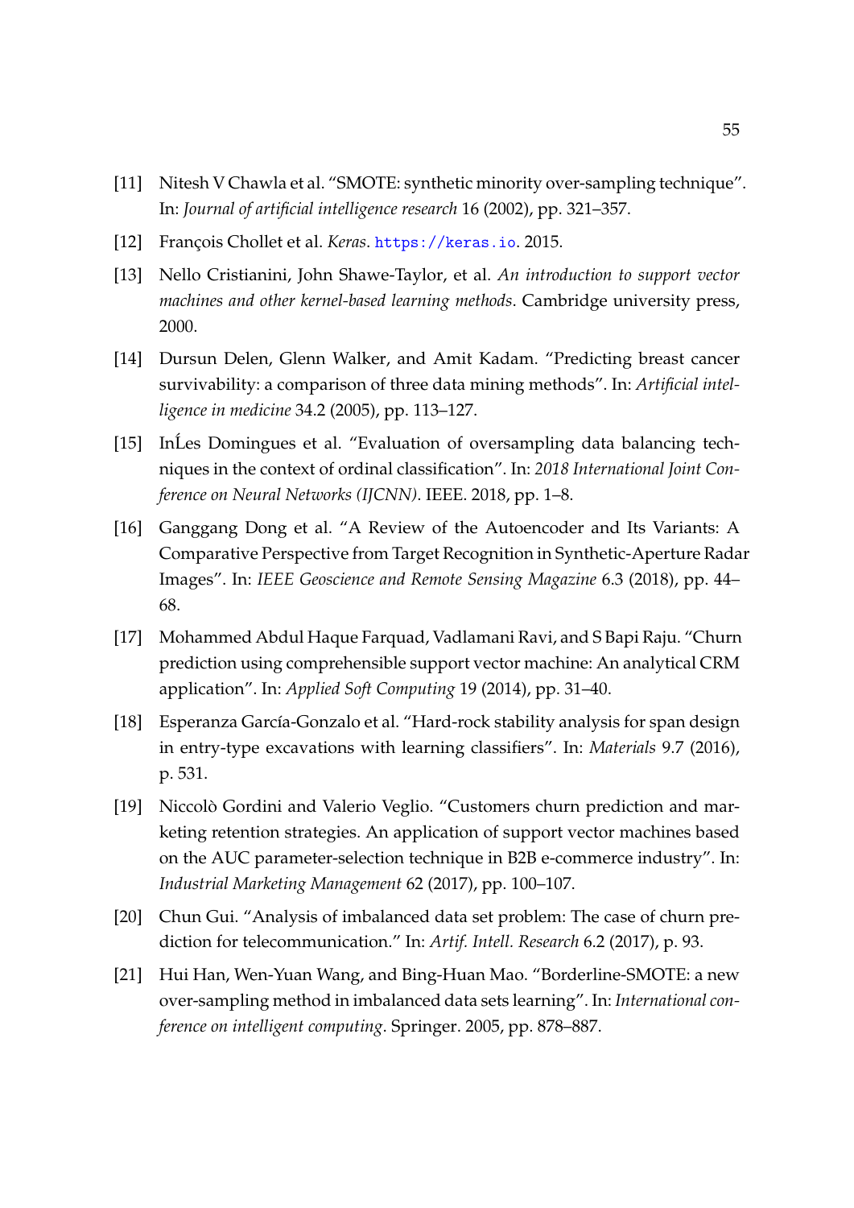[11] Nitesh V Chawla et al. “SMOTE: synthetic minority over-sampling technique”. In: *Journal of artificial intelligence research* 16 (2002), pp. 321–357.

[12] François Chollet et al. *Keras*. https://keras.io. 2015.

[13] Nello Cristianini, John Shawe-Taylor, et al. *An introduction to support vector machines and other kernel-based learning methods*. Cambridge university press, 2000.

[14] Dursun Delen, Glenn Walker, and Amit Kadam. “Predicting breast cancer survivability: a comparison of three data mining methods”. In: *Artificial intelligence in medicine* 34.2 (2005), pp. 113–127.

[15] InĹes Domingues et al. “Evaluation of oversampling data balancing techniques in the context of ordinal classification”. In: *2018 International Joint Conference on Neural Networks (IJCNN)*. IEEE. 2018, pp. 1–8.

[16] Ganggang Dong et al. “A Review of the Autoencoder and Its Variants: A Comparative Perspective from Target Recognition in Synthetic-Aperture Radar Images”. In: *IEEE Geoscience and Remote Sensing Magazine* 6.3 (2018), pp. 44–68.

[17] Mohammed Abdul Haque Farquad, Vadlamani Ravi, and S Bapi Raju. “Churn prediction using comprehensible support vector machine: An analytical CRM application”. In: *Applied Soft Computing* 19 (2014), pp. 31–40.

[18] Esperanza García-Gonzalo et al. “Hard-rock stability analysis for span design in entry-type excavations with learning classifiers”. In: *Materials* 9.7 (2016), p. 531.

[19] Niccolò Gordini and Valerio Veglio. “Customers churn prediction and marketing retention strategies. An application of support vector machines based on the AUC parameter-selection technique in B2B e-commerce industry”. In: *Industrial Marketing Management* 62 (2017), pp. 100–107.

[20] Chun Gui. “Analysis of imbalanced data set problem: The case of churn prediction for telecommunication.” In: *Artif. Intell. Research* 6.2 (2017), p. 93.

[21] Hui Han, Wen-Yuan Wang, and Bing-Huan Mao. “Borderline-SMOTE: a new over-sampling method in imbalanced data sets learning”. In: *International conference on intelligent computing*. Springer. 2005, pp. 878–887.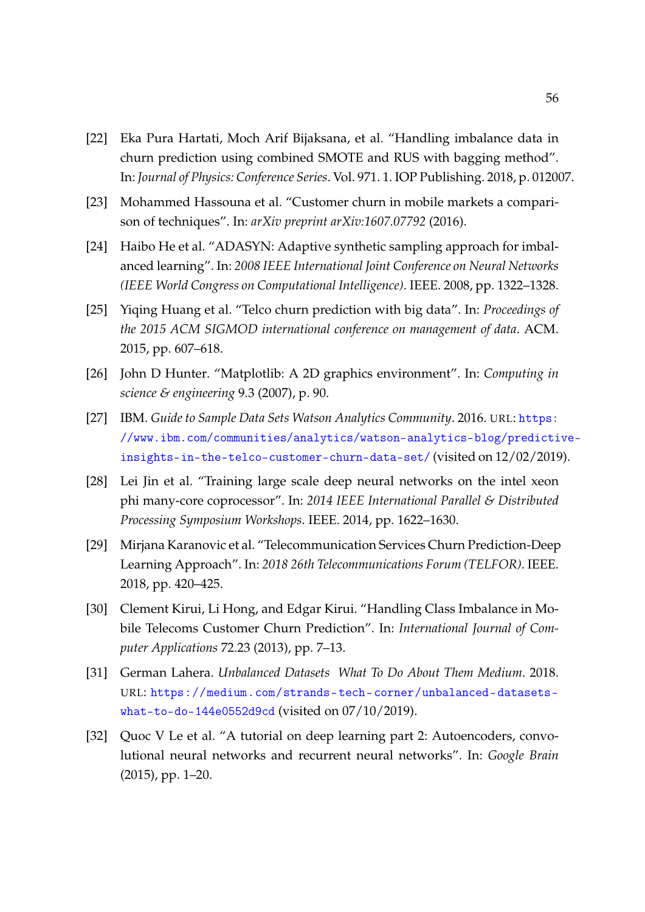[22] Eka Pura Hartati, Moch Arif Bijaksana, et al. "Handling imbalance data in churn prediction using combined SMOTE and RUS with bagging method". In: *Journal of Physics: Conference Series*. Vol. 971. 1. IOP Publishing. 2018, p. 012007.

[23] Mohammed Hassouna et al. "Customer churn in mobile markets a comparison of techniques". In: *arXiv preprint arXiv:1607.07792* (2016).

[24] Haibo He et al. "ADASYN: Adaptive synthetic sampling approach for imbalanced learning". In: *2008 IEEE International Joint Conference on Neural Networks (IEEE World Congress on Computational Intelligence)*. IEEE. 2008, pp. 1322–1328.

[25] Yiqing Huang et al. "Telco churn prediction with big data". In: *Proceedings of the 2015 ACM SIGMOD international conference on management of data*. ACM. 2015, pp. 607–618.

[26] John D Hunter. "Matplotlib: A 2D graphics environment". In: *Computing in science & engineering* 9.3 (2007), p. 90.

[27] IBM. *Guide to Sample Data Sets Watson Analytics Community*. 2016. URL: https://www.ibm.com/communities/analytics/watson-analytics-blog/predictive-insights-in-the-telco-customer-churn-data-set/ (visited on 12/02/2019).

[28] Lei Jin et al. "Training large scale deep neural networks on the intel xeon phi many-core coprocessor". In: *2014 IEEE International Parallel & Distributed Processing Symposium Workshops*. IEEE. 2014, pp. 1622–1630.

[29] Mirjana Karanovic et al. "Telecommunication Services Churn Prediction-Deep Learning Approach". In: *2018 26th Telecommunications Forum (TELFOR)*. IEEE. 2018, pp. 420–425.

[30] Clement Kirui, Li Hong, and Edgar Kirui. "Handling Class Imbalance in Mobile Telecoms Customer Churn Prediction". In: *International Journal of Computer Applications* 72.23 (2013), pp. 7–13.

[31] German Lahera. *Unbalanced Datasets What To Do About Them Medium*. 2018. URL: https://medium.com/strands-tech-corner/unbalanced-datasets-what-to-do-144e0552d9cd (visited on 07/10/2019).

[32] Quoc V Le et al. "A tutorial on deep learning part 2: Autoencoders, convolutional neural networks and recurrent neural networks". In: *Google Brain* (2015), pp. 1–20.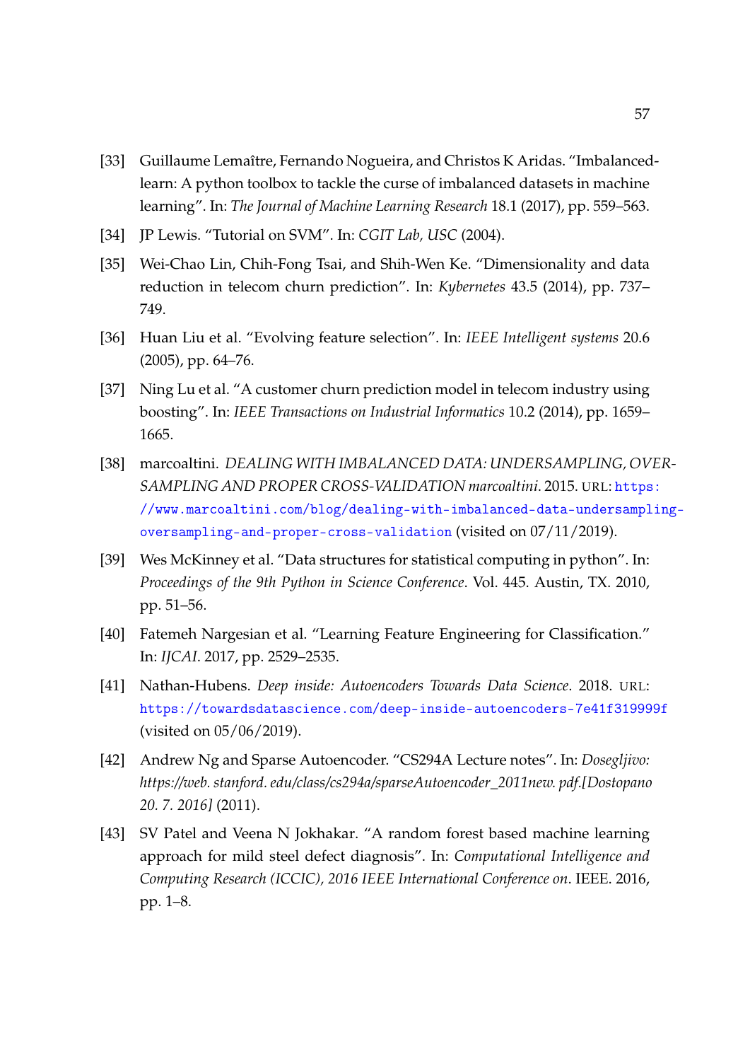[33] Guillaume Lemaître, Fernando Nogueira, and Christos K Aridas. "Imbalanced-learn: A python toolbox to tackle the curse of imbalanced datasets in machine learning". In: *The Journal of Machine Learning Research* 18.1 (2017), pp. 559–563.

[34] JP Lewis. "Tutorial on SVM". In: *CGIT Lab, USC* (2004).

[35] Wei-Chao Lin, Chih-Fong Tsai, and Shih-Wen Ke. "Dimensionality and data reduction in telecom churn prediction". In: *Kybernetes* 43.5 (2014), pp. 737–749.

[36] Huan Liu et al. "Evolving feature selection". In: *IEEE Intelligent systems* 20.6 (2005), pp. 64–76.

[37] Ning Lu et al. "A customer churn prediction model in telecom industry using boosting". In: *IEEE Transactions on Industrial Informatics* 10.2 (2014), pp. 1659–1665.

[38] marcoaltini. *DEALING WITH IMBALANCED DATA: UNDERSAMPLING, OVERSAMPLING AND PROPER CROSS-VALIDATION marcoaltini*. 2015. URL: https://www.marcoaltini.com/blog/dealing-with-imbalanced-data-undersampling-oversampling-and-proper-cross-validation (visited on 07/11/2019).

[39] Wes McKinney et al. "Data structures for statistical computing in python". In: *Proceedings of the 9th Python in Science Conference*. Vol. 445. Austin, TX. 2010, pp. 51–56.

[40] Fatemeh Nargesian et al. "Learning Feature Engineering for Classification." In: *IJCAI*. 2017, pp. 2529–2535.

[41] Nathan-Hubens. *Deep inside: Autoencoders Towards Data Science*. 2018. URL: https://towardsdatascience.com/deep-inside-autoencoders-7e41f319999f (visited on 05/06/2019).

[42] Andrew Ng and Sparse Autoencoder. "CS294A Lecture notes". In: *Dosegljivo: https://web. stanford. edu/class/cs294a/sparseAutoencoder_2011new. pdf.[Dostopano 20. 7. 2016]* (2011).

[43] SV Patel and Veena N Jokhakar. "A random forest based machine learning approach for mild steel defect diagnosis". In: *Computational Intelligence and Computing Research (ICCIC), 2016 IEEE International Conference on*. IEEE. 2016, pp. 1–8.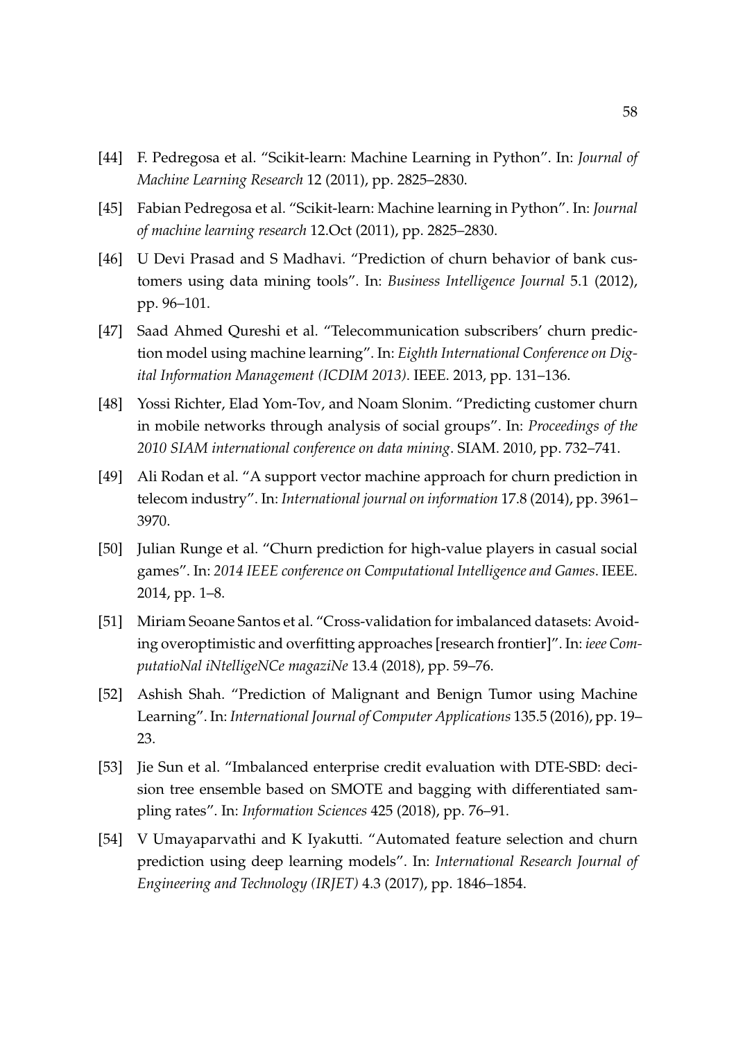[44] F. Pedregosa et al. "Scikit-learn: Machine Learning in Python". In: *Journal of Machine Learning Research* 12 (2011), pp. 2825–2830.

[45] Fabian Pedregosa et al. "Scikit-learn: Machine learning in Python". In: *Journal of machine learning research* 12.Oct (2011), pp. 2825–2830.

[46] U Devi Prasad and S Madhavi. "Prediction of churn behavior of bank customers using data mining tools". In: *Business Intelligence Journal* 5.1 (2012), pp. 96–101.

[47] Saad Ahmed Qureshi et al. "Telecommunication subscribers' churn prediction model using machine learning". In: *Eighth International Conference on Digital Information Management (ICDIM 2013)*. IEEE. 2013, pp. 131–136.

[48] Yossi Richter, Elad Yom-Tov, and Noam Slonim. "Predicting customer churn in mobile networks through analysis of social groups". In: *Proceedings of the 2010 SIAM international conference on data mining*. SIAM. 2010, pp. 732–741.

[49] Ali Rodan et al. "A support vector machine approach for churn prediction in telecom industry". In: *International journal on information* 17.8 (2014), pp. 3961–3970.

[50] Julian Runge et al. "Churn prediction for high-value players in casual social games". In: *2014 IEEE conference on Computational Intelligence and Games*. IEEE. 2014, pp. 1–8.

[51] Miriam Seoane Santos et al. "Cross-validation for imbalanced datasets: Avoiding overoptimistic and overfitting approaches [research frontier]". In: *ieee ComputatioNal iNtelligeNCe magaziNe* 13.4 (2018), pp. 59–76.

[52] Ashish Shah. "Prediction of Malignant and Benign Tumor using Machine Learning". In: *International Journal of Computer Applications* 135.5 (2016), pp. 19–23.

[53] Jie Sun et al. "Imbalanced enterprise credit evaluation with DTE-SBD: decision tree ensemble based on SMOTE and bagging with differentiated sampling rates". In: *Information Sciences* 425 (2018), pp. 76–91.

[54] V Umayaparvathi and K Iyakutti. "Automated feature selection and churn prediction using deep learning models". In: *International Research Journal of Engineering and Technology (IRJET)* 4.3 (2017), pp. 1846–1854.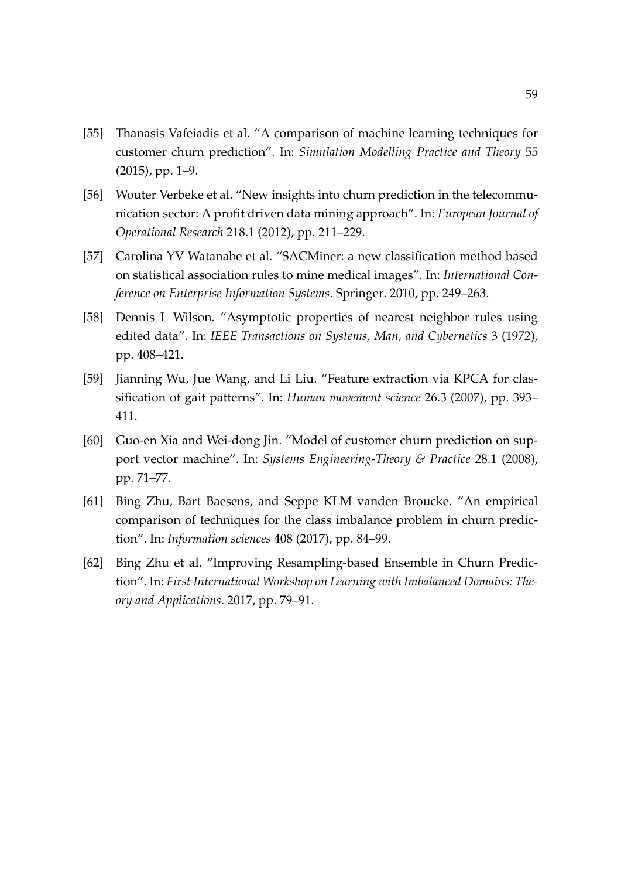[55] Thanasis Vafeiadis et al. "A comparison of machine learning techniques for customer churn prediction". In: *Simulation Modelling Practice and Theory* 55 (2015), pp. 1–9.

[56] Wouter Verbeke et al. "New insights into churn prediction in the telecommunication sector: A profit driven data mining approach". In: *European Journal of Operational Research* 218.1 (2012), pp. 211–229.

[57] Carolina YV Watanabe et al. "SACMiner: a new classification method based on statistical association rules to mine medical images". In: *International Conference on Enterprise Information Systems*. Springer. 2010, pp. 249–263.

[58] Dennis L Wilson. "Asymptotic properties of nearest neighbor rules using edited data". In: *IEEE Transactions on Systems, Man, and Cybernetics* 3 (1972), pp. 408–421.

[59] Jianning Wu, Jue Wang, and Li Liu. "Feature extraction via KPCA for classification of gait patterns". In: *Human movement science* 26.3 (2007), pp. 393–411.

[60] Guo-en Xia and Wei-dong Jin. "Model of customer churn prediction on support vector machine". In: *Systems Engineering-Theory & Practice* 28.1 (2008), pp. 71–77.

[61] Bing Zhu, Bart Baesens, and Seppe KLM vanden Broucke. "An empirical comparison of techniques for the class imbalance problem in churn prediction". In: *Information sciences* 408 (2017), pp. 84–99.

[62] Bing Zhu et al. "Improving Resampling-based Ensemble in Churn Prediction". In: *First International Workshop on Learning with Imbalanced Domains: Theory and Applications*. 2017, pp. 79–91.